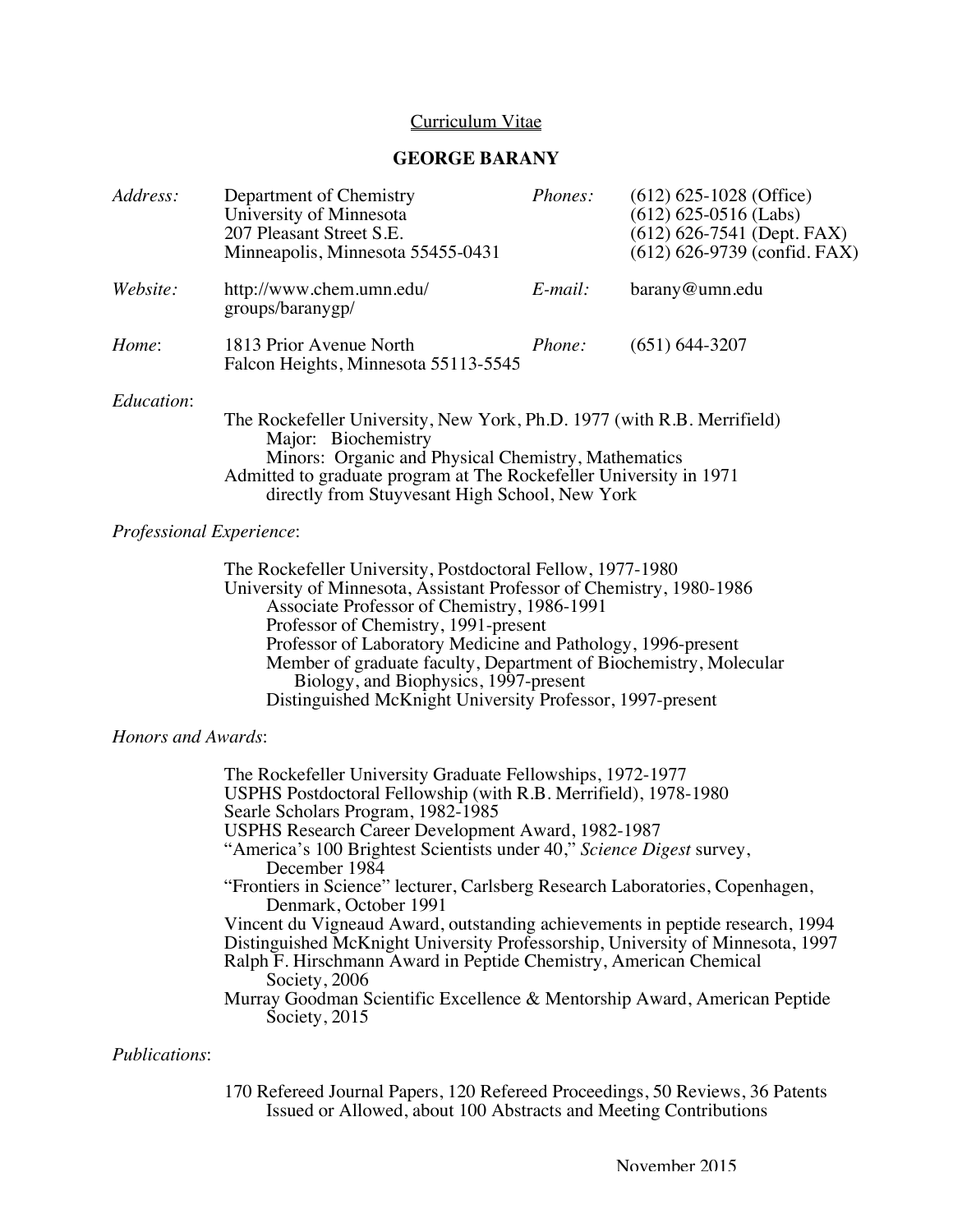# Curriculum Vitae

## GEORGE BARANY

| | | | |
|---|---|---|---|
| *Address:* | Department of Chemistry<br>University of Minnesota<br>207 Pleasant Street S.E.<br>Minneapolis, Minnesota 55455-0431 | *Phones:* | (612) 625-1028 (Office)<br>(612) 625-0516 (Labs)<br>(612) 626-7541 (Dept. FAX)<br>(612) 626-9739 (confid. FAX) |
| *Website:* | http://www.chem.umn.edu/groups/baranygp/ | *E-mail:* | barany@umn.edu |
| *Home*: | 1813 Prior Avenue North<br>Falcon Heights, Minnesota 55113-5545 | *Phone:* | (651) 644-3207 |

*Education*:

The Rockefeller University, New York, Ph.D. 1977 (with R.B. Merrifield)
Major: Biochemistry
Minors: Organic and Physical Chemistry, Mathematics
Admitted to graduate program at The Rockefeller University in 1971 directly from Stuyvesant High School, New York

*Professional Experience*:

The Rockefeller University, Postdoctoral Fellow, 1977-1980
University of Minnesota, Assistant Professor of Chemistry, 1980-1986
Associate Professor of Chemistry, 1986-1991
Professor of Chemistry, 1991-present
Professor of Laboratory Medicine and Pathology, 1996-present
Member of graduate faculty, Department of Biochemistry, Molecular Biology, and Biophysics, 1997-present
Distinguished McKnight University Professor, 1997-present

*Honors and Awards*:

The Rockefeller University Graduate Fellowships, 1972-1977
USPHS Postdoctoral Fellowship (with R.B. Merrifield), 1978-1980
Searle Scholars Program, 1982-1985
USPHS Research Career Development Award, 1982-1987
"America's 100 Brightest Scientists under 40," *Science Digest* survey, December 1984
"Frontiers in Science" lecturer, Carlsberg Research Laboratories, Copenhagen, Denmark, October 1991
Vincent du Vigneaud Award, outstanding achievements in peptide research, 1994
Distinguished McKnight University Professorship, University of Minnesota, 1997
Ralph F. Hirschmann Award in Peptide Chemistry, American Chemical Society, 2006
Murray Goodman Scientific Excellence & Mentorship Award, American Peptide Society, 2015

*Publications*:

170 Refereed Journal Papers, 120 Refereed Proceedings, 50 Reviews, 36 Patents Issued or Allowed, about 100 Abstracts and Meeting Contributions

November 2015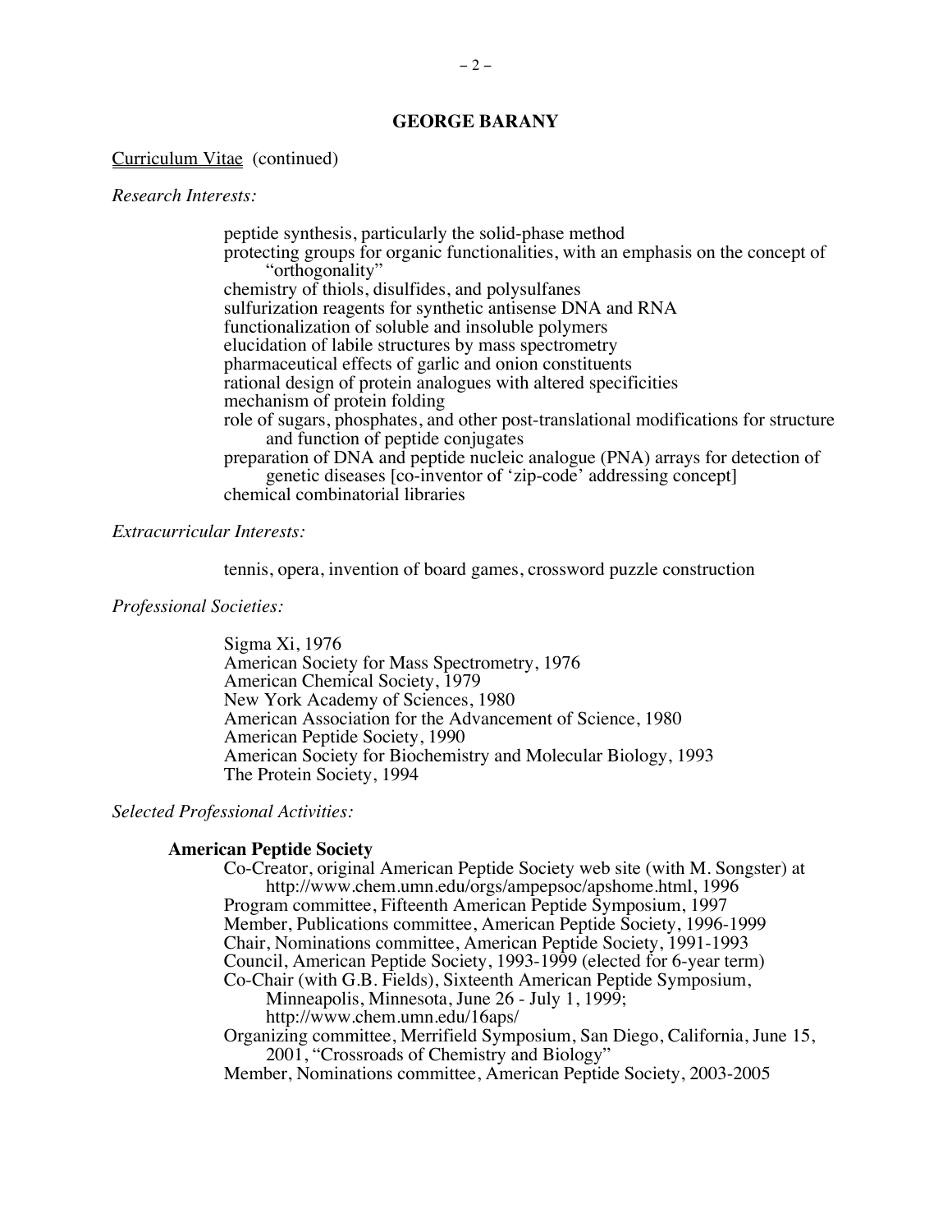**GEORGE BARANY**

Curriculum Vitae (continued)

*Research Interests:*

- peptide synthesis, particularly the solid-phase method
- protecting groups for organic functionalities, with an emphasis on the concept of "orthogonality"
- chemistry of thiols, disulfides, and polysulfanes
- sulfurization reagents for synthetic antisense DNA and RNA
- functionalization of soluble and insoluble polymers
- elucidation of labile structures by mass spectrometry
- pharmaceutical effects of garlic and onion constituents
- rational design of protein analogues with altered specificities
- mechanism of protein folding
- role of sugars, phosphates, and other post-translational modifications for structure and function of peptide conjugates
- preparation of DNA and peptide nucleic analogue (PNA) arrays for detection of genetic diseases [co-inventor of 'zip-code' addressing concept]
- chemical combinatorial libraries

*Extracurricular Interests:*

tennis, opera, invention of board games, crossword puzzle construction

*Professional Societies:*

- Sigma Xi, 1976
- American Society for Mass Spectrometry, 1976
- American Chemical Society, 1979
- New York Academy of Sciences, 1980
- American Association for the Advancement of Science, 1980
- American Peptide Society, 1990
- American Society for Biochemistry and Molecular Biology, 1993
- The Protein Society, 1994

*Selected Professional Activities:*

**American Peptide Society**

- Co-Creator, original American Peptide Society web site (with M. Songster) at http://www.chem.umn.edu/orgs/ampepsoc/apshome.html, 1996
- Program committee, Fifteenth American Peptide Symposium, 1997
- Member, Publications committee, American Peptide Society, 1996-1999
- Chair, Nominations committee, American Peptide Society, 1991-1993
- Council, American Peptide Society, 1993-1999 (elected for 6-year term)
- Co-Chair (with G.B. Fields), Sixteenth American Peptide Symposium, Minneapolis, Minnesota, June 26 - July 1, 1999; http://www.chem.umn.edu/16aps/
- Organizing committee, Merrifield Symposium, San Diego, California, June 15, 2001, "Crossroads of Chemistry and Biology"
- Member, Nominations committee, American Peptide Society, 2003-2005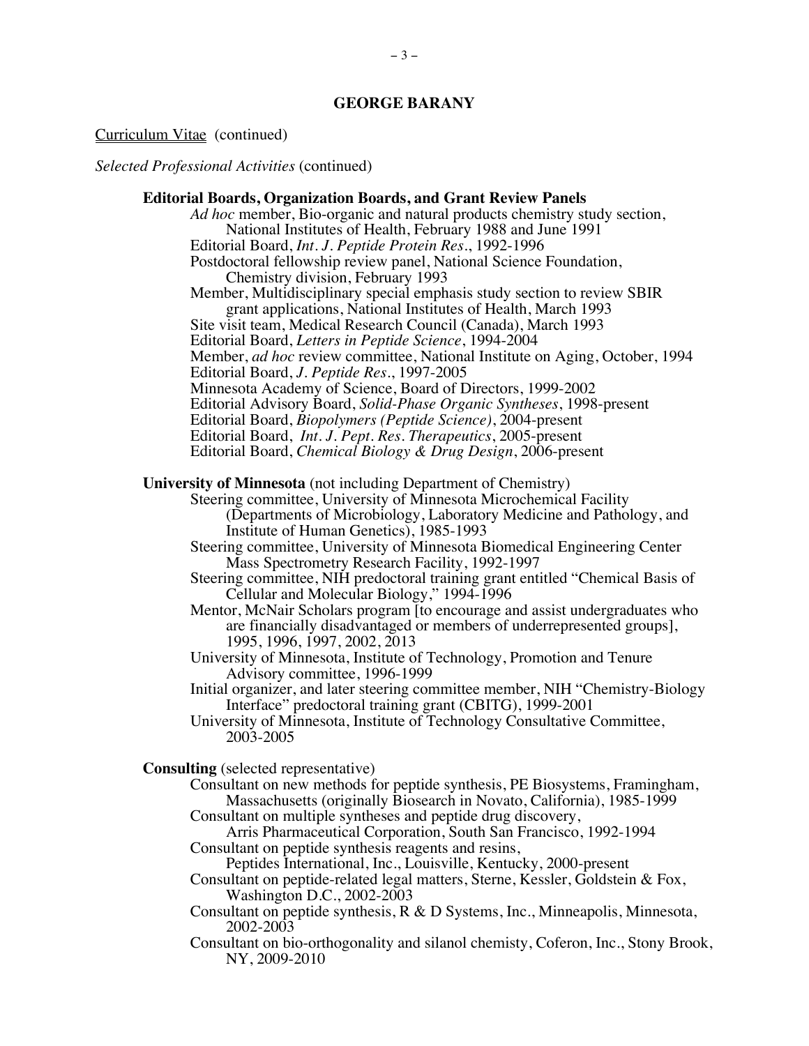**GEORGE BARANY**

Curriculum Vitae (continued)

*Selected Professional Activities* (continued)

**Editorial Boards, Organization Boards, and Grant Review Panels**

- *Ad hoc* member, Bio-organic and natural products chemistry study section, National Institutes of Health, February 1988 and June 1991
- Editorial Board, *Int. J. Peptide Protein Res.*, 1992-1996
- Postdoctoral fellowship review panel, National Science Foundation, Chemistry division, February 1993
- Member, Multidisciplinary special emphasis study section to review SBIR grant applications, National Institutes of Health, March 1993
- Site visit team, Medical Research Council (Canada), March 1993
- Editorial Board, *Letters in Peptide Science*, 1994-2004
- Member, *ad hoc* review committee, National Institute on Aging, October, 1994
- Editorial Board, *J. Peptide Res.*, 1997-2005
- Minnesota Academy of Science, Board of Directors, 1999-2002
- Editorial Advisory Board, *Solid-Phase Organic Syntheses*, 1998-present
- Editorial Board, *Biopolymers (Peptide Science)*, 2004-present
- Editorial Board, *Int. J. Pept. Res. Therapeutics*, 2005-present
- Editorial Board, *Chemical Biology & Drug Design*, 2006-present

**University of Minnesota** (not including Department of Chemistry)

- Steering committee, University of Minnesota Microchemical Facility (Departments of Microbiology, Laboratory Medicine and Pathology, and Institute of Human Genetics), 1985-1993
- Steering committee, University of Minnesota Biomedical Engineering Center Mass Spectrometry Research Facility, 1992-1997
- Steering committee, NIH predoctoral training grant entitled "Chemical Basis of Cellular and Molecular Biology," 1994-1996
- Mentor, McNair Scholars program [to encourage and assist undergraduates who are financially disadvantaged or members of underrepresented groups], 1995, 1996, 1997, 2002, 2013
- University of Minnesota, Institute of Technology, Promotion and Tenure Advisory committee, 1996-1999
- Initial organizer, and later steering committee member, NIH "Chemistry-Biology Interface" predoctoral training grant (CBITG), 1999-2001
- University of Minnesota, Institute of Technology Consultative Committee, 2003-2005

**Consulting** (selected representative)

- Consultant on new methods for peptide synthesis, PE Biosystems, Framingham, Massachusetts (originally Biosearch in Novato, California), 1985-1999
- Consultant on multiple syntheses and peptide drug discovery, Arris Pharmaceutical Corporation, South San Francisco, 1992-1994
- Consultant on peptide synthesis reagents and resins, Peptides International, Inc., Louisville, Kentucky, 2000-present
- Consultant on peptide-related legal matters, Sterne, Kessler, Goldstein & Fox, Washington D.C., 2002-2003
- Consultant on peptide synthesis, R & D Systems, Inc., Minneapolis, Minnesota, 2002-2003
- Consultant on bio-orthogonality and silanol chemisty, Coferon, Inc., Stony Brook, NY, 2009-2010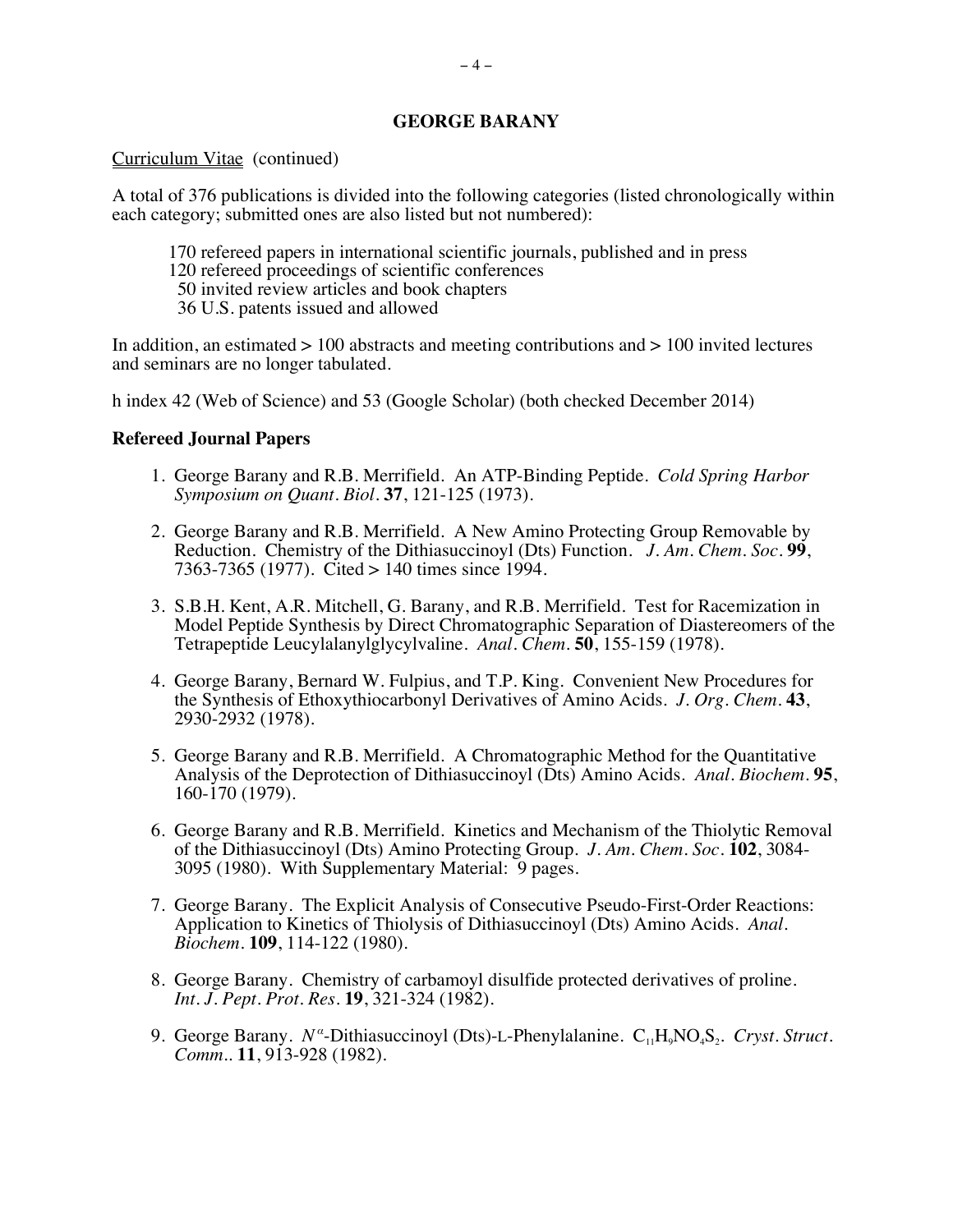## GEORGE BARANY

Curriculum Vitae (continued)

A total of 376 publications is divided into the following categories (listed chronologically within each category; submitted ones are also listed but not numbered):

- 170 refereed papers in international scientific journals, published and in press
- 120 refereed proceedings of scientific conferences
- 50 invited review articles and book chapters
- 36 U.S. patents issued and allowed

In addition, an estimated > 100 abstracts and meeting contributions and > 100 invited lectures and seminars are no longer tabulated.

h index 42 (Web of Science) and 53 (Google Scholar) (both checked December 2014)

### Refereed Journal Papers

1. George Barany and R.B. Merrifield. An ATP-Binding Peptide. *Cold Spring Harbor Symposium on Quant. Biol.* **37**, 121-125 (1973).
2. George Barany and R.B. Merrifield. A New Amino Protecting Group Removable by Reduction. Chemistry of the Dithiasuccinoyl (Dts) Function. *J. Am. Chem. Soc.* **99**, 7363-7365 (1977). Cited > 140 times since 1994.
3. S.B.H. Kent, A.R. Mitchell, G. Barany, and R.B. Merrifield. Test for Racemization in Model Peptide Synthesis by Direct Chromatographic Separation of Diastereomers of the Tetrapeptide Leucylalanylglycylvaline. *Anal. Chem.* **50**, 155-159 (1978).
4. George Barany, Bernard W. Fulpius, and T.P. King. Convenient New Procedures for the Synthesis of Ethoxythiocarbonyl Derivatives of Amino Acids. *J. Org. Chem.* **43**, 2930-2932 (1978).
5. George Barany and R.B. Merrifield. A Chromatographic Method for the Quantitative Analysis of the Deprotection of Dithiasuccinoyl (Dts) Amino Acids. *Anal. Biochem.* **95**, 160-170 (1979).
6. George Barany and R.B. Merrifield. Kinetics and Mechanism of the Thiolytic Removal of the Dithiasuccinoyl (Dts) Amino Protecting Group. *J. Am. Chem. Soc.* **102**, 3084-3095 (1980). With Supplementary Material: 9 pages.
7. George Barany. The Explicit Analysis of Consecutive Pseudo-First-Order Reactions: Application to Kinetics of Thiolysis of Dithiasuccinoyl (Dts) Amino Acids. *Anal. Biochem.* **109**, 114-122 (1980).
8. George Barany. Chemistry of carbamoyl disulfide protected derivatives of proline. *Int. J. Pept. Prot. Res.* **19**, 321-324 (1982).
9. George Barany. $N^{\alpha}$-Dithiasuccinoyl (Dts)-L-Phenylalanine. $C_{11}H_9NO_4S_2$. *Cryst. Struct. Comm.*. **11**, 913-928 (1982).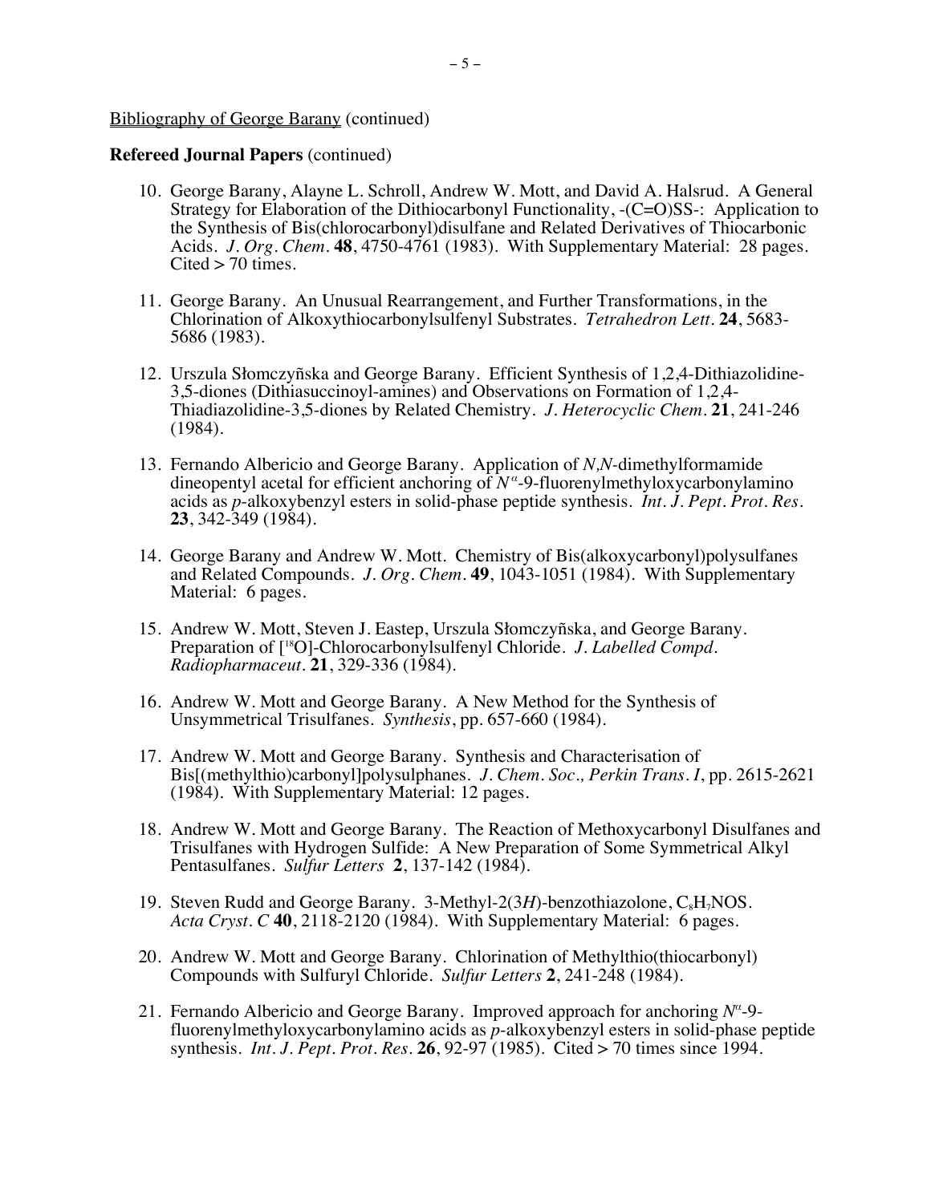Bibliography of George Barany (continued)

**Refereed Journal Papers** (continued)

10. George Barany, Alayne L. Schroll, Andrew W. Mott, and David A. Halsrud. A General Strategy for Elaboration of the Dithiocarbonyl Functionality, -(C=O)SS-: Application to the Synthesis of Bis(chlorocarbonyl)disulfane and Related Derivatives of Thiocarbonic Acids. *J. Org. Chem.* **48**, 4750-4761 (1983). With Supplementary Material: 28 pages. Cited > 70 times.

11. George Barany. An Unusual Rearrangement, and Further Transformations, in the Chlorination of Alkoxythiocarbonylsulfenyl Substrates. *Tetrahedron Lett.* **24**, 5683-5686 (1983).

12. Urszula Słomczyñska and George Barany. Efficient Synthesis of 1,2,4-Dithiazolidine-3,5-diones (Dithiasuccinoyl-amines) and Observations on Formation of 1,2,4-Thiadiazolidine-3,5-diones by Related Chemistry. *J. Heterocyclic Chem.* **21**, 241-246 (1984).

13. Fernando Albericio and George Barany. Application of *N,N*-dimethylformamide dineopentyl acetal for efficient anchoring of $N^{\alpha}$-9-fluorenylmethyloxycarbonylamino acids as *p*-alkoxybenzyl esters in solid-phase peptide synthesis. *Int. J. Pept. Prot. Res.* **23**, 342-349 (1984).

14. George Barany and Andrew W. Mott. Chemistry of Bis(alkoxycarbonyl)polysulfanes and Related Compounds. *J. Org. Chem.* **49**, 1043-1051 (1984). With Supplementary Material: 6 pages.

15. Andrew W. Mott, Steven J. Eastep, Urszula Słomczyñska, and George Barany. Preparation of [$^{18}$O]-Chlorocarbonylsulfenyl Chloride. *J. Labelled Compd. Radiopharmaceut.* **21**, 329-336 (1984).

16. Andrew W. Mott and George Barany. A New Method for the Synthesis of Unsymmetrical Trisulfanes. *Synthesis*, pp. 657-660 (1984).

17. Andrew W. Mott and George Barany. Synthesis and Characterisation of Bis[(methylthio)carbonyl]polysulphanes. *J. Chem. Soc., Perkin Trans. I*, pp. 2615-2621 (1984). With Supplementary Material: 12 pages.

18. Andrew W. Mott and George Barany. The Reaction of Methoxycarbonyl Disulfanes and Trisulfanes with Hydrogen Sulfide: A New Preparation of Some Symmetrical Alkyl Pentasulfanes. *Sulfur Letters* **2**, 137-142 (1984).

19. Steven Rudd and George Barany. 3-Methyl-2(3*H*)-benzothiazolone, $C_8H_7NOS$. *Acta Cryst. C* **40**, 2118-2120 (1984). With Supplementary Material: 6 pages.

20. Andrew W. Mott and George Barany. Chlorination of Methylthio(thiocarbonyl) Compounds with Sulfuryl Chloride. *Sulfur Letters* **2**, 241-248 (1984).

21. Fernando Albericio and George Barany. Improved approach for anchoring $N^{\alpha}$-9-fluorenylmethyloxycarbonylamino acids as *p*-alkoxybenzyl esters in solid-phase peptide synthesis. *Int. J. Pept. Prot. Res.* **26**, 92-97 (1985). Cited > 70 times since 1994.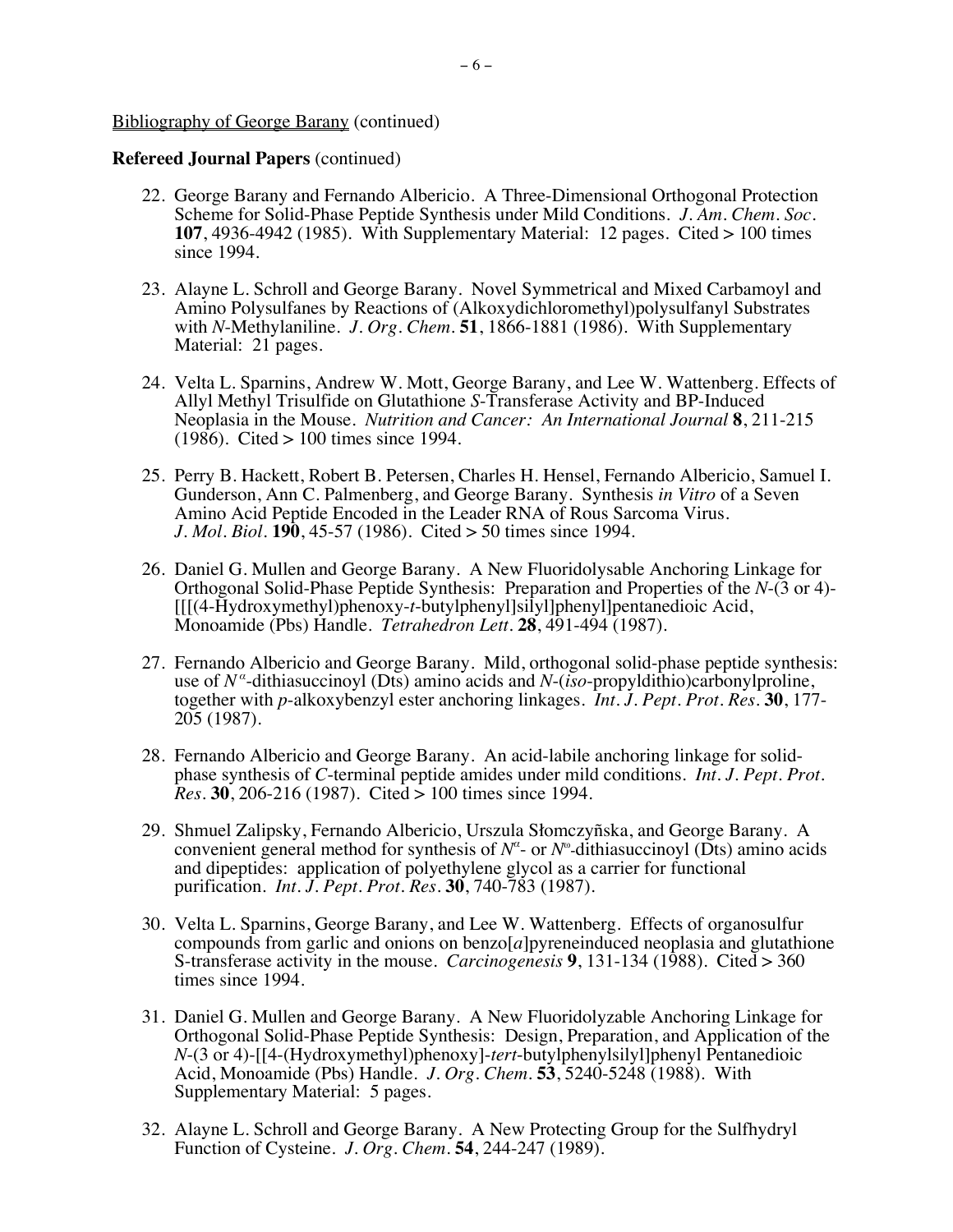Bibliography of George Barany (continued)

**Refereed Journal Papers** (continued)

22. George Barany and Fernando Albericio. A Three-Dimensional Orthogonal Protection Scheme for Solid-Phase Peptide Synthesis under Mild Conditions. *J. Am. Chem. Soc.* **107**, 4936-4942 (1985). With Supplementary Material: 12 pages. Cited > 100 times since 1994.

23. Alayne L. Schroll and George Barany. Novel Symmetrical and Mixed Carbamoyl and Amino Polysulfanes by Reactions of (Alkoxydichloromethyl)polysulfanyl Substrates with *N*-Methylaniline. *J. Org. Chem.* **51**, 1866-1881 (1986). With Supplementary Material: 21 pages.

24. Velta L. Sparnins, Andrew W. Mott, George Barany, and Lee W. Wattenberg. Effects of Allyl Methyl Trisulfide on Glutathione *S*-Transferase Activity and BP-Induced Neoplasia in the Mouse. *Nutrition and Cancer: An International Journal* **8**, 211-215 (1986). Cited > 100 times since 1994.

25. Perry B. Hackett, Robert B. Petersen, Charles H. Hensel, Fernando Albericio, Samuel I. Gunderson, Ann C. Palmenberg, and George Barany. Synthesis *in Vitro* of a Seven Amino Acid Peptide Encoded in the Leader RNA of Rous Sarcoma Virus. *J. Mol. Biol.* **190**, 45-57 (1986). Cited > 50 times since 1994.

26. Daniel G. Mullen and George Barany. A New Fluoridolysable Anchoring Linkage for Orthogonal Solid-Phase Peptide Synthesis: Preparation and Properties of the *N*-(3 or 4)-[[[(4-Hydroxymethyl)phenoxy-*t*-butylphenyl]silyl]phenyl]pentanedioic Acid, Monoamide (Pbs) Handle. *Tetrahedron Lett.* **28**, 491-494 (1987).

27. Fernando Albericio and George Barany. Mild, orthogonal solid-phase peptide synthesis: use of $N^{\alpha}$-dithiasuccinoyl (Dts) amino acids and *N*-(*iso*-propyldithio)carbonylproline, together with *p*-alkoxybenzyl ester anchoring linkages. *Int. J. Pept. Prot. Res.* **30**, 177-205 (1987).

28. Fernando Albericio and George Barany. An acid-labile anchoring linkage for solid-phase synthesis of *C*-terminal peptide amides under mild conditions. *Int. J. Pept. Prot. Res.* **30**, 206-216 (1987). Cited > 100 times since 1994.

29. Shmuel Zalipsky, Fernando Albericio, Urszula Słomczyñska, and George Barany. A convenient general method for synthesis of $N^{\alpha}$- or $N^{\omega}$-dithiasuccinoyl (Dts) amino acids and dipeptides: application of polyethylene glycol as a carrier for functional purification. *Int. J. Pept. Prot. Res.* **30**, 740-783 (1987).

30. Velta L. Sparnins, George Barany, and Lee W. Wattenberg. Effects of organosulfur compounds from garlic and onions on benzo[*a*]pyreneinduced neoplasia and glutathione S-transferase activity in the mouse. *Carcinogenesis* **9**, 131-134 (1988). Cited > 360 times since 1994.

31. Daniel G. Mullen and George Barany. A New Fluoridolyzable Anchoring Linkage for Orthogonal Solid-Phase Peptide Synthesis: Design, Preparation, and Application of the *N*-(3 or 4)-[[4-(Hydroxymethyl)phenoxy]-*tert*-butylphenylsilyl]phenyl Pentanedioic Acid, Monoamide (Pbs) Handle. *J. Org. Chem.* **53**, 5240-5248 (1988). With Supplementary Material: 5 pages.

32. Alayne L. Schroll and George Barany. A New Protecting Group for the Sulfhydryl Function of Cysteine. *J. Org. Chem.* **54**, 244-247 (1989).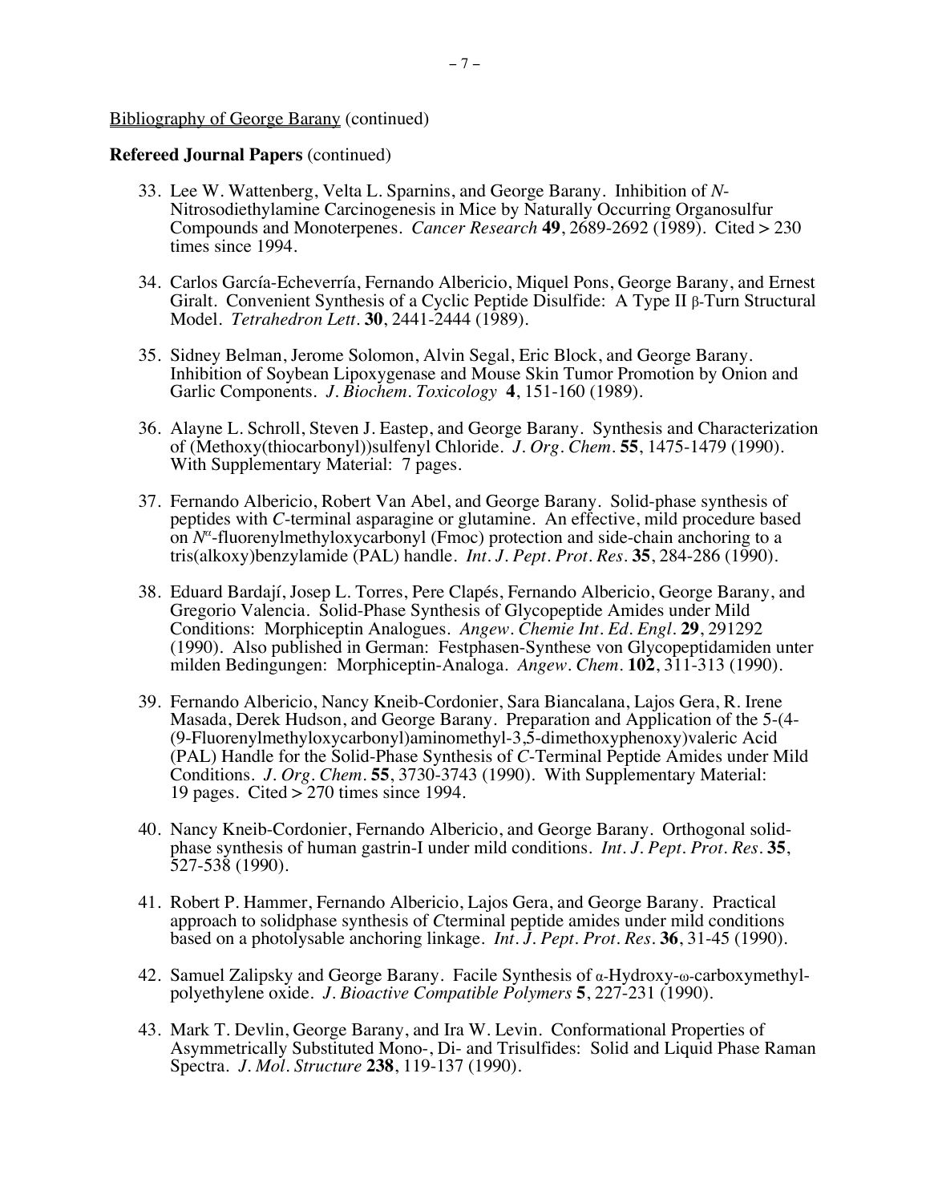Bibliography of George Barany (continued)

**Refereed Journal Papers** (continued)

33. Lee W. Wattenberg, Velta L. Sparnins, and George Barany. Inhibition of *N*-Nitrosodiethylamine Carcinogenesis in Mice by Naturally Occurring Organosulfur Compounds and Monoterpenes. *Cancer Research* **49**, 2689-2692 (1989). Cited > 230 times since 1994.

34. Carlos García-Echeverría, Fernando Albericio, Miquel Pons, George Barany, and Ernest Giralt. Convenient Synthesis of a Cyclic Peptide Disulfide: A Type II β-Turn Structural Model. *Tetrahedron Lett.* **30**, 2441-2444 (1989).

35. Sidney Belman, Jerome Solomon, Alvin Segal, Eric Block, and George Barany. Inhibition of Soybean Lipoxygenase and Mouse Skin Tumor Promotion by Onion and Garlic Components. *J. Biochem. Toxicology* **4**, 151-160 (1989).

36. Alayne L. Schroll, Steven J. Eastep, and George Barany. Synthesis and Characterization of (Methoxy(thiocarbonyl))sulfenyl Chloride. *J. Org. Chem.* **55**, 1475-1479 (1990). With Supplementary Material: 7 pages.

37. Fernando Albericio, Robert Van Abel, and George Barany. Solid-phase synthesis of peptides with *C*-terminal asparagine or glutamine. An effective, mild procedure based on $N^{\alpha}$-fluorenylmethyloxycarbonyl (Fmoc) protection and side-chain anchoring to a tris(alkoxy)benzylamide (PAL) handle. *Int. J. Pept. Prot. Res.* **35**, 284-286 (1990).

38. Eduard Bardají, Josep L. Torres, Pere Clapés, Fernando Albericio, George Barany, and Gregorio Valencia. Solid-Phase Synthesis of Glycopeptide Amides under Mild Conditions: Morphiceptin Analogues. *Angew. Chemie Int. Ed. Engl.* **29**, 291292 (1990). Also published in German: Festphasen-Synthese von Glycopeptidamiden unter milden Bedingungen: Morphiceptin-Analoga. *Angew. Chem.* **102**, 311-313 (1990).

39. Fernando Albericio, Nancy Kneib-Cordonier, Sara Biancalana, Lajos Gera, R. Irene Masada, Derek Hudson, and George Barany. Preparation and Application of the 5-(4-(9-Fluorenylmethyloxycarbonyl)aminomethyl-3,5-dimethoxyphenoxy)valeric Acid (PAL) Handle for the Solid-Phase Synthesis of *C*-Terminal Peptide Amides under Mild Conditions. *J. Org. Chem.* **55**, 3730-3743 (1990). With Supplementary Material: 19 pages. Cited > 270 times since 1994.

40. Nancy Kneib-Cordonier, Fernando Albericio, and George Barany. Orthogonal solid-phase synthesis of human gastrin-I under mild conditions. *Int. J. Pept. Prot. Res.* **35**, 527-538 (1990).

41. Robert P. Hammer, Fernando Albericio, Lajos Gera, and George Barany. Practical approach to solidphase synthesis of *C*terminal peptide amides under mild conditions based on a photolysable anchoring linkage. *Int. J. Pept. Prot. Res.* **36**, 31-45 (1990).

42. Samuel Zalipsky and George Barany. Facile Synthesis of α-Hydroxy-ω-carboxymethyl-polyethylene oxide. *J. Bioactive Compatible Polymers* **5**, 227-231 (1990).

43. Mark T. Devlin, George Barany, and Ira W. Levin. Conformational Properties of Asymmetrically Substituted Mono-, Di- and Trisulfides: Solid and Liquid Phase Raman Spectra. *J. Mol. Structure* **238**, 119-137 (1990).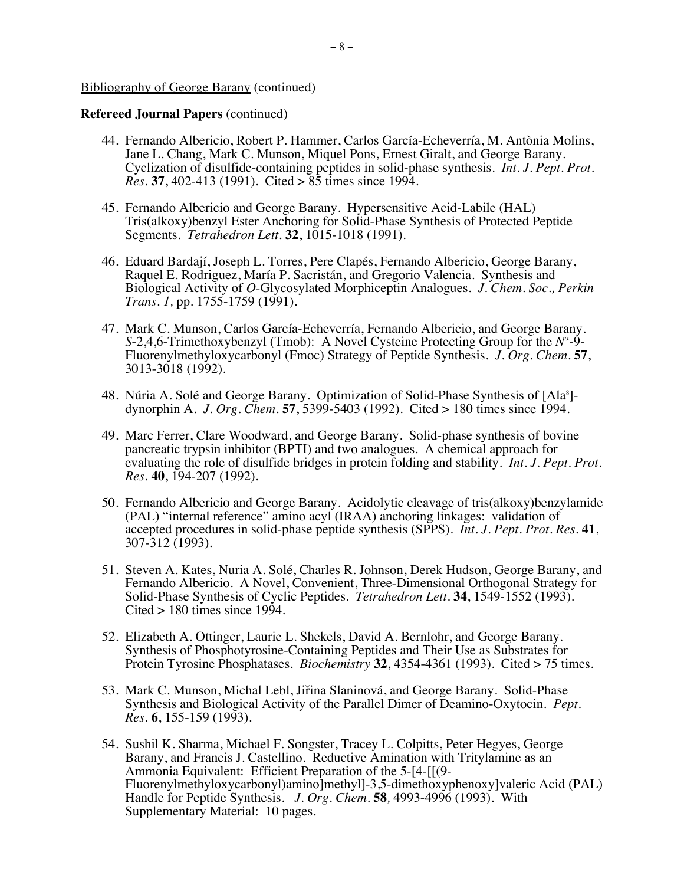Bibliography of George Barany (continued)

**Refereed Journal Papers** (continued)

44. Fernando Albericio, Robert P. Hammer, Carlos García-Echeverría, M. Antònia Molins, Jane L. Chang, Mark C. Munson, Miquel Pons, Ernest Giralt, and George Barany. Cyclization of disulfide-containing peptides in solid-phase synthesis. *Int. J. Pept. Prot. Res.* **37**, 402-413 (1991). Cited > 85 times since 1994.

45. Fernando Albericio and George Barany. Hypersensitive Acid-Labile (HAL) Tris(alkoxy)benzyl Ester Anchoring for Solid-Phase Synthesis of Protected Peptide Segments. *Tetrahedron Lett.* **32**, 1015-1018 (1991).

46. Eduard Bardají, Joseph L. Torres, Pere Clapés, Fernando Albericio, George Barany, Raquel E. Rodriguez, María P. Sacristán, and Gregorio Valencia. Synthesis and Biological Activity of *O*-Glycosylated Morphiceptin Analogues. *J. Chem. Soc., Perkin Trans. 1,* pp. 1755-1759 (1991).

47. Mark C. Munson, Carlos García-Echeverría, Fernando Albericio, and George Barany. *S*-2,4,6-Trimethoxybenzyl (Tmob): A Novel Cysteine Protecting Group for the $N^{\alpha}$-9-Fluorenylmethyloxycarbonyl (Fmoc) Strategy of Peptide Synthesis. *J. Org. Chem.* **57**, 3013-3018 (1992).

48. Núria A. Solé and George Barany. Optimization of Solid-Phase Synthesis of [Ala$^{8}$]-dynorphin A. *J. Org. Chem.* **57**, 5399-5403 (1992). Cited > 180 times since 1994.

49. Marc Ferrer, Clare Woodward, and George Barany. Solid-phase synthesis of bovine pancreatic trypsin inhibitor (BPTI) and two analogues. A chemical approach for evaluating the role of disulfide bridges in protein folding and stability. *Int. J. Pept. Prot. Res.* **40**, 194-207 (1992).

50. Fernando Albericio and George Barany. Acidolytic cleavage of tris(alkoxy)benzylamide (PAL) "internal reference" amino acyl (IRAA) anchoring linkages: validation of accepted procedures in solid-phase peptide synthesis (SPPS). *Int. J. Pept. Prot. Res.* **41**, 307-312 (1993).

51. Steven A. Kates, Nuria A. Solé, Charles R. Johnson, Derek Hudson, George Barany, and Fernando Albericio. A Novel, Convenient, Three-Dimensional Orthogonal Strategy for Solid-Phase Synthesis of Cyclic Peptides. *Tetrahedron Lett.* **34**, 1549-1552 (1993). Cited > 180 times since 1994.

52. Elizabeth A. Ottinger, Laurie L. Shekels, David A. Bernlohr, and George Barany. Synthesis of Phosphotyrosine-Containing Peptides and Their Use as Substrates for Protein Tyrosine Phosphatases. *Biochemistry* **32**, 4354-4361 (1993). Cited > 75 times.

53. Mark C. Munson, Michal Lebl, Jiřina Slaninová, and George Barany. Solid-Phase Synthesis and Biological Activity of the Parallel Dimer of Deamino-Oxytocin. *Pept. Res.* **6**, 155-159 (1993).

54. Sushil K. Sharma, Michael F. Songster, Tracey L. Colpitts, Peter Hegyes, George Barany, and Francis J. Castellino. Reductive Amination with Tritylamine as an Ammonia Equivalent: Efficient Preparation of the 5-[4-[[(9-Fluorenylmethyloxycarbonyl)amino]methyl]-3,5-dimethoxyphenoxy]valeric Acid (PAL) Handle for Peptide Synthesis. *J. Org. Chem.* **58**, 4993-4996 (1993). With Supplementary Material: 10 pages.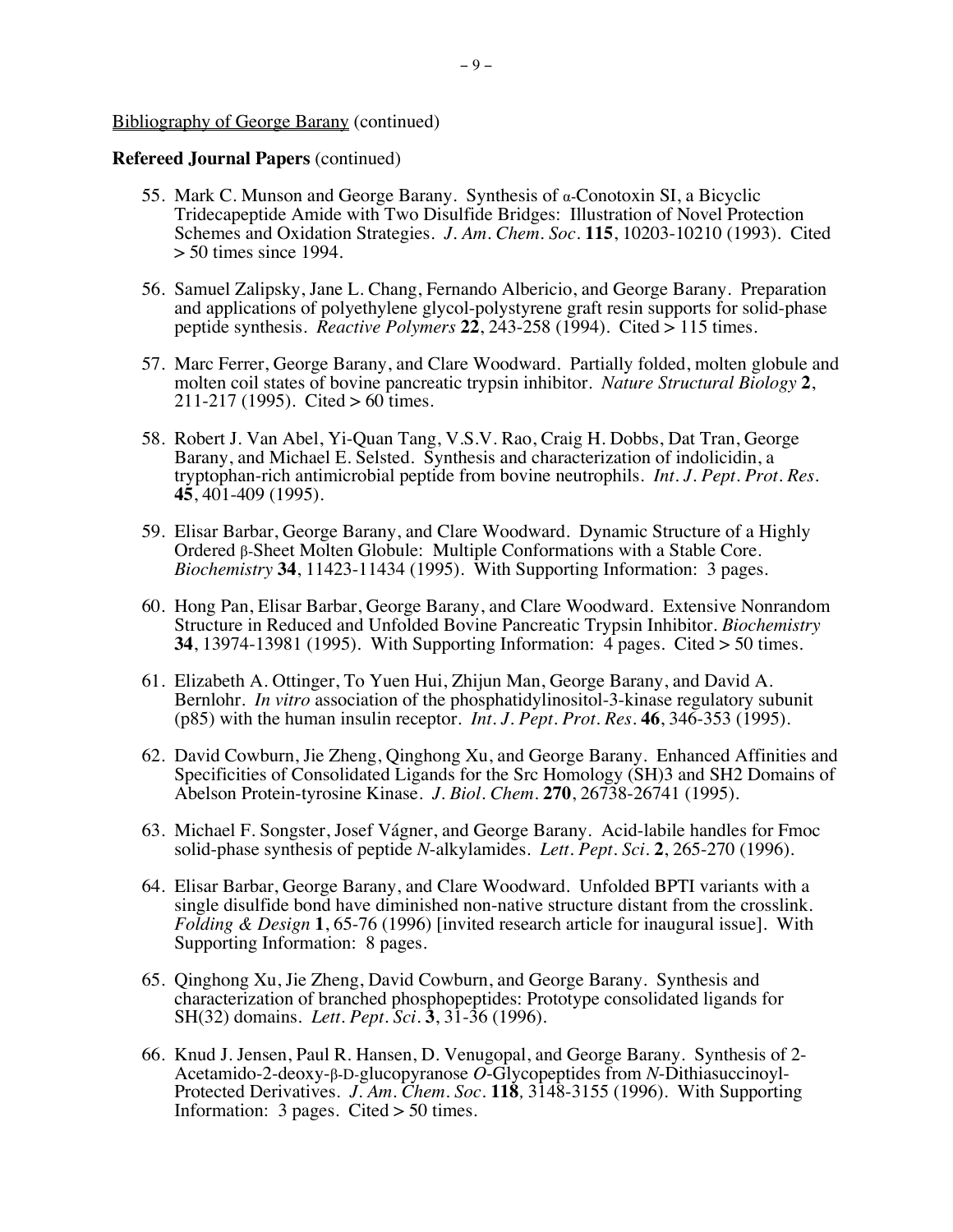Bibliography of George Barany (continued)

**Refereed Journal Papers** (continued)

55. Mark C. Munson and George Barany. Synthesis of α-Conotoxin SI, a Bicyclic Tridecapeptide Amide with Two Disulfide Bridges: Illustration of Novel Protection Schemes and Oxidation Strategies. *J. Am. Chem. Soc.* **115**, 10203-10210 (1993). Cited > 50 times since 1994.

56. Samuel Zalipsky, Jane L. Chang, Fernando Albericio, and George Barany. Preparation and applications of polyethylene glycol-polystyrene graft resin supports for solid-phase peptide synthesis. *Reactive Polymers* **22**, 243-258 (1994). Cited > 115 times.

57. Marc Ferrer, George Barany, and Clare Woodward. Partially folded, molten globule and molten coil states of bovine pancreatic trypsin inhibitor. *Nature Structural Biology* **2**, 211-217 (1995). Cited > 60 times.

58. Robert J. Van Abel, Yi-Quan Tang, V.S.V. Rao, Craig H. Dobbs, Dat Tran, George Barany, and Michael E. Selsted. Synthesis and characterization of indolicidin, a tryptophan-rich antimicrobial peptide from bovine neutrophils. *Int. J. Pept. Prot. Res.* **45**, 401-409 (1995).

59. Elisar Barbar, George Barany, and Clare Woodward. Dynamic Structure of a Highly Ordered β-Sheet Molten Globule: Multiple Conformations with a Stable Core. *Biochemistry* **34**, 11423-11434 (1995). With Supporting Information: 3 pages.

60. Hong Pan, Elisar Barbar, George Barany, and Clare Woodward. Extensive Nonrandom Structure in Reduced and Unfolded Bovine Pancreatic Trypsin Inhibitor. *Biochemistry* **34**, 13974-13981 (1995). With Supporting Information: 4 pages. Cited > 50 times.

61. Elizabeth A. Ottinger, To Yuen Hui, Zhijun Man, George Barany, and David A. Bernlohr. *In vitro* association of the phosphatidylinositol-3-kinase regulatory subunit (p85) with the human insulin receptor. *Int. J. Pept. Prot. Res.* **46**, 346-353 (1995).

62. David Cowburn, Jie Zheng, Qinghong Xu, and George Barany. Enhanced Affinities and Specificities of Consolidated Ligands for the Src Homology (SH)3 and SH2 Domains of Abelson Protein-tyrosine Kinase. *J. Biol. Chem.* **270**, 26738-26741 (1995).

63. Michael F. Songster, Josef Vágner, and George Barany. Acid-labile handles for Fmoc solid-phase synthesis of peptide *N*-alkylamides. *Lett. Pept. Sci.* **2**, 265-270 (1996).

64. Elisar Barbar, George Barany, and Clare Woodward. Unfolded BPTI variants with a single disulfide bond have diminished non-native structure distant from the crosslink. *Folding & Design* **1**, 65-76 (1996) [invited research article for inaugural issue]. With Supporting Information: 8 pages.

65. Qinghong Xu, Jie Zheng, David Cowburn, and George Barany. Synthesis and characterization of branched phosphopeptides: Prototype consolidated ligands for SH(32) domains. *Lett. Pept. Sci.* **3**, 31-36 (1996).

66. Knud J. Jensen, Paul R. Hansen, D. Venugopal, and George Barany. Synthesis of 2-Acetamido-2-deoxy-β-D-glucopyranose *O*-Glycopeptides from *N*-Dithiasuccinoyl-Protected Derivatives. *J. Am. Chem. Soc.* **118**, 3148-3155 (1996). With Supporting Information: 3 pages. Cited > 50 times.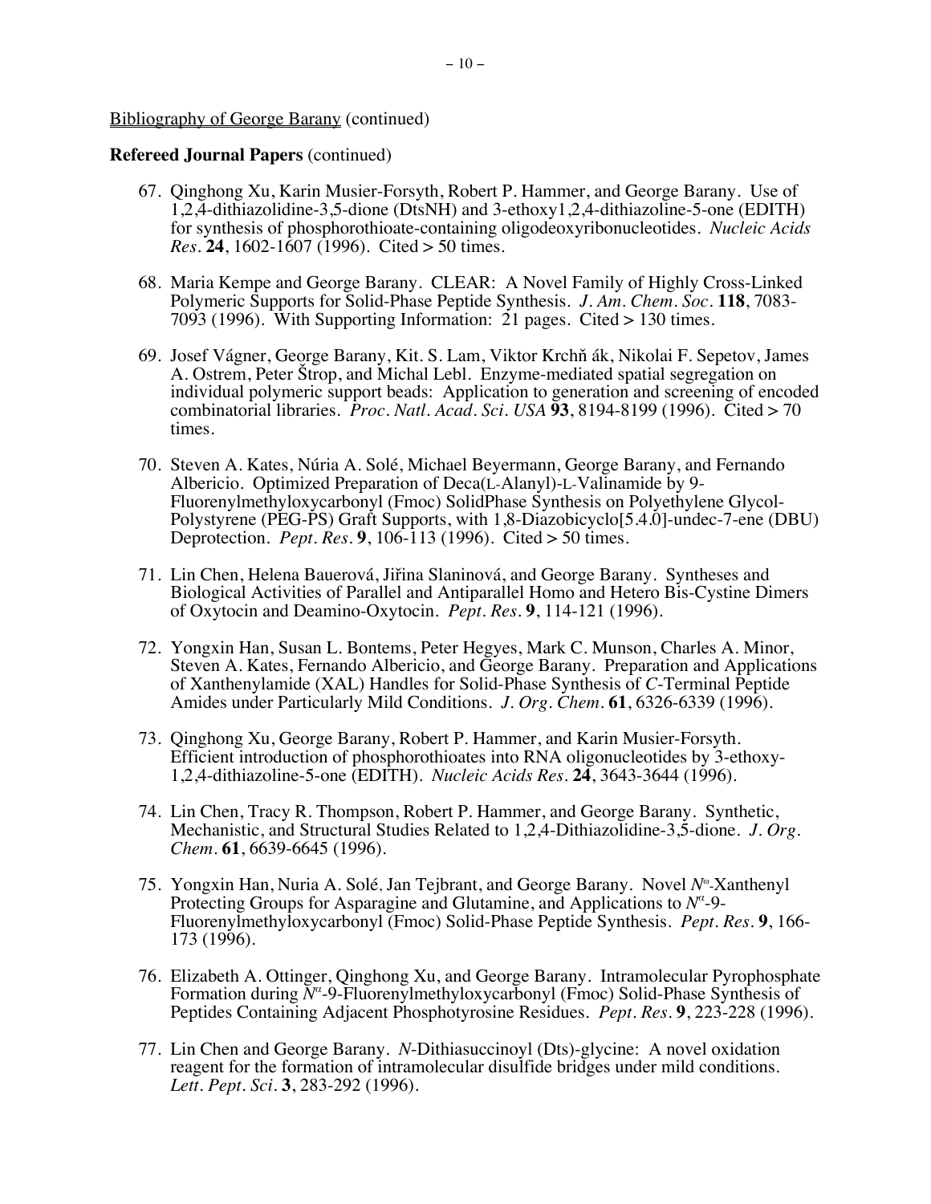Bibliography of George Barany (continued)

**Refereed Journal Papers** (continued)

67. Qinghong Xu, Karin Musier-Forsyth, Robert P. Hammer, and George Barany. Use of 1,2,4-dithiazolidine-3,5-dione (DtsNH) and 3-ethoxy1,2,4-dithiazoline-5-one (EDITH) for synthesis of phosphorothioate-containing oligodeoxyribonucleotides. *Nucleic Acids Res.* **24**, 1602-1607 (1996). Cited > 50 times.

68. Maria Kempe and George Barany. CLEAR: A Novel Family of Highly Cross-Linked Polymeric Supports for Solid-Phase Peptide Synthesis. *J. Am. Chem. Soc.* **118**, 7083-7093 (1996). With Supporting Information: 21 pages. Cited > 130 times.

69. Josef Vágner, George Barany, Kit. S. Lam, Viktor Krchň ák, Nikolai F. Sepetov, James A. Ostrem, Peter Štrop, and Michal Lebl. Enzyme-mediated spatial segregation on individual polymeric support beads: Application to generation and screening of encoded combinatorial libraries. *Proc. Natl. Acad. Sci. USA* **93**, 8194-8199 (1996). Cited > 70 times.

70. Steven A. Kates, Núria A. Solé, Michael Beyermann, George Barany, and Fernando Albericio. Optimized Preparation of Deca(L-Alanyl)-L-Valinamide by 9-Fluorenylmethyloxycarbonyl (Fmoc) SolidPhase Synthesis on Polyethylene Glycol-Polystyrene (PEG-PS) Graft Supports, with 1,8-Diazobicyclo[5.4.0]-undec-7-ene (DBU) Deprotection. *Pept. Res.* **9**, 106-113 (1996). Cited > 50 times.

71. Lin Chen, Helena Bauerová, Jiřina Slaninová, and George Barany. Syntheses and Biological Activities of Parallel and Antiparallel Homo and Hetero Bis-Cystine Dimers of Oxytocin and Deamino-Oxytocin. *Pept. Res.* **9**, 114-121 (1996).

72. Yongxin Han, Susan L. Bontems, Peter Hegyes, Mark C. Munson, Charles A. Minor, Steven A. Kates, Fernando Albericio, and George Barany. Preparation and Applications of Xanthenylamide (XAL) Handles for Solid-Phase Synthesis of *C*-Terminal Peptide Amides under Particularly Mild Conditions. *J. Org. Chem.* **61**, 6326-6339 (1996).

73. Qinghong Xu, George Barany, Robert P. Hammer, and Karin Musier-Forsyth. Efficient introduction of phosphorothioates into RNA oligonucleotides by 3-ethoxy-1,2,4-dithiazoline-5-one (EDITH). *Nucleic Acids Res.* **24**, 3643-3644 (1996).

74. Lin Chen, Tracy R. Thompson, Robert P. Hammer, and George Barany. Synthetic, Mechanistic, and Structural Studies Related to 1,2,4-Dithiazolidine-3,5-dione. *J. Org. Chem.* **61**, 6639-6645 (1996).

75. Yongxin Han, Nuria A. Solé, Jan Tejbrant, and George Barany. Novel $N^{\omega}$-Xanthenyl Protecting Groups for Asparagine and Glutamine, and Applications to $N^{\alpha}$-9-Fluorenylmethyloxycarbonyl (Fmoc) Solid-Phase Peptide Synthesis. *Pept. Res.* **9**, 166-173 (1996).

76. Elizabeth A. Ottinger, Qinghong Xu, and George Barany. Intramolecular Pyrophosphate Formation during $N^{\alpha}$-9-Fluorenylmethyloxycarbonyl (Fmoc) Solid-Phase Synthesis of Peptides Containing Adjacent Phosphotyrosine Residues. *Pept. Res.* **9**, 223-228 (1996).

77. Lin Chen and George Barany. *N*-Dithiasuccinoyl (Dts)-glycine: A novel oxidation reagent for the formation of intramolecular disulfide bridges under mild conditions. *Lett. Pept. Sci.* **3**, 283-292 (1996).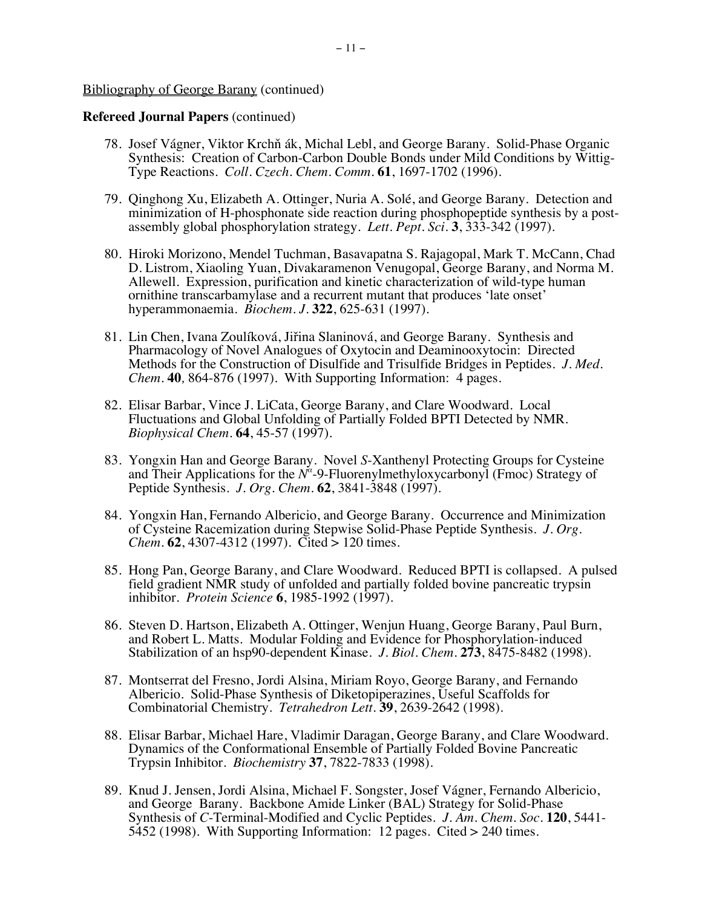Bibliography of George Barany (continued)

**Refereed Journal Papers** (continued)

78. Josef Vágner, Viktor Krchňák, Michal Lebl, and George Barany. Solid-Phase Organic Synthesis: Creation of Carbon-Carbon Double Bonds under Mild Conditions by Wittig-Type Reactions. *Coll. Czech. Chem. Comm.* **61**, 1697-1702 (1996).

79. Qinghong Xu, Elizabeth A. Ottinger, Nuria A. Solé, and George Barany. Detection and minimization of H-phosphonate side reaction during phosphopeptide synthesis by a post-assembly global phosphorylation strategy. *Lett. Pept. Sci.* **3**, 333-342 (1997).

80. Hiroki Morizono, Mendel Tuchman, Basavapatna S. Rajagopal, Mark T. McCann, Chad D. Listrom, Xiaoling Yuan, Divakaramenon Venugopal, George Barany, and Norma M. Allewell. Expression, purification and kinetic characterization of wild-type human ornithine transcarbamylase and a recurrent mutant that produces 'late onset' hyperammonaemia. *Biochem. J.* **322**, 625-631 (1997).

81. Lin Chen, Ivana Zoulíková, Jiřina Slaninová, and George Barany. Synthesis and Pharmacology of Novel Analogues of Oxytocin and Deaminooxytocin: Directed Methods for the Construction of Disulfide and Trisulfide Bridges in Peptides. *J. Med. Chem.* **40**, 864-876 (1997). With Supporting Information: 4 pages.

82. Elisar Barbar, Vince J. LiCata, George Barany, and Clare Woodward. Local Fluctuations and Global Unfolding of Partially Folded BPTI Detected by NMR. *Biophysical Chem.* **64**, 45-57 (1997).

83. Yongxin Han and George Barany. Novel *S*-Xanthenyl Protecting Groups for Cysteine and Their Applications for the $N^{\alpha}$-9-Fluorenylmethyloxycarbonyl (Fmoc) Strategy of Peptide Synthesis. *J. Org. Chem.* **62**, 3841-3848 (1997).

84. Yongxin Han, Fernando Albericio, and George Barany. Occurrence and Minimization of Cysteine Racemization during Stepwise Solid-Phase Peptide Synthesis. *J. Org. Chem.* **62**, 4307-4312 (1997). Cited > 120 times.

85. Hong Pan, George Barany, and Clare Woodward. Reduced BPTI is collapsed. A pulsed field gradient NMR study of unfolded and partially folded bovine pancreatic trypsin inhibitor. *Protein Science* **6**, 1985-1992 (1997).

86. Steven D. Hartson, Elizabeth A. Ottinger, Wenjun Huang, George Barany, Paul Burn, and Robert L. Matts. Modular Folding and Evidence for Phosphorylation-induced Stabilization of an hsp90-dependent Kinase. *J. Biol. Chem.* **273**, 8475-8482 (1998).

87. Montserrat del Fresno, Jordi Alsina, Miriam Royo, George Barany, and Fernando Albericio. Solid-Phase Synthesis of Diketopiperazines, Useful Scaffolds for Combinatorial Chemistry. *Tetrahedron Lett.* **39**, 2639-2642 (1998).

88. Elisar Barbar, Michael Hare, Vladimir Daragan, George Barany, and Clare Woodward. Dynamics of the Conformational Ensemble of Partially Folded Bovine Pancreatic Trypsin Inhibitor. *Biochemistry* **37**, 7822-7833 (1998).

89. Knud J. Jensen, Jordi Alsina, Michael F. Songster, Josef Vágner, Fernando Albericio, and George Barany. Backbone Amide Linker (BAL) Strategy for Solid-Phase Synthesis of *C*-Terminal-Modified and Cyclic Peptides. *J. Am. Chem. Soc.* **120**, 5441-5452 (1998). With Supporting Information: 12 pages. Cited > 240 times.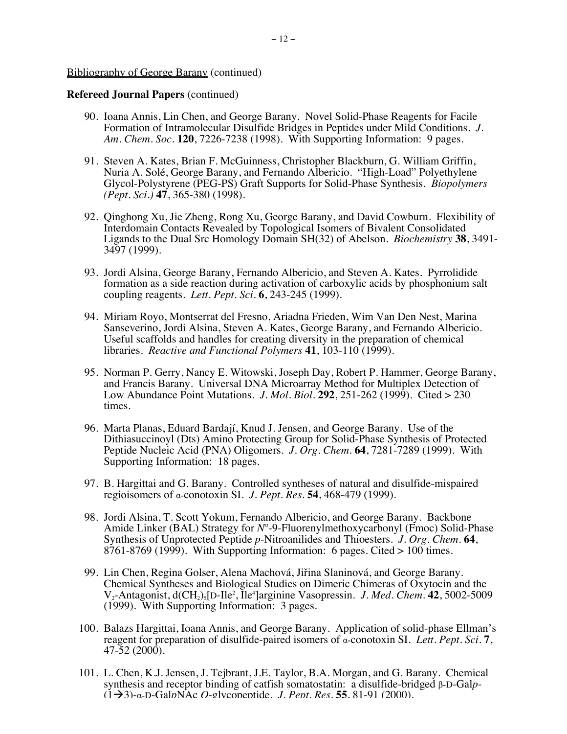Bibliography of George Barany (continued)

**Refereed Journal Papers** (continued)

90. Ioana Annis, Lin Chen, and George Barany. Novel Solid-Phase Reagents for Facile Formation of Intramolecular Disulfide Bridges in Peptides under Mild Conditions. *J. Am. Chem. Soc.* **120**, 7226-7238 (1998). With Supporting Information: 9 pages.

91. Steven A. Kates, Brian F. McGuinness, Christopher Blackburn, G. William Griffin, Nuria A. Solé, George Barany, and Fernando Albericio. "High-Load" Polyethylene Glycol-Polystyrene (PEG-PS) Graft Supports for Solid-Phase Synthesis. *Biopolymers (Pept. Sci.)* **47**, 365-380 (1998).

92. Qinghong Xu, Jie Zheng, Rong Xu, George Barany, and David Cowburn. Flexibility of Interdomain Contacts Revealed by Topological Isomers of Bivalent Consolidated Ligands to the Dual Src Homology Domain SH(32) of Abelson. *Biochemistry* **38**, 3491-3497 (1999).

93. Jordi Alsina, George Barany, Fernando Albericio, and Steven A. Kates. Pyrrolidide formation as a side reaction during activation of carboxylic acids by phosphonium salt coupling reagents. *Lett. Pept. Sci.* **6**, 243-245 (1999).

94. Miriam Royo, Montserrat del Fresno, Ariadna Frieden, Wim Van Den Nest, Marina Sanseverino, Jordi Alsina, Steven A. Kates, George Barany, and Fernando Albericio. Useful scaffolds and handles for creating diversity in the preparation of chemical libraries. *Reactive and Functional Polymers* **41**, 103-110 (1999).

95. Norman P. Gerry, Nancy E. Witowski, Joseph Day, Robert P. Hammer, George Barany, and Francis Barany. Universal DNA Microarray Method for Multiplex Detection of Low Abundance Point Mutations. *J. Mol. Biol.* **292**, 251-262 (1999). Cited > 230 times.

96. Marta Planas, Eduard Bardají, Knud J. Jensen, and George Barany. Use of the Dithiasuccinoyl (Dts) Amino Protecting Group for Solid-Phase Synthesis of Protected Peptide Nucleic Acid (PNA) Oligomers. *J. Org. Chem.* **64**, 7281-7289 (1999). With Supporting Information: 18 pages.

97. B. Hargittai and G. Barany. Controlled syntheses of natural and disulfide-mispaired regioisomers of α-conotoxin SI. *J. Pept. Res.* **54**, 468-479 (1999).

98. Jordi Alsina, T. Scott Yokum, Fernando Albericio, and George Barany. Backbone Amide Linker (BAL) Strategy for $N^{\alpha}$-9-Fluorenylmethoxycarbonyl (Fmoc) Solid-Phase Synthesis of Unprotected Peptide *p*-Nitroanilides and Thioesters. *J. Org. Chem.* **64**, 8761-8769 (1999). With Supporting Information: 6 pages. Cited > 100 times.

99. Lin Chen, Regina Golser, Alena Machová, Jiřina Slaninová, and George Barany. Chemical Syntheses and Biological Studies on Dimeric Chimeras of Oxytocin and the $V_2$-Antagonist, $d(CH_2)_5$[D-Ile$^2$, Ile$^4$]arginine Vasopressin. *J. Med. Chem.* **42**, 5002-5009 (1999). With Supporting Information: 3 pages.

100. Balazs Hargittai, Ioana Annis, and George Barany. Application of solid-phase Ellman's reagent for preparation of disulfide-paired isomers of α-conotoxin SI. *Lett. Pept. Sci.* **7**, 47-52 (2000).

101. L. Chen, K.J. Jensen, J. Tejbrant, J.E. Taylor, B.A. Morgan, and G. Barany. Chemical synthesis and receptor binding of catfish somatostatin: a disulfide-bridged β-D-Gal*p*-(1→3)-α-D-Gal*p*NAc *O*-glycopeptide. *J. Pept. Res.* **55**, 81-91 (2000).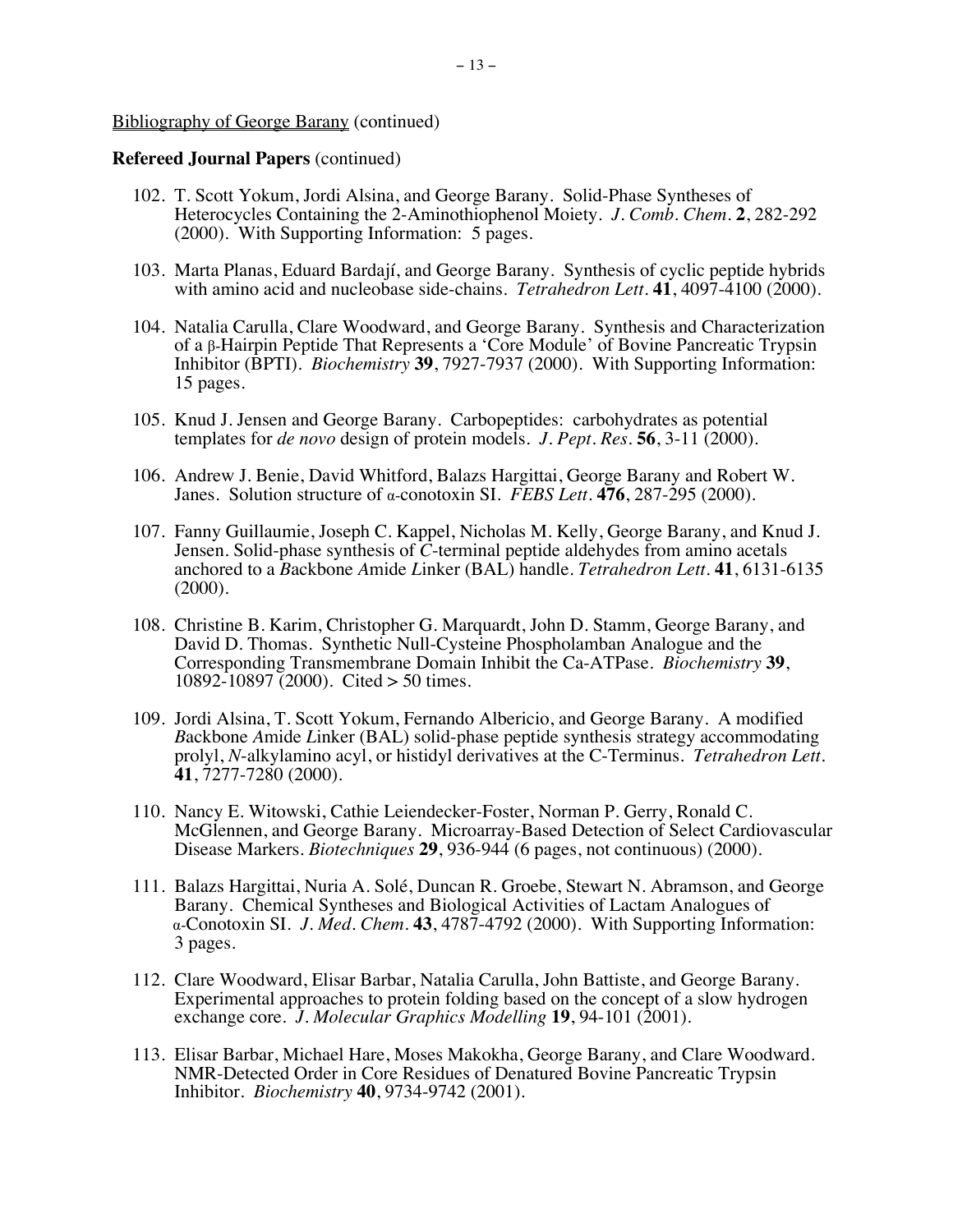Bibliography of George Barany (continued)

**Refereed Journal Papers** (continued)

102. T. Scott Yokum, Jordi Alsina, and George Barany. Solid-Phase Syntheses of Heterocycles Containing the 2-Aminothiophenol Moiety. *J. Comb. Chem.* **2**, 282-292 (2000). With Supporting Information: 5 pages.

103. Marta Planas, Eduard Bardají, and George Barany. Synthesis of cyclic peptide hybrids with amino acid and nucleobase side-chains. *Tetrahedron Lett.* **41**, 4097-4100 (2000).

104. Natalia Carulla, Clare Woodward, and George Barany. Synthesis and Characterization of a β-Hairpin Peptide That Represents a 'Core Module' of Bovine Pancreatic Trypsin Inhibitor (BPTI). *Biochemistry* **39**, 7927-7937 (2000). With Supporting Information: 15 pages.

105. Knud J. Jensen and George Barany. Carbopeptides: carbohydrates as potential templates for *de novo* design of protein models. *J. Pept. Res.* **56**, 3-11 (2000).

106. Andrew J. Benie, David Whitford, Balazs Hargittai, George Barany and Robert W. Janes. Solution structure of α-conotoxin SI. *FEBS Lett.* **476**, 287-295 (2000).

107. Fanny Guillaumie, Joseph C. Kappel, Nicholas M. Kelly, George Barany, and Knud J. Jensen. Solid-phase synthesis of *C*-terminal peptide aldehydes from amino acetals anchored to a *B*ackbone *A*mide *L*inker (BAL) handle. *Tetrahedron Lett.* **41**, 6131-6135 (2000).

108. Christine B. Karim, Christopher G. Marquardt, John D. Stamm, George Barany, and David D. Thomas. Synthetic Null-Cysteine Phospholamban Analogue and the Corresponding Transmembrane Domain Inhibit the Ca-ATPase. *Biochemistry* **39**, 10892-10897 (2000). Cited > 50 times.

109. Jordi Alsina, T. Scott Yokum, Fernando Albericio, and George Barany. A modified *B*ackbone *A*mide *L*inker (BAL) solid-phase peptide synthesis strategy accommodating prolyl, *N*-alkylamino acyl, or histidyl derivatives at the C-Terminus. *Tetrahedron Lett.* **41**, 7277-7280 (2000).

110. Nancy E. Witowski, Cathie Leiendecker-Foster, Norman P. Gerry, Ronald C. McGlennen, and George Barany. Microarray-Based Detection of Select Cardiovascular Disease Markers. *Biotechniques* **29**, 936-944 (6 pages, not continuous) (2000).

111. Balazs Hargittai, Nuria A. Solé, Duncan R. Groebe, Stewart N. Abramson, and George Barany. Chemical Syntheses and Biological Activities of Lactam Analogues of α-Conotoxin SI. *J. Med. Chem.* **43**, 4787-4792 (2000). With Supporting Information: 3 pages.

112. Clare Woodward, Elisar Barbar, Natalia Carulla, John Battiste, and George Barany. Experimental approaches to protein folding based on the concept of a slow hydrogen exchange core. *J. Molecular Graphics Modelling* **19**, 94-101 (2001).

113. Elisar Barbar, Michael Hare, Moses Makokha, George Barany, and Clare Woodward. NMR-Detected Order in Core Residues of Denatured Bovine Pancreatic Trypsin Inhibitor. *Biochemistry* **40**, 9734-9742 (2001).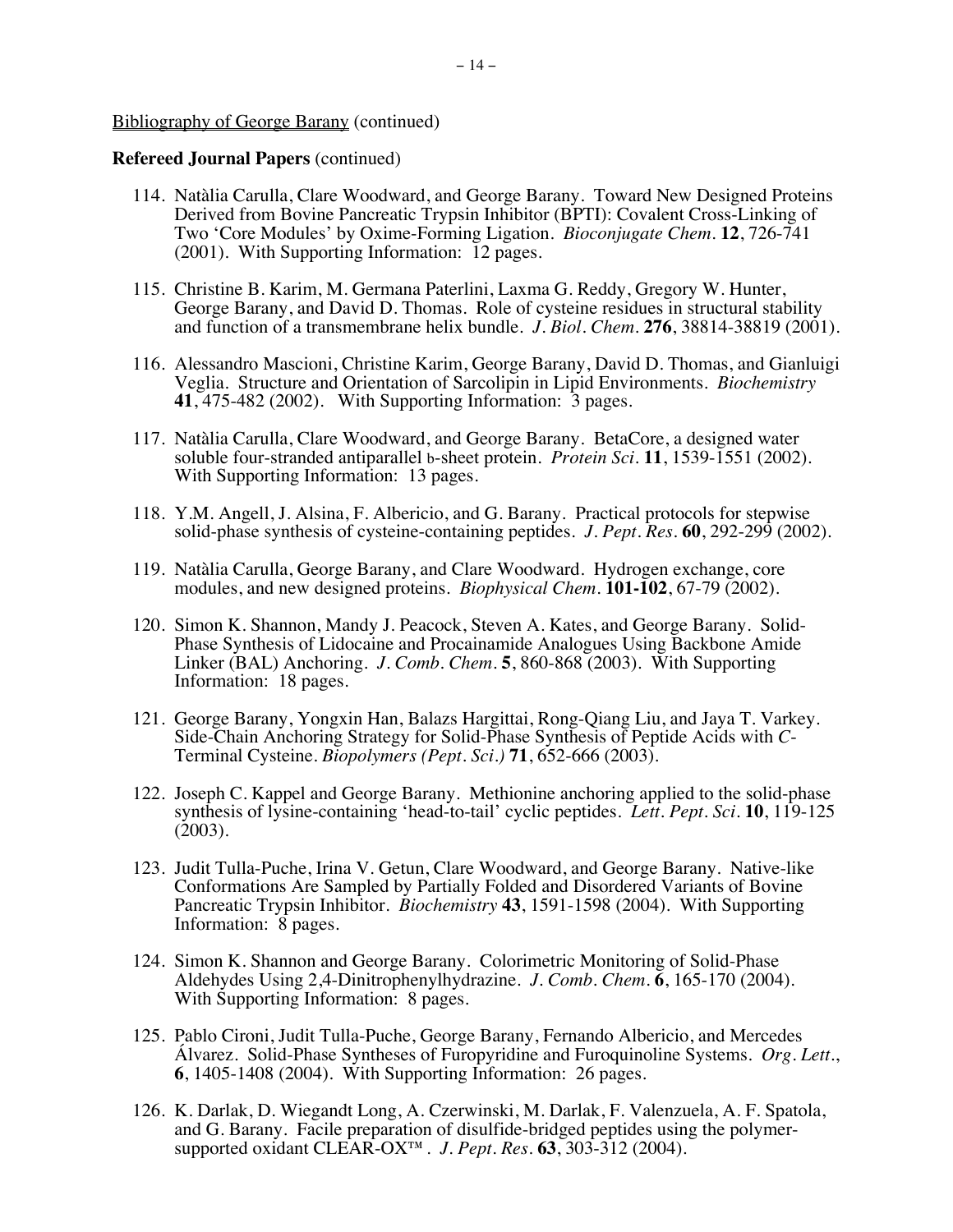Bibliography of George Barany (continued)

**Refereed Journal Papers** (continued)

114. Natàlia Carulla, Clare Woodward, and George Barany. Toward New Designed Proteins Derived from Bovine Pancreatic Trypsin Inhibitor (BPTI): Covalent Cross-Linking of Two 'Core Modules' by Oxime-Forming Ligation. *Bioconjugate Chem.* **12**, 726-741 (2001). With Supporting Information: 12 pages.

115. Christine B. Karim, M. Germana Paterlini, Laxma G. Reddy, Gregory W. Hunter, George Barany, and David D. Thomas. Role of cysteine residues in structural stability and function of a transmembrane helix bundle. *J. Biol. Chem.* **276**, 38814-38819 (2001).

116. Alessandro Mascioni, Christine Karim, George Barany, David D. Thomas, and Gianluigi Veglia. Structure and Orientation of Sarcolipin in Lipid Environments. *Biochemistry* **41**, 475-482 (2002). With Supporting Information: 3 pages.

117. Natàlia Carulla, Clare Woodward, and George Barany. BetaCore, a designed water soluble four-stranded antiparallel b-sheet protein. *Protein Sci.* **11**, 1539-1551 (2002). With Supporting Information: 13 pages.

118. Y.M. Angell, J. Alsina, F. Albericio, and G. Barany. Practical protocols for stepwise solid-phase synthesis of cysteine-containing peptides. *J. Pept. Res.* **60**, 292-299 (2002).

119. Natàlia Carulla, George Barany, and Clare Woodward. Hydrogen exchange, core modules, and new designed proteins. *Biophysical Chem.* **101-102**, 67-79 (2002).

120. Simon K. Shannon, Mandy J. Peacock, Steven A. Kates, and George Barany. Solid-Phase Synthesis of Lidocaine and Procainamide Analogues Using Backbone Amide Linker (BAL) Anchoring. *J. Comb. Chem.* **5**, 860-868 (2003). With Supporting Information: 18 pages.

121. George Barany, Yongxin Han, Balazs Hargittai, Rong-Qiang Liu, and Jaya T. Varkey. Side-Chain Anchoring Strategy for Solid-Phase Synthesis of Peptide Acids with *C*-Terminal Cysteine. *Biopolymers (Pept. Sci.)* **71**, 652-666 (2003).

122. Joseph C. Kappel and George Barany. Methionine anchoring applied to the solid-phase synthesis of lysine-containing 'head-to-tail' cyclic peptides. *Lett. Pept. Sci.* **10**, 119-125 (2003).

123. Judit Tulla-Puche, Irina V. Getun, Clare Woodward, and George Barany. Native-like Conformations Are Sampled by Partially Folded and Disordered Variants of Bovine Pancreatic Trypsin Inhibitor. *Biochemistry* **43**, 1591-1598 (2004). With Supporting Information: 8 pages.

124. Simon K. Shannon and George Barany. Colorimetric Monitoring of Solid-Phase Aldehydes Using 2,4-Dinitrophenylhydrazine. *J. Comb. Chem.* **6**, 165-170 (2004). With Supporting Information: 8 pages.

125. Pablo Cironi, Judit Tulla-Puche, George Barany, Fernando Albericio, and Mercedes Álvarez. Solid-Phase Syntheses of Furopyridine and Furoquinoline Systems. *Org. Lett.*, **6**, 1405-1408 (2004). With Supporting Information: 26 pages.

126. K. Darlak, D. Wiegandt Long, A. Czerwinski, M. Darlak, F. Valenzuela, A. F. Spatola, and G. Barany. Facile preparation of disulfide-bridged peptides using the polymer-supported oxidant CLEAR-OX™ . *J. Pept. Res.* **63**, 303-312 (2004).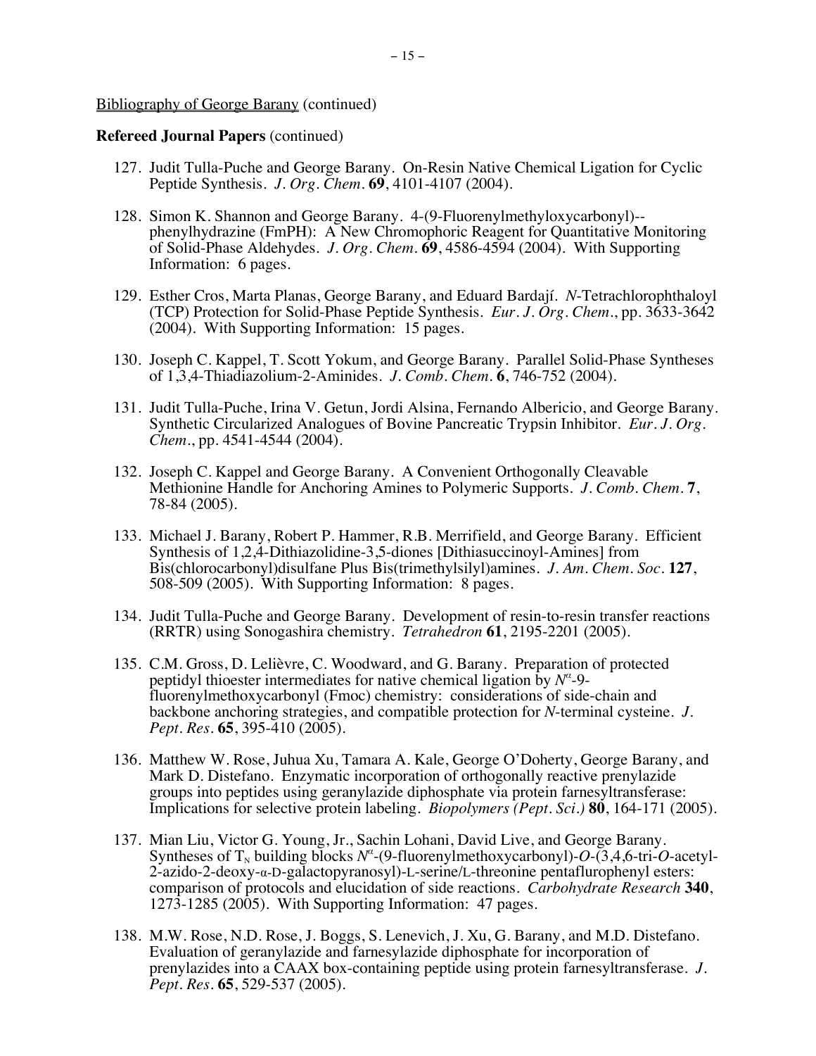Bibliography of George Barany (continued)

**Refereed Journal Papers** (continued)

127. Judit Tulla-Puche and George Barany. On-Resin Native Chemical Ligation for Cyclic Peptide Synthesis. *J. Org. Chem.* **69**, 4101-4107 (2004).

128. Simon K. Shannon and George Barany. 4-(9-Fluorenylmethyloxycarbonyl)--phenylhydrazine (FmPH): A New Chromophoric Reagent for Quantitative Monitoring of Solid-Phase Aldehydes. *J. Org. Chem.* **69**, 4586-4594 (2004). With Supporting Information: 6 pages.

129. Esther Cros, Marta Planas, George Barany, and Eduard Bardají. *N*-Tetrachlorophthaloyl (TCP) Protection for Solid-Phase Peptide Synthesis. *Eur. J. Org. Chem.*, pp. 3633-3642 (2004). With Supporting Information: 15 pages.

130. Joseph C. Kappel, T. Scott Yokum, and George Barany. Parallel Solid-Phase Syntheses of 1,3,4-Thiadiazolium-2-Aminides. *J. Comb. Chem.* **6**, 746-752 (2004).

131. Judit Tulla-Puche, Irina V. Getun, Jordi Alsina, Fernando Albericio, and George Barany. Synthetic Circularized Analogues of Bovine Pancreatic Trypsin Inhibitor. *Eur. J. Org. Chem.*, pp. 4541-4544 (2004).

132. Joseph C. Kappel and George Barany. A Convenient Orthogonally Cleavable Methionine Handle for Anchoring Amines to Polymeric Supports. *J. Comb. Chem.* **7**, 78-84 (2005).

133. Michael J. Barany, Robert P. Hammer, R.B. Merrifield, and George Barany. Efficient Synthesis of 1,2,4-Dithiazolidine-3,5-diones [Dithiasuccinoyl-Amines] from Bis(chlorocarbonyl)disulfane Plus Bis(trimethylsilyl)amines. *J. Am. Chem. Soc.* **127**, 508-509 (2005). With Supporting Information: 8 pages.

134. Judit Tulla-Puche and George Barany. Development of resin-to-resin transfer reactions (RRTR) using Sonogashira chemistry. *Tetrahedron* **61**, 2195-2201 (2005).

135. C.M. Gross, D. Lelièvre, C. Woodward, and G. Barany. Preparation of protected peptidyl thioester intermediates for native chemical ligation by $N^{\alpha}$-9-fluorenylmethoxycarbonyl (Fmoc) chemistry: considerations of side-chain and backbone anchoring strategies, and compatible protection for *N*-terminal cysteine. *J. Pept. Res.* **65**, 395-410 (2005).

136. Matthew W. Rose, Juhua Xu, Tamara A. Kale, George O'Doherty, George Barany, and Mark D. Distefano. Enzymatic incorporation of orthogonally reactive prenylazide groups into peptides using geranylazide diphosphate via protein farnesyltransferase: Implications for selective protein labeling. *Biopolymers (Pept. Sci.)* **80**, 164-171 (2005).

137. Mian Liu, Victor G. Young, Jr., Sachin Lohani, David Live, and George Barany. Syntheses of $T_N$ building blocks $N^{\alpha}$-(9-fluorenylmethoxycarbonyl)-*O*-(3,4,6-tri-*O*-acetyl-2-azido-2-deoxy-α-D-galactopyranosyl)-L-serine/L-threonine pentaflurophenyl esters: comparison of protocols and elucidation of side reactions. *Carbohydrate Research* **340**, 1273-1285 (2005). With Supporting Information: 47 pages.

138. M.W. Rose, N.D. Rose, J. Boggs, S. Lenevich, J. Xu, G. Barany, and M.D. Distefano. Evaluation of geranylazide and farnesylazide diphosphate for incorporation of prenylazides into a CAAX box-containing peptide using protein farnesyltransferase. *J. Pept. Res.* **65**, 529-537 (2005).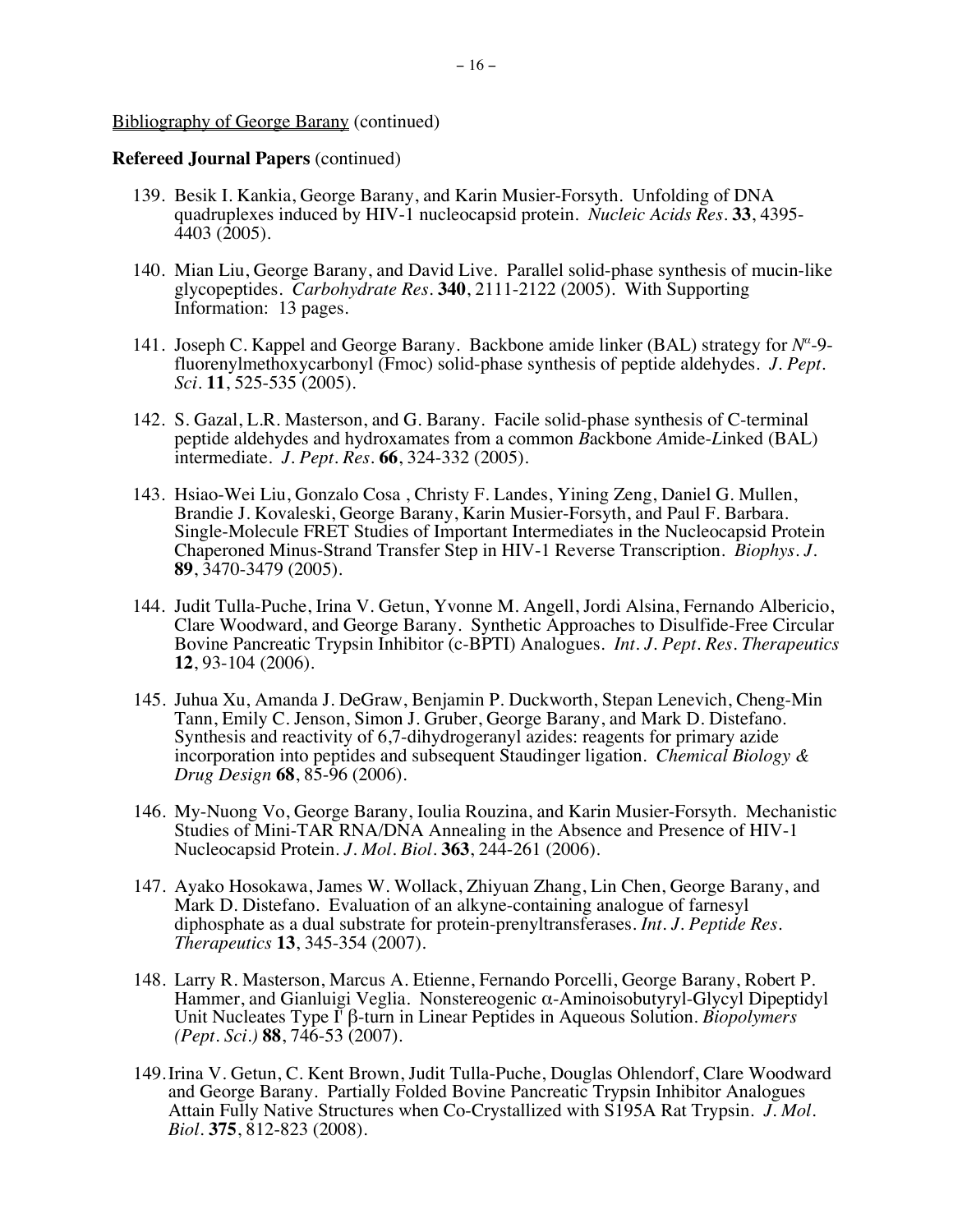Bibliography of George Barany (continued)

**Refereed Journal Papers** (continued)

139. Besik I. Kankia, George Barany, and Karin Musier-Forsyth. Unfolding of DNA quadruplexes induced by HIV-1 nucleocapsid protein. *Nucleic Acids Res.* **33**, 4395-4403 (2005).

140. Mian Liu, George Barany, and David Live. Parallel solid-phase synthesis of mucin-like glycopeptides. *Carbohydrate Res.* **340**, 2111-2122 (2005). With Supporting Information: 13 pages.

141. Joseph C. Kappel and George Barany. Backbone amide linker (BAL) strategy for $N^{\alpha}$-9-fluorenylmethoxycarbonyl (Fmoc) solid-phase synthesis of peptide aldehydes. *J. Pept. Sci.* **11**, 525-535 (2005).

142. S. Gazal, L.R. Masterson, and G. Barany. Facile solid-phase synthesis of C-terminal peptide aldehydes and hydroxamates from a common *B*ackbone *A*mide-*L*inked (BAL) intermediate. *J. Pept. Res.* **66**, 324-332 (2005).

143. Hsiao-Wei Liu, Gonzalo Cosa , Christy F. Landes, Yining Zeng, Daniel G. Mullen, Brandie J. Kovaleski, George Barany, Karin Musier-Forsyth, and Paul F. Barbara. Single-Molecule FRET Studies of Important Intermediates in the Nucleocapsid Protein Chaperoned Minus-Strand Transfer Step in HIV-1 Reverse Transcription. *Biophys. J.* **89**, 3470-3479 (2005).

144. Judit Tulla-Puche, Irina V. Getun, Yvonne M. Angell, Jordi Alsina, Fernando Albericio, Clare Woodward, and George Barany. Synthetic Approaches to Disulfide-Free Circular Bovine Pancreatic Trypsin Inhibitor (c-BPTI) Analogues. *Int. J. Pept. Res. Therapeutics* **12**, 93-104 (2006).

145. Juhua Xu, Amanda J. DeGraw, Benjamin P. Duckworth, Stepan Lenevich, Cheng-Min Tann, Emily C. Jenson, Simon J. Gruber, George Barany, and Mark D. Distefano. Synthesis and reactivity of 6,7-dihydrogeranyl azides: reagents for primary azide incorporation into peptides and subsequent Staudinger ligation. *Chemical Biology & Drug Design* **68**, 85-96 (2006).

146. My-Nuong Vo, George Barany, Ioulia Rouzina, and Karin Musier-Forsyth. Mechanistic Studies of Mini-TAR RNA/DNA Annealing in the Absence and Presence of HIV-1 Nucleocapsid Protein. *J. Mol. Biol.* **363**, 244-261 (2006).

147. Ayako Hosokawa, James W. Wollack, Zhiyuan Zhang, Lin Chen, George Barany, and Mark D. Distefano. Evaluation of an alkyne-containing analogue of farnesyl diphosphate as a dual substrate for protein-prenyltransferases. *Int. J. Peptide Res. Therapeutics* **13**, 345-354 (2007).

148. Larry R. Masterson, Marcus A. Etienne, Fernando Porcelli, George Barany, Robert P. Hammer, and Gianluigi Veglia. Nonstereogenic α-Aminoisobutyryl-Glycyl Dipeptidyl Unit Nucleates Type I' β-turn in Linear Peptides in Aqueous Solution. *Biopolymers (Pept. Sci.)* **88**, 746-53 (2007).

149. Irina V. Getun, C. Kent Brown, Judit Tulla-Puche, Douglas Ohlendorf, Clare Woodward and George Barany. Partially Folded Bovine Pancreatic Trypsin Inhibitor Analogues Attain Fully Native Structures when Co-Crystallized with S195A Rat Trypsin. *J. Mol. Biol.* **375**, 812-823 (2008).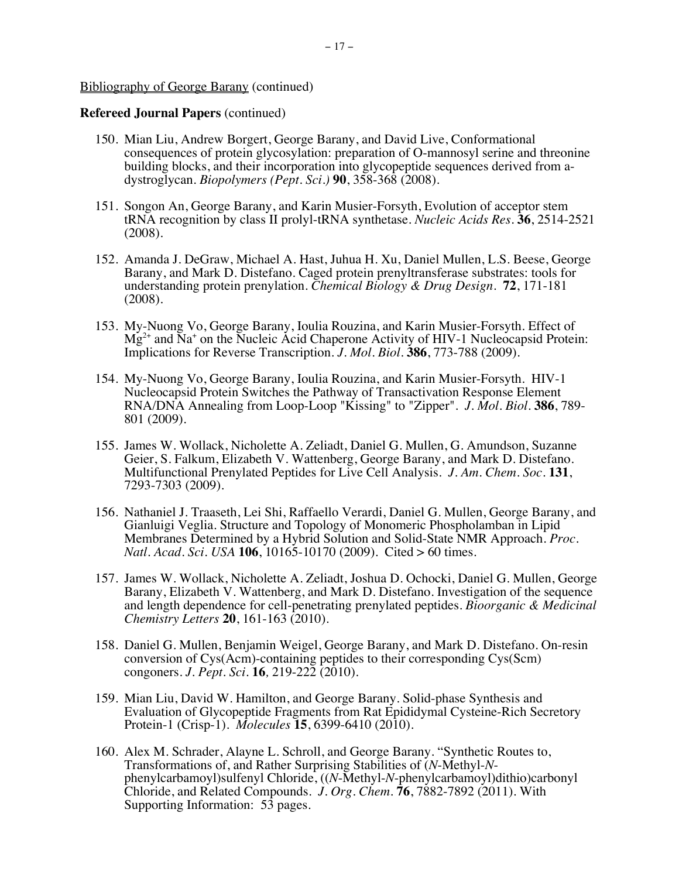Bibliography of George Barany (continued)

**Refereed Journal Papers** (continued)

150. Mian Liu, Andrew Borgert, George Barany, and David Live, Conformational consequences of protein glycosylation: preparation of O-mannosyl serine and threonine building blocks, and their incorporation into glycopeptide sequences derived from a-dystroglycan. *Biopolymers (Pept. Sci.)* **90**, 358-368 (2008).

151. Songon An, George Barany, and Karin Musier-Forsyth, Evolution of acceptor stem tRNA recognition by class II prolyl-tRNA synthetase. *Nucleic Acids Res.* **36**, 2514-2521 (2008).

152. Amanda J. DeGraw, Michael A. Hast, Juhua H. Xu, Daniel Mullen, L.S. Beese, George Barany, and Mark D. Distefano. Caged protein prenyltransferase substrates: tools for understanding protein prenylation. *Chemical Biology & Drug Design.* **72**, 171-181 (2008).

153. My-Nuong Vo, George Barany, Ioulia Rouzina, and Karin Musier-Forsyth. Effect of $Mg^{2+}$ and $Na^{+}$ on the Nucleic Acid Chaperone Activity of HIV-1 Nucleocapsid Protein: Implications for Reverse Transcription. *J. Mol. Biol.* **386**, 773-788 (2009).

154. My-Nuong Vo, George Barany, Ioulia Rouzina, and Karin Musier-Forsyth. HIV-1 Nucleocapsid Protein Switches the Pathway of Transactivation Response Element RNA/DNA Annealing from Loop-Loop "Kissing" to "Zipper". *J. Mol. Biol.* **386**, 789-801 (2009).

155. James W. Wollack, Nicholette A. Zeliadt, Daniel G. Mullen, G. Amundson, Suzanne Geier, S. Falkum, Elizabeth V. Wattenberg, George Barany, and Mark D. Distefano. Multifunctional Prenylated Peptides for Live Cell Analysis. *J. Am. Chem. Soc.* **131**, 7293-7303 (2009).

156. Nathaniel J. Traaseth, Lei Shi, Raffaello Verardi, Daniel G. Mullen, George Barany, and Gianluigi Veglia. Structure and Topology of Monomeric Phospholamban in Lipid Membranes Determined by a Hybrid Solution and Solid-State NMR Approach. *Proc. Natl. Acad. Sci. USA* **106**, 10165-10170 (2009). Cited > 60 times.

157. James W. Wollack, Nicholette A. Zeliadt, Joshua D. Ochocki, Daniel G. Mullen, George Barany, Elizabeth V. Wattenberg, and Mark D. Distefano. Investigation of the sequence and length dependence for cell-penetrating prenylated peptides. *Bioorganic & Medicinal Chemistry Letters* **20**, 161-163 (2010).

158. Daniel G. Mullen, Benjamin Weigel, George Barany, and Mark D. Distefano. On-resin conversion of Cys(Acm)-containing peptides to their corresponding Cys(Scm) congoners. *J. Pept. Sci.* **16**, 219-222 (2010).

159. Mian Liu, David W. Hamilton, and George Barany. Solid-phase Synthesis and Evaluation of Glycopeptide Fragments from Rat Epididymal Cysteine-Rich Secretory Protein-1 (Crisp-1). *Molecules* **15**, 6399-6410 (2010).

160. Alex M. Schrader, Alayne L. Schroll, and George Barany. "Synthetic Routes to, Transformations of, and Rather Surprising Stabilities of (*N*-Methyl-*N*-phenylcarbamoyl)sulfenyl Chloride, ((*N*-Methyl-*N*-phenylcarbamoyl)dithio)carbonyl Chloride, and Related Compounds. *J. Org. Chem.* **76**, 7882-7892 (2011). With Supporting Information: 53 pages.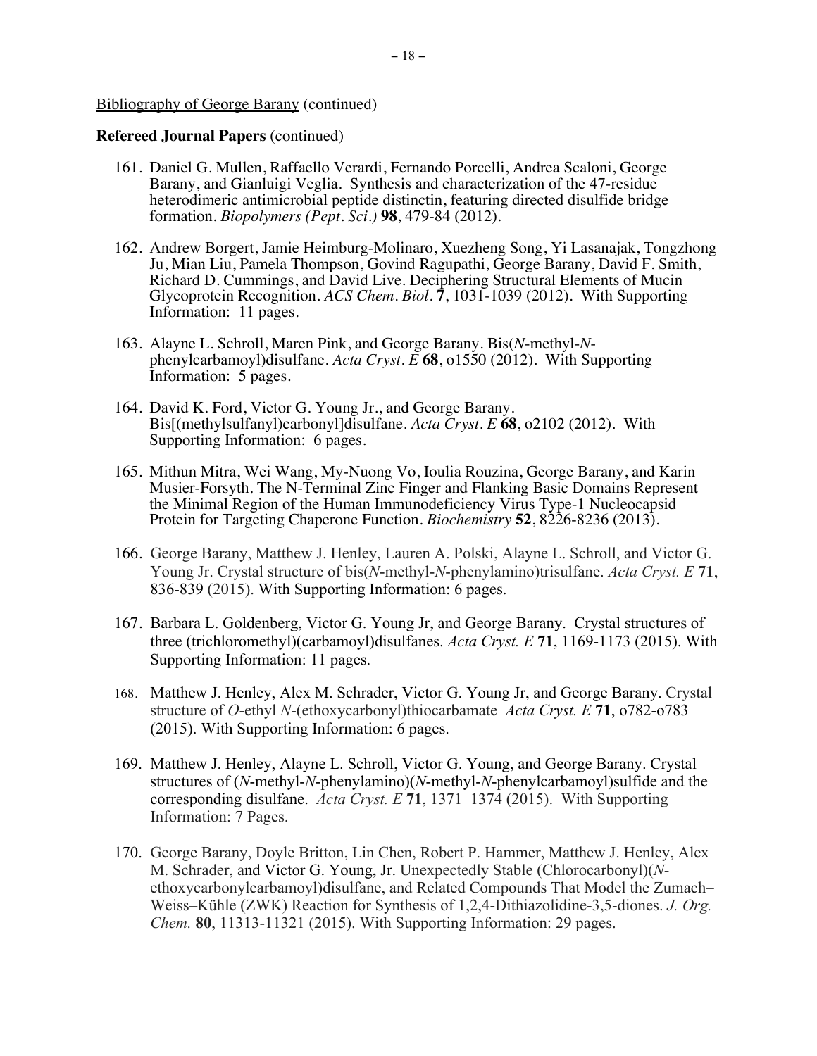Bibliography of George Barany (continued)

**Refereed Journal Papers** (continued)

161. Daniel G. Mullen, Raffaello Verardi, Fernando Porcelli, Andrea Scaloni, George Barany, and Gianluigi Veglia. Synthesis and characterization of the 47-residue heterodimeric antimicrobial peptide distinctin, featuring directed disulfide bridge formation. *Biopolymers (Pept. Sci.)* **98**, 479-84 (2012).

162. Andrew Borgert, Jamie Heimburg-Molinaro, Xuezheng Song, Yi Lasanajak, Tongzhong Ju, Mian Liu, Pamela Thompson, Govind Ragupathi, George Barany, David F. Smith, Richard D. Cummings, and David Live. Deciphering Structural Elements of Mucin Glycoprotein Recognition. *ACS Chem. Biol.* **7**, 1031-1039 (2012). With Supporting Information: 11 pages.

163. Alayne L. Schroll, Maren Pink, and George Barany. Bis(*N*-methyl-*N*-phenylcarbamoyl)disulfane. *Acta Cryst. E* **68**, o1550 (2012). With Supporting Information: 5 pages.

164. David K. Ford, Victor G. Young Jr., and George Barany. Bis[(methylsulfanyl)carbonyl]disulfane. *Acta Cryst. E* **68**, o2102 (2012). With Supporting Information: 6 pages.

165. Mithun Mitra, Wei Wang, My-Nuong Vo, Ioulia Rouzina, George Barany, and Karin Musier-Forsyth. The N-Terminal Zinc Finger and Flanking Basic Domains Represent the Minimal Region of the Human Immunodeficiency Virus Type-1 Nucleocapsid Protein for Targeting Chaperone Function. *Biochemistry* **52**, 8226-8236 (2013).

166. George Barany, Matthew J. Henley, Lauren A. Polski, Alayne L. Schroll, and Victor G. Young Jr. Crystal structure of bis(*N*-methyl-*N*-phenylamino)trisulfane. *Acta Cryst. E* **71**, 836-839 (2015). With Supporting Information: 6 pages.

167. Barbara L. Goldenberg, Victor G. Young Jr, and George Barany. Crystal structures of three (trichloromethyl)(carbamoyl)disulfanes. *Acta Cryst. E* **71**, 1169-1173 (2015). With Supporting Information: 11 pages.

168. Matthew J. Henley, Alex M. Schrader, Victor G. Young Jr, and George Barany. Crystal structure of *O*-ethyl *N*-(ethoxycarbonyl)thiocarbamate *Acta Cryst. E* **71**, o782-o783 (2015). With Supporting Information: 6 pages.

169. Matthew J. Henley, Alayne L. Schroll, Victor G. Young, and George Barany. Crystal structures of (*N*-methyl-*N*-phenylamino)(*N*-methyl-*N*-phenylcarbamoyl)sulfide and the corresponding disulfane. *Acta Cryst. E* **71**, 1371–1374 (2015). With Supporting Information: 7 Pages.

170. George Barany, Doyle Britton, Lin Chen, Robert P. Hammer, Matthew J. Henley, Alex M. Schrader, and Victor G. Young, Jr. Unexpectedly Stable (Chlorocarbonyl)(*N*-ethoxycarbonylcarbamoyl)disulfane, and Related Compounds That Model the Zumach–Weiss–Kühle (ZWK) Reaction for Synthesis of 1,2,4-Dithiazolidine-3,5-diones. *J. Org. Chem.* **80**, 11313-11321 (2015). With Supporting Information: 29 pages.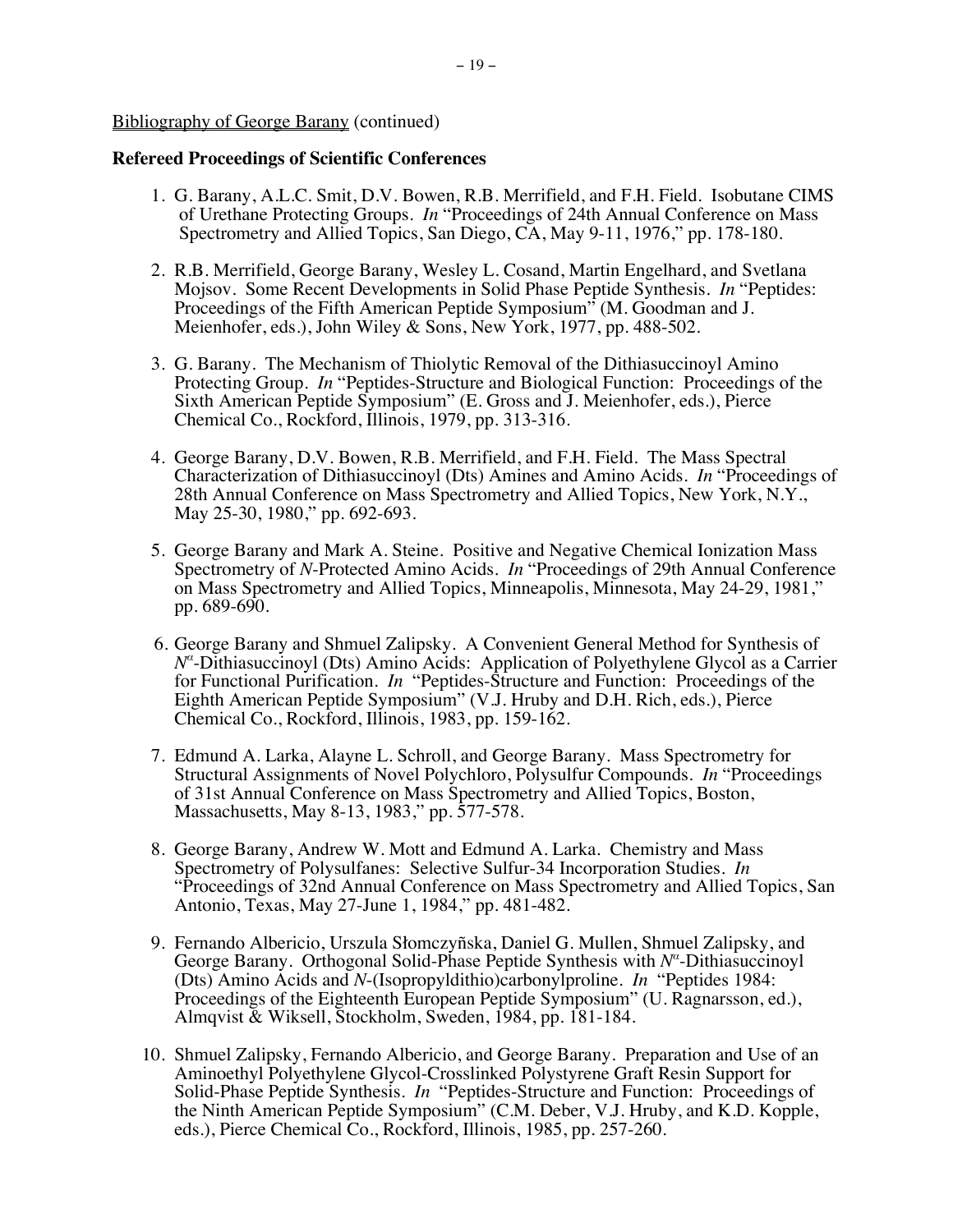Bibliography of George Barany (continued)

**Refereed Proceedings of Scientific Conferences**

1. G. Barany, A.L.C. Smit, D.V. Bowen, R.B. Merrifield, and F.H. Field. Isobutane CIMS of Urethane Protecting Groups. *In* "Proceedings of 24th Annual Conference on Mass Spectrometry and Allied Topics, San Diego, CA, May 9-11, 1976," pp. 178-180.

2. R.B. Merrifield, George Barany, Wesley L. Cosand, Martin Engelhard, and Svetlana Mojsov. Some Recent Developments in Solid Phase Peptide Synthesis. *In* "Peptides: Proceedings of the Fifth American Peptide Symposium" (M. Goodman and J. Meienhofer, eds.), John Wiley & Sons, New York, 1977, pp. 488-502.

3. G. Barany. The Mechanism of Thiolytic Removal of the Dithiasuccinoyl Amino Protecting Group. *In* "Peptides-Structure and Biological Function: Proceedings of the Sixth American Peptide Symposium" (E. Gross and J. Meienhofer, eds.), Pierce Chemical Co., Rockford, Illinois, 1979, pp. 313-316.

4. George Barany, D.V. Bowen, R.B. Merrifield, and F.H. Field. The Mass Spectral Characterization of Dithiasuccinoyl (Dts) Amines and Amino Acids. *In* "Proceedings of 28th Annual Conference on Mass Spectrometry and Allied Topics, New York, N.Y., May 25-30, 1980," pp. 692-693.

5. George Barany and Mark A. Steine. Positive and Negative Chemical Ionization Mass Spectrometry of *N*-Protected Amino Acids. *In* "Proceedings of 29th Annual Conference on Mass Spectrometry and Allied Topics, Minneapolis, Minnesota, May 24-29, 1981," pp. 689-690.

6. George Barany and Shmuel Zalipsky. A Convenient General Method for Synthesis of $N^{\alpha}$-Dithiasuccinoyl (Dts) Amino Acids: Application of Polyethylene Glycol as a Carrier for Functional Purification. *In* "Peptides-Structure and Function: Proceedings of the Eighth American Peptide Symposium" (V.J. Hruby and D.H. Rich, eds.), Pierce Chemical Co., Rockford, Illinois, 1983, pp. 159-162.

7. Edmund A. Larka, Alayne L. Schroll, and George Barany. Mass Spectrometry for Structural Assignments of Novel Polychloro, Polysulfur Compounds. *In* "Proceedings of 31st Annual Conference on Mass Spectrometry and Allied Topics, Boston, Massachusetts, May 8-13, 1983," pp. 577-578.

8. George Barany, Andrew W. Mott and Edmund A. Larka. Chemistry and Mass Spectrometry of Polysulfanes: Selective Sulfur-34 Incorporation Studies. *In* "Proceedings of 32nd Annual Conference on Mass Spectrometry and Allied Topics, San Antonio, Texas, May 27-June 1, 1984," pp. 481-482.

9. Fernando Albericio, Urszula Słomczyñska, Daniel G. Mullen, Shmuel Zalipsky, and George Barany. Orthogonal Solid-Phase Peptide Synthesis with $N^{\alpha}$-Dithiasuccinoyl (Dts) Amino Acids and *N*-(Isopropyldithio)carbonylproline. *In* "Peptides 1984: Proceedings of the Eighteenth European Peptide Symposium" (U. Ragnarsson, ed.), Almqvist & Wiksell, Stockholm, Sweden, 1984, pp. 181-184.

10. Shmuel Zalipsky, Fernando Albericio, and George Barany. Preparation and Use of an Aminoethyl Polyethylene Glycol-Crosslinked Polystyrene Graft Resin Support for Solid-Phase Peptide Synthesis. *In* "Peptides-Structure and Function: Proceedings of the Ninth American Peptide Symposium" (C.M. Deber, V.J. Hruby, and K.D. Kopple, eds.), Pierce Chemical Co., Rockford, Illinois, 1985, pp. 257-260.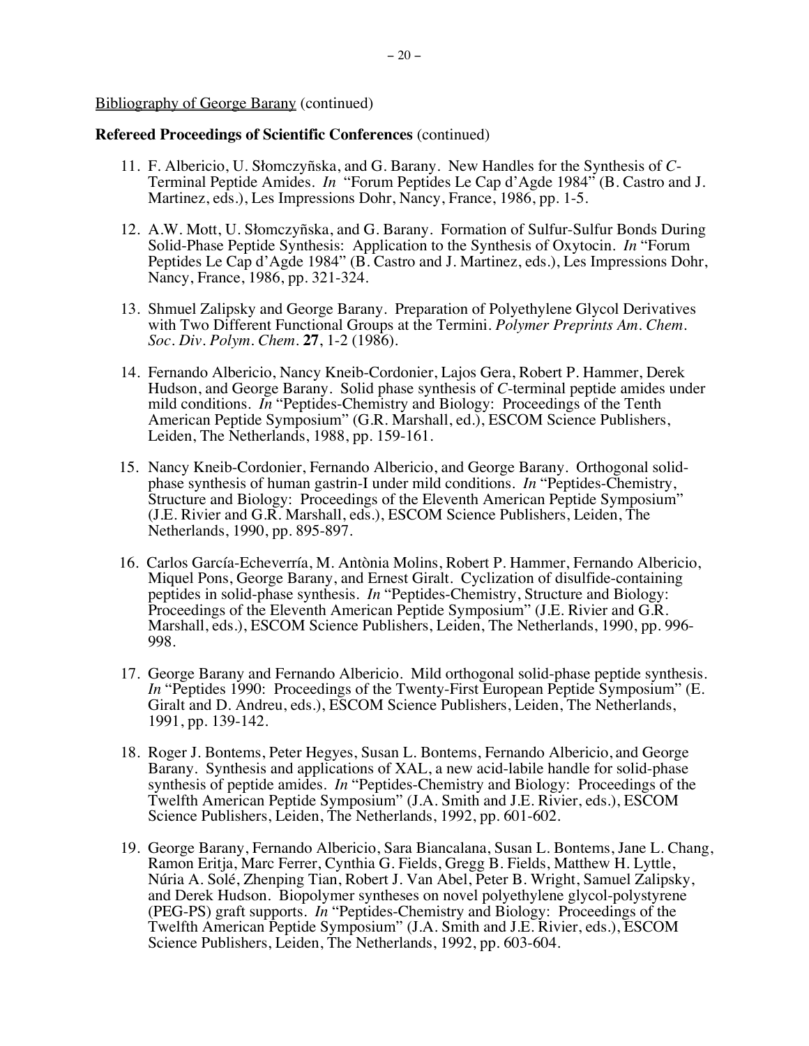Bibliography of George Barany (continued)

**Refereed Proceedings of Scientific Conferences** (continued)

11. F. Albericio, U. Słomczyñska, and G. Barany. New Handles for the Synthesis of *C*-Terminal Peptide Amides. *In* "Forum Peptides Le Cap d'Agde 1984" (B. Castro and J. Martinez, eds.), Les Impressions Dohr, Nancy, France, 1986, pp. 1-5.

12. A.W. Mott, U. Słomczyñska, and G. Barany. Formation of Sulfur-Sulfur Bonds During Solid-Phase Peptide Synthesis: Application to the Synthesis of Oxytocin. *In* "Forum Peptides Le Cap d'Agde 1984" (B. Castro and J. Martinez, eds.), Les Impressions Dohr, Nancy, France, 1986, pp. 321-324.

13. Shmuel Zalipsky and George Barany. Preparation of Polyethylene Glycol Derivatives with Two Different Functional Groups at the Termini. *Polymer Preprints Am. Chem. Soc. Div. Polym. Chem.* **27**, 1-2 (1986).

14. Fernando Albericio, Nancy Kneib-Cordonier, Lajos Gera, Robert P. Hammer, Derek Hudson, and George Barany. Solid phase synthesis of *C*-terminal peptide amides under mild conditions. *In* "Peptides-Chemistry and Biology: Proceedings of the Tenth American Peptide Symposium" (G.R. Marshall, ed.), ESCOM Science Publishers, Leiden, The Netherlands, 1988, pp. 159-161.

15. Nancy Kneib-Cordonier, Fernando Albericio, and George Barany. Orthogonal solid-phase synthesis of human gastrin-I under mild conditions. *In* "Peptides-Chemistry, Structure and Biology: Proceedings of the Eleventh American Peptide Symposium" (J.E. Rivier and G.R. Marshall, eds.), ESCOM Science Publishers, Leiden, The Netherlands, 1990, pp. 895-897.

16. Carlos García-Echeverría, M. Antònia Molins, Robert P. Hammer, Fernando Albericio, Miquel Pons, George Barany, and Ernest Giralt. Cyclization of disulfide-containing peptides in solid-phase synthesis. *In* "Peptides-Chemistry, Structure and Biology: Proceedings of the Eleventh American Peptide Symposium" (J.E. Rivier and G.R. Marshall, eds.), ESCOM Science Publishers, Leiden, The Netherlands, 1990, pp. 996-998.

17. George Barany and Fernando Albericio. Mild orthogonal solid-phase peptide synthesis. *In* "Peptides 1990: Proceedings of the Twenty-First European Peptide Symposium" (E. Giralt and D. Andreu, eds.), ESCOM Science Publishers, Leiden, The Netherlands, 1991, pp. 139-142.

18. Roger J. Bontems, Peter Hegyes, Susan L. Bontems, Fernando Albericio, and George Barany. Synthesis and applications of XAL, a new acid-labile handle for solid-phase synthesis of peptide amides. *In* "Peptides-Chemistry and Biology: Proceedings of the Twelfth American Peptide Symposium" (J.A. Smith and J.E. Rivier, eds.), ESCOM Science Publishers, Leiden, The Netherlands, 1992, pp. 601-602.

19. George Barany, Fernando Albericio, Sara Biancalana, Susan L. Bontems, Jane L. Chang, Ramon Eritja, Marc Ferrer, Cynthia G. Fields, Gregg B. Fields, Matthew H. Lyttle, Núria A. Solé, Zhenping Tian, Robert J. Van Abel, Peter B. Wright, Samuel Zalipsky, and Derek Hudson. Biopolymer syntheses on novel polyethylene glycol-polystyrene (PEG-PS) graft supports. *In* "Peptides-Chemistry and Biology: Proceedings of the Twelfth American Peptide Symposium" (J.A. Smith and J.E. Rivier, eds.), ESCOM Science Publishers, Leiden, The Netherlands, 1992, pp. 603-604.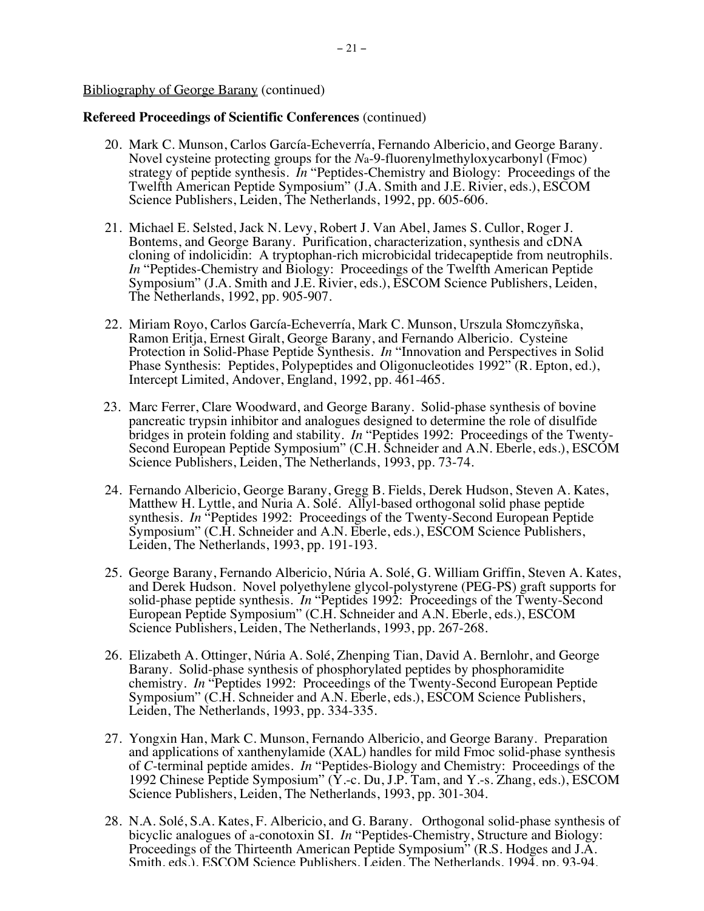Bibliography of George Barany (continued)

**Refereed Proceedings of Scientific Conferences** (continued)

20. Mark C. Munson, Carlos García-Echeverría, Fernando Albericio, and George Barany. Novel cysteine protecting groups for the *N*α-9-fluorenylmethyloxycarbonyl (Fmoc) strategy of peptide synthesis. *In* "Peptides-Chemistry and Biology: Proceedings of the Twelfth American Peptide Symposium" (J.A. Smith and J.E. Rivier, eds.), ESCOM Science Publishers, Leiden, The Netherlands, 1992, pp. 605-606.

21. Michael E. Selsted, Jack N. Levy, Robert J. Van Abel, James S. Cullor, Roger J. Bontems, and George Barany. Purification, characterization, synthesis and cDNA cloning of indolicidin: A tryptophan-rich microbicidal tridecapeptide from neutrophils. *In* "Peptides-Chemistry and Biology: Proceedings of the Twelfth American Peptide Symposium" (J.A. Smith and J.E. Rivier, eds.), ESCOM Science Publishers, Leiden, The Netherlands, 1992, pp. 905-907.

22. Miriam Royo, Carlos García-Echeverría, Mark C. Munson, Urszula Słomczyñska, Ramon Eritja, Ernest Giralt, George Barany, and Fernando Albericio. Cysteine Protection in Solid-Phase Peptide Synthesis. *In* "Innovation and Perspectives in Solid Phase Synthesis: Peptides, Polypeptides and Oligonucleotides 1992" (R. Epton, ed.), Intercept Limited, Andover, England, 1992, pp. 461-465.

23. Marc Ferrer, Clare Woodward, and George Barany. Solid-phase synthesis of bovine pancreatic trypsin inhibitor and analogues designed to determine the role of disulfide bridges in protein folding and stability. *In* "Peptides 1992: Proceedings of the Twenty-Second European Peptide Symposium" (C.H. Schneider and A.N. Eberle, eds.), ESCOM Science Publishers, Leiden, The Netherlands, 1993, pp. 73-74.

24. Fernando Albericio, George Barany, Gregg B. Fields, Derek Hudson, Steven A. Kates, Matthew H. Lyttle, and Nuria A. Solé. Allyl-based orthogonal solid phase peptide synthesis. *In* "Peptides 1992: Proceedings of the Twenty-Second European Peptide Symposium" (C.H. Schneider and A.N. Eberle, eds.), ESCOM Science Publishers, Leiden, The Netherlands, 1993, pp. 191-193.

25. George Barany, Fernando Albericio, Núria A. Solé, G. William Griffin, Steven A. Kates, and Derek Hudson. Novel polyethylene glycol-polystyrene (PEG-PS) graft supports for solid-phase peptide synthesis. *In* "Peptides 1992: Proceedings of the Twenty-Second European Peptide Symposium" (C.H. Schneider and A.N. Eberle, eds.), ESCOM Science Publishers, Leiden, The Netherlands, 1993, pp. 267-268.

26. Elizabeth A. Ottinger, Núria A. Solé, Zhenping Tian, David A. Bernlohr, and George Barany. Solid-phase synthesis of phosphorylated peptides by phosphoramidite chemistry. *In* "Peptides 1992: Proceedings of the Twenty-Second European Peptide Symposium" (C.H. Schneider and A.N. Eberle, eds.), ESCOM Science Publishers, Leiden, The Netherlands, 1993, pp. 334-335.

27. Yongxin Han, Mark C. Munson, Fernando Albericio, and George Barany. Preparation and applications of xanthenylamide (XAL) handles for mild Fmoc solid-phase synthesis of *C*-terminal peptide amides. *In* "Peptides-Biology and Chemistry: Proceedings of the 1992 Chinese Peptide Symposium" (Y.-c. Du, J.P. Tam, and Y.-s. Zhang, eds.), ESCOM Science Publishers, Leiden, The Netherlands, 1993, pp. 301-304.

28. N.A. Solé, S.A. Kates, F. Albericio, and G. Barany. Orthogonal solid-phase synthesis of bicyclic analogues of α-conotoxin SI. *In* "Peptides-Chemistry, Structure and Biology: Proceedings of the Thirteenth American Peptide Symposium" (R.S. Hodges and J.A. Smith, eds.), ESCOM Science Publishers, Leiden, The Netherlands, 1994, pp. 93-94.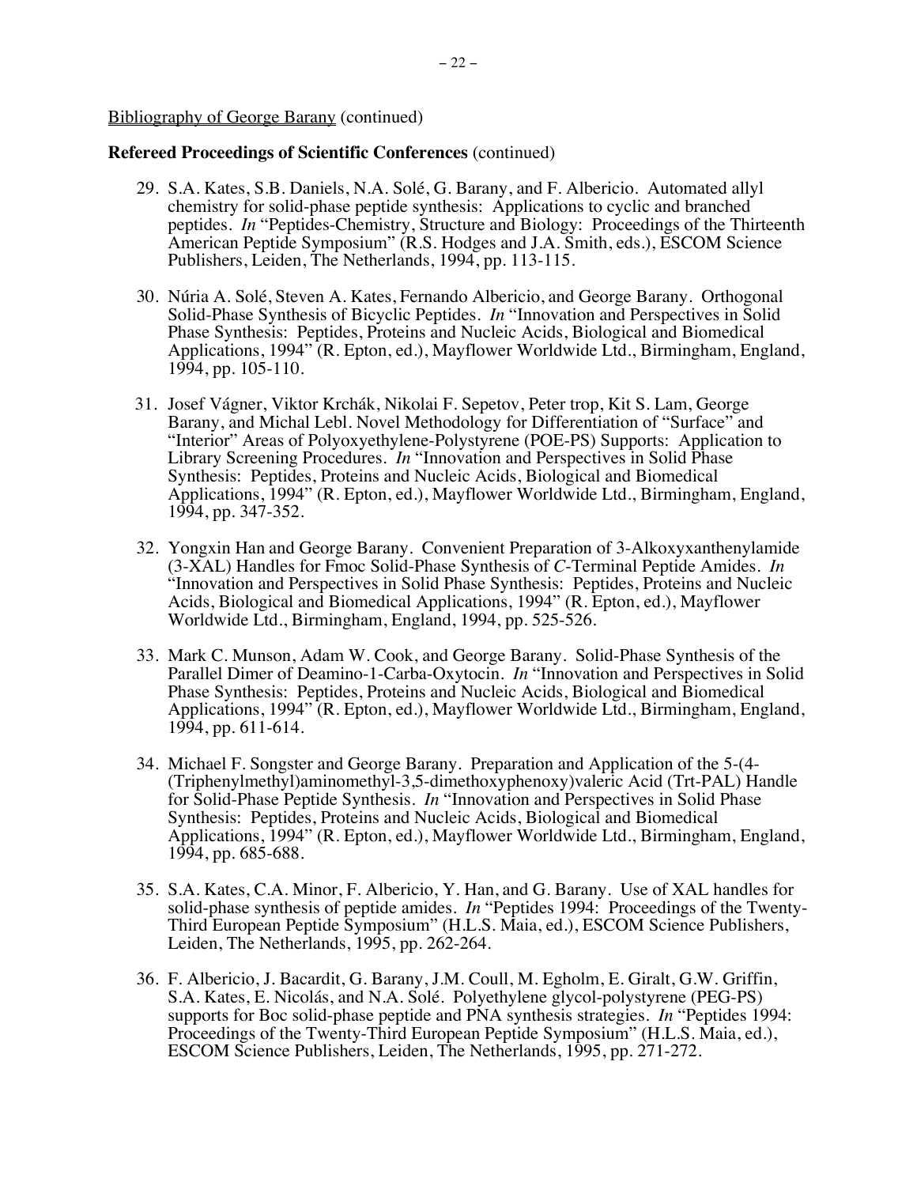Bibliography of George Barany (continued)

**Refereed Proceedings of Scientific Conferences** (continued)

29. S.A. Kates, S.B. Daniels, N.A. Solé, G. Barany, and F. Albericio. Automated allyl chemistry for solid-phase peptide synthesis: Applications to cyclic and branched peptides. *In* "Peptides-Chemistry, Structure and Biology: Proceedings of the Thirteenth American Peptide Symposium" (R.S. Hodges and J.A. Smith, eds.), ESCOM Science Publishers, Leiden, The Netherlands, 1994, pp. 113-115.

30. Núria A. Solé, Steven A. Kates, Fernando Albericio, and George Barany. Orthogonal Solid-Phase Synthesis of Bicyclic Peptides. *In* "Innovation and Perspectives in Solid Phase Synthesis: Peptides, Proteins and Nucleic Acids, Biological and Biomedical Applications, 1994" (R. Epton, ed.), Mayflower Worldwide Ltd., Birmingham, England, 1994, pp. 105-110.

31. Josef Vágner, Viktor Krchák, Nikolai F. Sepetov, Peter trop, Kit S. Lam, George Barany, and Michal Lebl. Novel Methodology for Differentiation of "Surface" and "Interior" Areas of Polyoxyethylene-Polystyrene (POE-PS) Supports: Application to Library Screening Procedures. *In* "Innovation and Perspectives in Solid Phase Synthesis: Peptides, Proteins and Nucleic Acids, Biological and Biomedical Applications, 1994" (R. Epton, ed.), Mayflower Worldwide Ltd., Birmingham, England, 1994, pp. 347-352.

32. Yongxin Han and George Barany. Convenient Preparation of 3-Alkoxyxanthenylamide (3-XAL) Handles for Fmoc Solid-Phase Synthesis of *C*-Terminal Peptide Amides. *In* "Innovation and Perspectives in Solid Phase Synthesis: Peptides, Proteins and Nucleic Acids, Biological and Biomedical Applications, 1994" (R. Epton, ed.), Mayflower Worldwide Ltd., Birmingham, England, 1994, pp. 525-526.

33. Mark C. Munson, Adam W. Cook, and George Barany. Solid-Phase Synthesis of the Parallel Dimer of Deamino-1-Carba-Oxytocin. *In* "Innovation and Perspectives in Solid Phase Synthesis: Peptides, Proteins and Nucleic Acids, Biological and Biomedical Applications, 1994" (R. Epton, ed.), Mayflower Worldwide Ltd., Birmingham, England, 1994, pp. 611-614.

34. Michael F. Songster and George Barany. Preparation and Application of the 5-(4-(Triphenylmethyl)aminomethyl-3,5-dimethoxyphenoxy)valeric Acid (Trt-PAL) Handle for Solid-Phase Peptide Synthesis. *In* "Innovation and Perspectives in Solid Phase Synthesis: Peptides, Proteins and Nucleic Acids, Biological and Biomedical Applications, 1994" (R. Epton, ed.), Mayflower Worldwide Ltd., Birmingham, England, 1994, pp. 685-688.

35. S.A. Kates, C.A. Minor, F. Albericio, Y. Han, and G. Barany. Use of XAL handles for solid-phase synthesis of peptide amides. *In* "Peptides 1994: Proceedings of the Twenty-Third European Peptide Symposium" (H.L.S. Maia, ed.), ESCOM Science Publishers, Leiden, The Netherlands, 1995, pp. 262-264.

36. F. Albericio, J. Bacardit, G. Barany, J.M. Coull, M. Egholm, E. Giralt, G.W. Griffin, S.A. Kates, E. Nicolás, and N.A. Solé. Polyethylene glycol-polystyrene (PEG-PS) supports for Boc solid-phase peptide and PNA synthesis strategies. *In* "Peptides 1994: Proceedings of the Twenty-Third European Peptide Symposium" (H.L.S. Maia, ed.), ESCOM Science Publishers, Leiden, The Netherlands, 1995, pp. 271-272.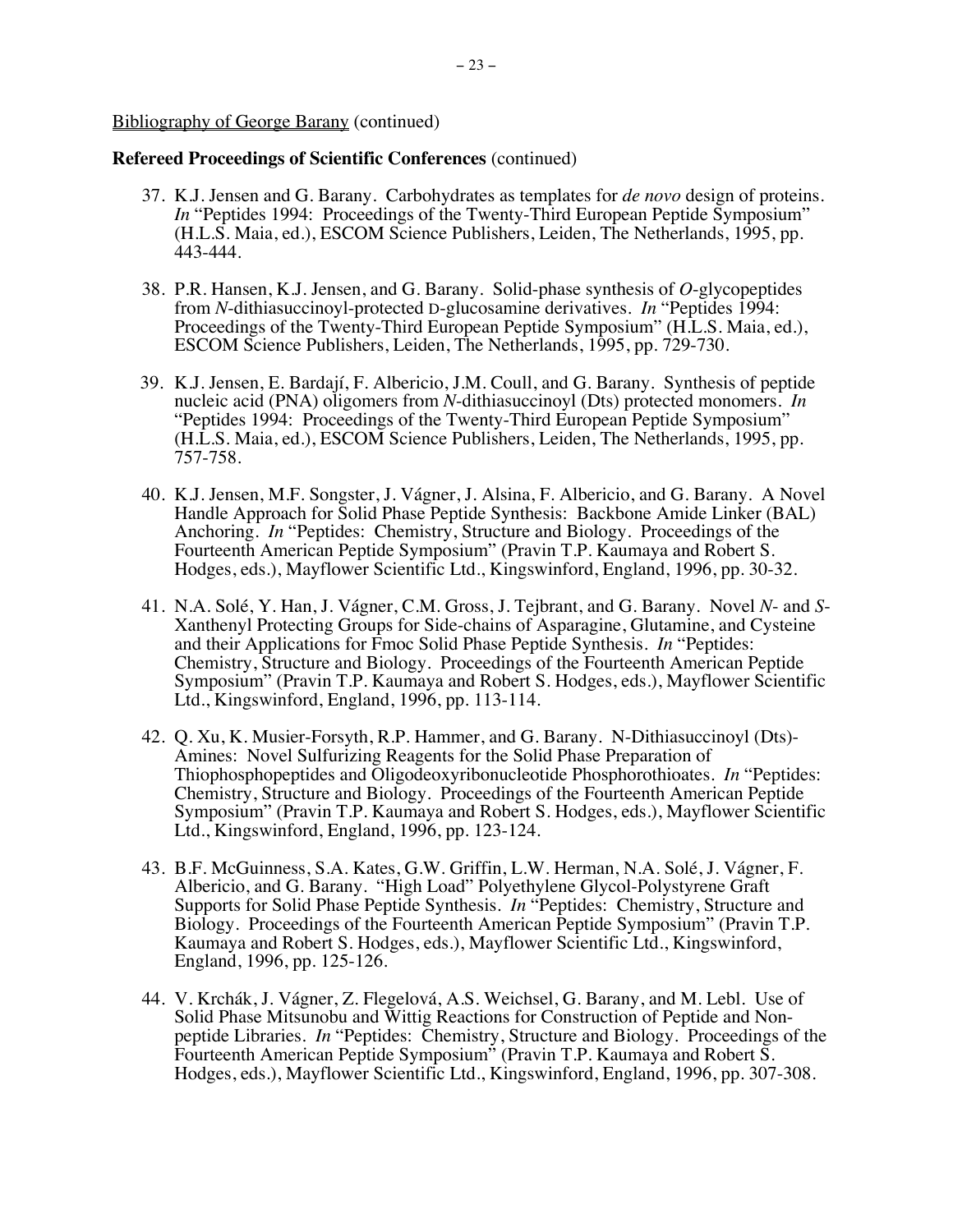Bibliography of George Barany (continued)

**Refereed Proceedings of Scientific Conferences** (continued)

37. K.J. Jensen and G. Barany. Carbohydrates as templates for *de novo* design of proteins. *In* "Peptides 1994: Proceedings of the Twenty-Third European Peptide Symposium" (H.L.S. Maia, ed.), ESCOM Science Publishers, Leiden, The Netherlands, 1995, pp. 443-444.

38. P.R. Hansen, K.J. Jensen, and G. Barany. Solid-phase synthesis of *O*-glycopeptides from *N*-dithiasuccinoyl-protected D-glucosamine derivatives. *In* "Peptides 1994: Proceedings of the Twenty-Third European Peptide Symposium" (H.L.S. Maia, ed.), ESCOM Science Publishers, Leiden, The Netherlands, 1995, pp. 729-730.

39. K.J. Jensen, E. Bardají, F. Albericio, J.M. Coull, and G. Barany. Synthesis of peptide nucleic acid (PNA) oligomers from *N*-dithiasuccinoyl (Dts) protected monomers. *In* "Peptides 1994: Proceedings of the Twenty-Third European Peptide Symposium" (H.L.S. Maia, ed.), ESCOM Science Publishers, Leiden, The Netherlands, 1995, pp. 757-758.

40. K.J. Jensen, M.F. Songster, J. Vágner, J. Alsina, F. Albericio, and G. Barany. A Novel Handle Approach for Solid Phase Peptide Synthesis: Backbone Amide Linker (BAL) Anchoring. *In* "Peptides: Chemistry, Structure and Biology. Proceedings of the Fourteenth American Peptide Symposium" (Pravin T.P. Kaumaya and Robert S. Hodges, eds.), Mayflower Scientific Ltd., Kingswinford, England, 1996, pp. 30-32.

41. N.A. Solé, Y. Han, J. Vágner, C.M. Gross, J. Tejbrant, and G. Barany. Novel *N*- and *S*-Xanthenyl Protecting Groups for Side-chains of Asparagine, Glutamine, and Cysteine and their Applications for Fmoc Solid Phase Peptide Synthesis. *In* "Peptides: Chemistry, Structure and Biology. Proceedings of the Fourteenth American Peptide Symposium" (Pravin T.P. Kaumaya and Robert S. Hodges, eds.), Mayflower Scientific Ltd., Kingswinford, England, 1996, pp. 113-114.

42. Q. Xu, K. Musier-Forsyth, R.P. Hammer, and G. Barany. N-Dithiasuccinoyl (Dts)-Amines: Novel Sulfurizing Reagents for the Solid Phase Preparation of Thiophosphopeptides and Oligodeoxyribonucleotide Phosphorothioates. *In* "Peptides: Chemistry, Structure and Biology. Proceedings of the Fourteenth American Peptide Symposium" (Pravin T.P. Kaumaya and Robert S. Hodges, eds.), Mayflower Scientific Ltd., Kingswinford, England, 1996, pp. 123-124.

43. B.F. McGuinness, S.A. Kates, G.W. Griffin, L.W. Herman, N.A. Solé, J. Vágner, F. Albericio, and G. Barany. "High Load" Polyethylene Glycol-Polystyrene Graft Supports for Solid Phase Peptide Synthesis. *In* "Peptides: Chemistry, Structure and Biology. Proceedings of the Fourteenth American Peptide Symposium" (Pravin T.P. Kaumaya and Robert S. Hodges, eds.), Mayflower Scientific Ltd., Kingswinford, England, 1996, pp. 125-126.

44. V. Krchák, J. Vágner, Z. Flegelová, A.S. Weichsel, G. Barany, and M. Lebl. Use of Solid Phase Mitsunobu and Wittig Reactions for Construction of Peptide and Non-peptide Libraries. *In* "Peptides: Chemistry, Structure and Biology. Proceedings of the Fourteenth American Peptide Symposium" (Pravin T.P. Kaumaya and Robert S. Hodges, eds.), Mayflower Scientific Ltd., Kingswinford, England, 1996, pp. 307-308.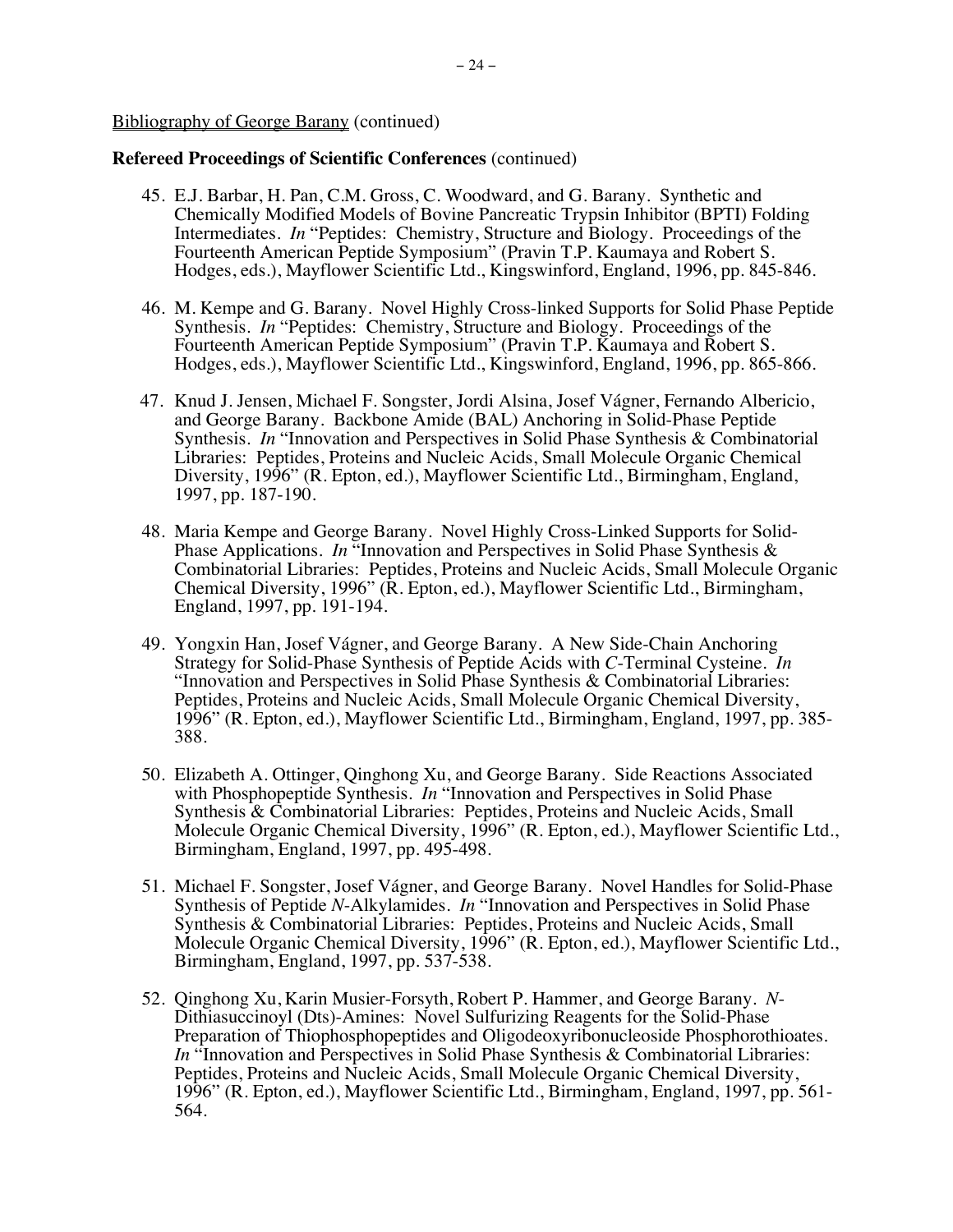Bibliography of George Barany (continued)

**Refereed Proceedings of Scientific Conferences** (continued)

45. E.J. Barbar, H. Pan, C.M. Gross, C. Woodward, and G. Barany. Synthetic and Chemically Modified Models of Bovine Pancreatic Trypsin Inhibitor (BPTI) Folding Intermediates. *In* "Peptides: Chemistry, Structure and Biology. Proceedings of the Fourteenth American Peptide Symposium" (Pravin T.P. Kaumaya and Robert S. Hodges, eds.), Mayflower Scientific Ltd., Kingswinford, England, 1996, pp. 845-846.

46. M. Kempe and G. Barany. Novel Highly Cross-linked Supports for Solid Phase Peptide Synthesis. *In* "Peptides: Chemistry, Structure and Biology. Proceedings of the Fourteenth American Peptide Symposium" (Pravin T.P. Kaumaya and Robert S. Hodges, eds.), Mayflower Scientific Ltd., Kingswinford, England, 1996, pp. 865-866.

47. Knud J. Jensen, Michael F. Songster, Jordi Alsina, Josef Vágner, Fernando Albericio, and George Barany. Backbone Amide (BAL) Anchoring in Solid-Phase Peptide Synthesis. *In* "Innovation and Perspectives in Solid Phase Synthesis & Combinatorial Libraries: Peptides, Proteins and Nucleic Acids, Small Molecule Organic Chemical Diversity, 1996" (R. Epton, ed.), Mayflower Scientific Ltd., Birmingham, England, 1997, pp. 187-190.

48. Maria Kempe and George Barany. Novel Highly Cross-Linked Supports for Solid-Phase Applications. *In* "Innovation and Perspectives in Solid Phase Synthesis & Combinatorial Libraries: Peptides, Proteins and Nucleic Acids, Small Molecule Organic Chemical Diversity, 1996" (R. Epton, ed.), Mayflower Scientific Ltd., Birmingham, England, 1997, pp. 191-194.

49. Yongxin Han, Josef Vágner, and George Barany. A New Side-Chain Anchoring Strategy for Solid-Phase Synthesis of Peptide Acids with *C*-Terminal Cysteine. *In* "Innovation and Perspectives in Solid Phase Synthesis & Combinatorial Libraries: Peptides, Proteins and Nucleic Acids, Small Molecule Organic Chemical Diversity, 1996" (R. Epton, ed.), Mayflower Scientific Ltd., Birmingham, England, 1997, pp. 385-388.

50. Elizabeth A. Ottinger, Qinghong Xu, and George Barany. Side Reactions Associated with Phosphopeptide Synthesis. *In* "Innovation and Perspectives in Solid Phase Synthesis & Combinatorial Libraries: Peptides, Proteins and Nucleic Acids, Small Molecule Organic Chemical Diversity, 1996" (R. Epton, ed.), Mayflower Scientific Ltd., Birmingham, England, 1997, pp. 495-498.

51. Michael F. Songster, Josef Vágner, and George Barany. Novel Handles for Solid-Phase Synthesis of Peptide *N*-Alkylamides. *In* "Innovation and Perspectives in Solid Phase Synthesis & Combinatorial Libraries: Peptides, Proteins and Nucleic Acids, Small Molecule Organic Chemical Diversity, 1996" (R. Epton, ed.), Mayflower Scientific Ltd., Birmingham, England, 1997, pp. 537-538.

52. Qinghong Xu, Karin Musier-Forsyth, Robert P. Hammer, and George Barany. *N*-Dithiasuccinoyl (Dts)-Amines: Novel Sulfurizing Reagents for the Solid-Phase Preparation of Thiophosphopeptides and Oligodeoxyribonucleoside Phosphorothioates. *In* "Innovation and Perspectives in Solid Phase Synthesis & Combinatorial Libraries: Peptides, Proteins and Nucleic Acids, Small Molecule Organic Chemical Diversity, 1996" (R. Epton, ed.), Mayflower Scientific Ltd., Birmingham, England, 1997, pp. 561-564.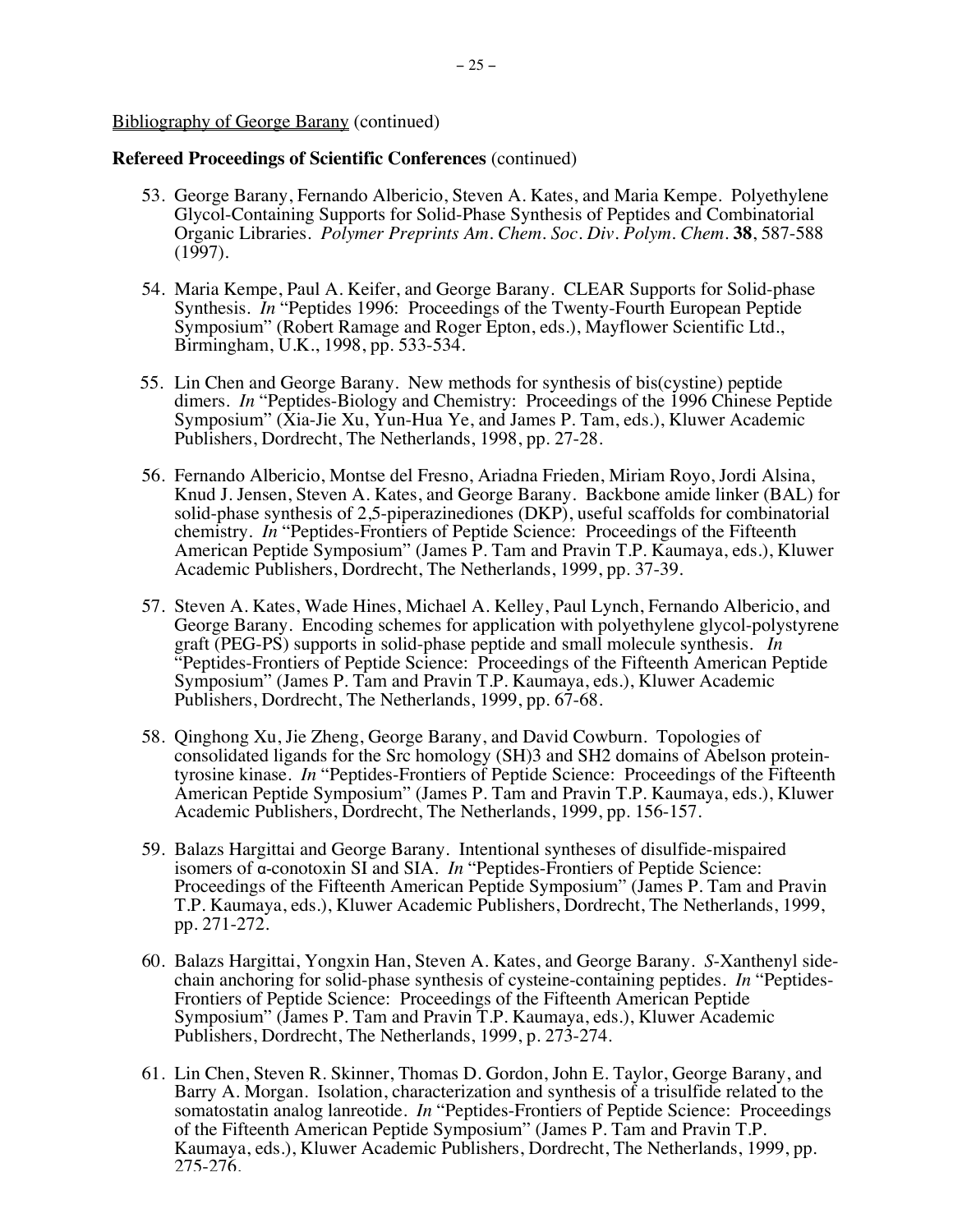Bibliography of George Barany (continued)

**Refereed Proceedings of Scientific Conferences** (continued)

53. George Barany, Fernando Albericio, Steven A. Kates, and Maria Kempe. Polyethylene Glycol-Containing Supports for Solid-Phase Synthesis of Peptides and Combinatorial Organic Libraries. *Polymer Preprints Am. Chem. Soc. Div. Polym. Chem.* **38**, 587-588 (1997).

54. Maria Kempe, Paul A. Keifer, and George Barany. CLEAR Supports for Solid-phase Synthesis. *In* "Peptides 1996: Proceedings of the Twenty-Fourth European Peptide Symposium" (Robert Ramage and Roger Epton, eds.), Mayflower Scientific Ltd., Birmingham, U.K., 1998, pp. 533-534.

55. Lin Chen and George Barany. New methods for synthesis of bis(cystine) peptide dimers. *In* "Peptides-Biology and Chemistry: Proceedings of the 1996 Chinese Peptide Symposium" (Xia-Jie Xu, Yun-Hua Ye, and James P. Tam, eds.), Kluwer Academic Publishers, Dordrecht, The Netherlands, 1998, pp. 27-28.

56. Fernando Albericio, Montse del Fresno, Ariadna Frieden, Miriam Royo, Jordi Alsina, Knud J. Jensen, Steven A. Kates, and George Barany. Backbone amide linker (BAL) for solid-phase synthesis of 2,5-piperazinediones (DKP), useful scaffolds for combinatorial chemistry. *In* "Peptides-Frontiers of Peptide Science: Proceedings of the Fifteenth American Peptide Symposium" (James P. Tam and Pravin T.P. Kaumaya, eds.), Kluwer Academic Publishers, Dordrecht, The Netherlands, 1999, pp. 37-39.

57. Steven A. Kates, Wade Hines, Michael A. Kelley, Paul Lynch, Fernando Albericio, and George Barany. Encoding schemes for application with polyethylene glycol-polystyrene graft (PEG-PS) supports in solid-phase peptide and small molecule synthesis. *In* "Peptides-Frontiers of Peptide Science: Proceedings of the Fifteenth American Peptide Symposium" (James P. Tam and Pravin T.P. Kaumaya, eds.), Kluwer Academic Publishers, Dordrecht, The Netherlands, 1999, pp. 67-68.

58. Qinghong Xu, Jie Zheng, George Barany, and David Cowburn. Topologies of consolidated ligands for the Src homology (SH)3 and SH2 domains of Abelson protein-tyrosine kinase. *In* "Peptides-Frontiers of Peptide Science: Proceedings of the Fifteenth American Peptide Symposium" (James P. Tam and Pravin T.P. Kaumaya, eds.), Kluwer Academic Publishers, Dordrecht, The Netherlands, 1999, pp. 156-157.

59. Balazs Hargittai and George Barany. Intentional syntheses of disulfide-mispaired isomers of α-conotoxin SI and SIA. *In* "Peptides-Frontiers of Peptide Science: Proceedings of the Fifteenth American Peptide Symposium" (James P. Tam and Pravin T.P. Kaumaya, eds.), Kluwer Academic Publishers, Dordrecht, The Netherlands, 1999, pp. 271-272.

60. Balazs Hargittai, Yongxin Han, Steven A. Kates, and George Barany. *S*-Xanthenyl side-chain anchoring for solid-phase synthesis of cysteine-containing peptides. *In* "Peptides-Frontiers of Peptide Science: Proceedings of the Fifteenth American Peptide Symposium" (James P. Tam and Pravin T.P. Kaumaya, eds.), Kluwer Academic Publishers, Dordrecht, The Netherlands, 1999, p. 273-274.

61. Lin Chen, Steven R. Skinner, Thomas D. Gordon, John E. Taylor, George Barany, and Barry A. Morgan. Isolation, characterization and synthesis of a trisulfide related to the somatostatin analog lanreotide. *In* "Peptides-Frontiers of Peptide Science: Proceedings of the Fifteenth American Peptide Symposium" (James P. Tam and Pravin T.P. Kaumaya, eds.), Kluwer Academic Publishers, Dordrecht, The Netherlands, 1999, pp. 275-276.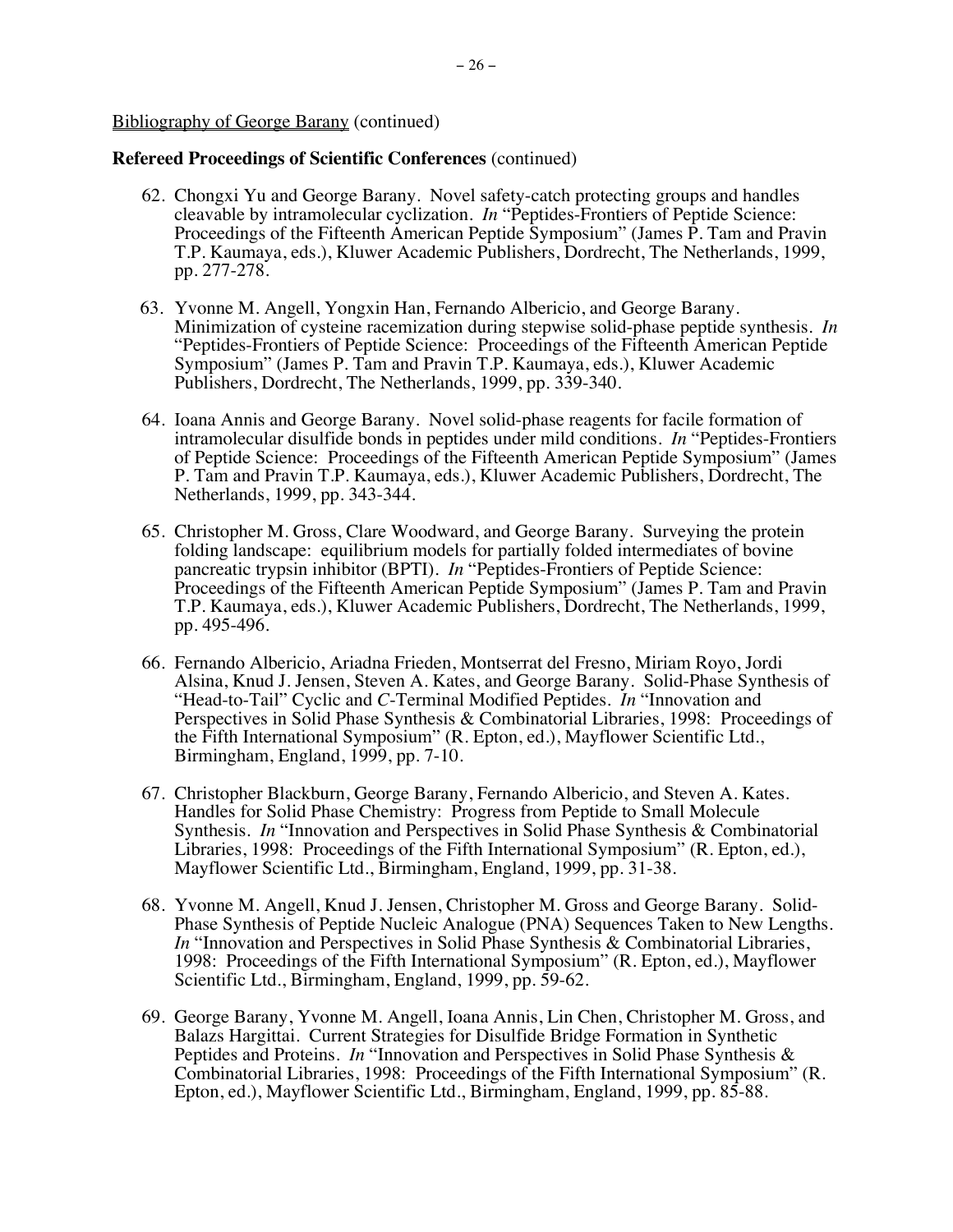Bibliography of George Barany (continued)

**Refereed Proceedings of Scientific Conferences** (continued)

62. Chongxi Yu and George Barany. Novel safety-catch protecting groups and handles cleavable by intramolecular cyclization. *In* "Peptides-Frontiers of Peptide Science: Proceedings of the Fifteenth American Peptide Symposium" (James P. Tam and Pravin T.P. Kaumaya, eds.), Kluwer Academic Publishers, Dordrecht, The Netherlands, 1999, pp. 277-278.

63. Yvonne M. Angell, Yongxin Han, Fernando Albericio, and George Barany. Minimization of cysteine racemization during stepwise solid-phase peptide synthesis. *In* "Peptides-Frontiers of Peptide Science: Proceedings of the Fifteenth American Peptide Symposium" (James P. Tam and Pravin T.P. Kaumaya, eds.), Kluwer Academic Publishers, Dordrecht, The Netherlands, 1999, pp. 339-340.

64. Ioana Annis and George Barany. Novel solid-phase reagents for facile formation of intramolecular disulfide bonds in peptides under mild conditions. *In* "Peptides-Frontiers of Peptide Science: Proceedings of the Fifteenth American Peptide Symposium" (James P. Tam and Pravin T.P. Kaumaya, eds.), Kluwer Academic Publishers, Dordrecht, The Netherlands, 1999, pp. 343-344.

65. Christopher M. Gross, Clare Woodward, and George Barany. Surveying the protein folding landscape: equilibrium models for partially folded intermediates of bovine pancreatic trypsin inhibitor (BPTI). *In* "Peptides-Frontiers of Peptide Science: Proceedings of the Fifteenth American Peptide Symposium" (James P. Tam and Pravin T.P. Kaumaya, eds.), Kluwer Academic Publishers, Dordrecht, The Netherlands, 1999, pp. 495-496.

66. Fernando Albericio, Ariadna Frieden, Montserrat del Fresno, Miriam Royo, Jordi Alsina, Knud J. Jensen, Steven A. Kates, and George Barany. Solid-Phase Synthesis of "Head-to-Tail" Cyclic and *C*-Terminal Modified Peptides. *In* "Innovation and Perspectives in Solid Phase Synthesis & Combinatorial Libraries, 1998: Proceedings of the Fifth International Symposium" (R. Epton, ed.), Mayflower Scientific Ltd., Birmingham, England, 1999, pp. 7-10.

67. Christopher Blackburn, George Barany, Fernando Albericio, and Steven A. Kates. Handles for Solid Phase Chemistry: Progress from Peptide to Small Molecule Synthesis. *In* "Innovation and Perspectives in Solid Phase Synthesis & Combinatorial Libraries, 1998: Proceedings of the Fifth International Symposium" (R. Epton, ed.), Mayflower Scientific Ltd., Birmingham, England, 1999, pp. 31-38.

68. Yvonne M. Angell, Knud J. Jensen, Christopher M. Gross and George Barany. Solid-Phase Synthesis of Peptide Nucleic Analogue (PNA) Sequences Taken to New Lengths. *In* "Innovation and Perspectives in Solid Phase Synthesis & Combinatorial Libraries, 1998: Proceedings of the Fifth International Symposium" (R. Epton, ed.), Mayflower Scientific Ltd., Birmingham, England, 1999, pp. 59-62.

69. George Barany, Yvonne M. Angell, Ioana Annis, Lin Chen, Christopher M. Gross, and Balazs Hargittai. Current Strategies for Disulfide Bridge Formation in Synthetic Peptides and Proteins. *In* "Innovation and Perspectives in Solid Phase Synthesis & Combinatorial Libraries, 1998: Proceedings of the Fifth International Symposium" (R. Epton, ed.), Mayflower Scientific Ltd., Birmingham, England, 1999, pp. 85-88.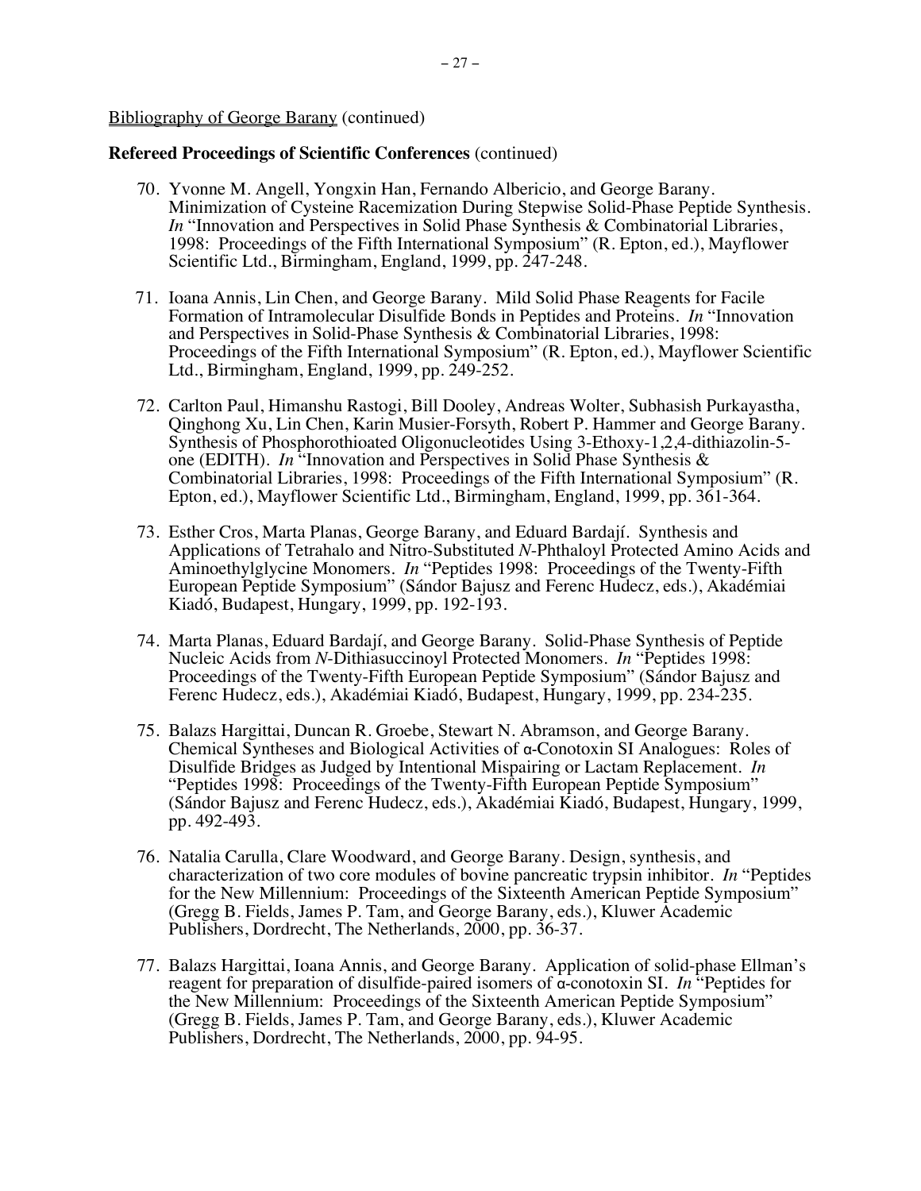Bibliography of George Barany (continued)

**Refereed Proceedings of Scientific Conferences** (continued)

70. Yvonne M. Angell, Yongxin Han, Fernando Albericio, and George Barany. Minimization of Cysteine Racemization During Stepwise Solid-Phase Peptide Synthesis. *In* "Innovation and Perspectives in Solid Phase Synthesis & Combinatorial Libraries, 1998: Proceedings of the Fifth International Symposium" (R. Epton, ed.), Mayflower Scientific Ltd., Birmingham, England, 1999, pp. 247-248.

71. Ioana Annis, Lin Chen, and George Barany. Mild Solid Phase Reagents for Facile Formation of Intramolecular Disulfide Bonds in Peptides and Proteins. *In* "Innovation and Perspectives in Solid-Phase Synthesis & Combinatorial Libraries, 1998: Proceedings of the Fifth International Symposium" (R. Epton, ed.), Mayflower Scientific Ltd., Birmingham, England, 1999, pp. 249-252.

72. Carlton Paul, Himanshu Rastogi, Bill Dooley, Andreas Wolter, Subhasish Purkayastha, Qinghong Xu, Lin Chen, Karin Musier-Forsyth, Robert P. Hammer and George Barany. Synthesis of Phosphorothioated Oligonucleotides Using 3-Ethoxy-1,2,4-dithiazolin-5-one (EDITH). *In* "Innovation and Perspectives in Solid Phase Synthesis & Combinatorial Libraries, 1998: Proceedings of the Fifth International Symposium" (R. Epton, ed.), Mayflower Scientific Ltd., Birmingham, England, 1999, pp. 361-364.

73. Esther Cros, Marta Planas, George Barany, and Eduard Bardají. Synthesis and Applications of Tetrahalo and Nitro-Substituted *N*-Phthaloyl Protected Amino Acids and Aminoethylglycine Monomers. *In* "Peptides 1998: Proceedings of the Twenty-Fifth European Peptide Symposium" (Sándor Bajusz and Ferenc Hudecz, eds.), Akadémiai Kiadó, Budapest, Hungary, 1999, pp. 192-193.

74. Marta Planas, Eduard Bardají, and George Barany. Solid-Phase Synthesis of Peptide Nucleic Acids from *N*-Dithiasuccinoyl Protected Monomers. *In* "Peptides 1998: Proceedings of the Twenty-Fifth European Peptide Symposium" (Sándor Bajusz and Ferenc Hudecz, eds.), Akadémiai Kiadó, Budapest, Hungary, 1999, pp. 234-235.

75. Balazs Hargittai, Duncan R. Groebe, Stewart N. Abramson, and George Barany. Chemical Syntheses and Biological Activities of α-Conotoxin SI Analogues: Roles of Disulfide Bridges as Judged by Intentional Mispairing or Lactam Replacement. *In* "Peptides 1998: Proceedings of the Twenty-Fifth European Peptide Symposium" (Sándor Bajusz and Ferenc Hudecz, eds.), Akadémiai Kiadó, Budapest, Hungary, 1999, pp. 492-493.

76. Natalia Carulla, Clare Woodward, and George Barany. Design, synthesis, and characterization of two core modules of bovine pancreatic trypsin inhibitor. *In* "Peptides for the New Millennium: Proceedings of the Sixteenth American Peptide Symposium" (Gregg B. Fields, James P. Tam, and George Barany, eds.), Kluwer Academic Publishers, Dordrecht, The Netherlands, 2000, pp. 36-37.

77. Balazs Hargittai, Ioana Annis, and George Barany. Application of solid-phase Ellman's reagent for preparation of disulfide-paired isomers of α-conotoxin SI. *In* "Peptides for the New Millennium: Proceedings of the Sixteenth American Peptide Symposium" (Gregg B. Fields, James P. Tam, and George Barany, eds.), Kluwer Academic Publishers, Dordrecht, The Netherlands, 2000, pp. 94-95.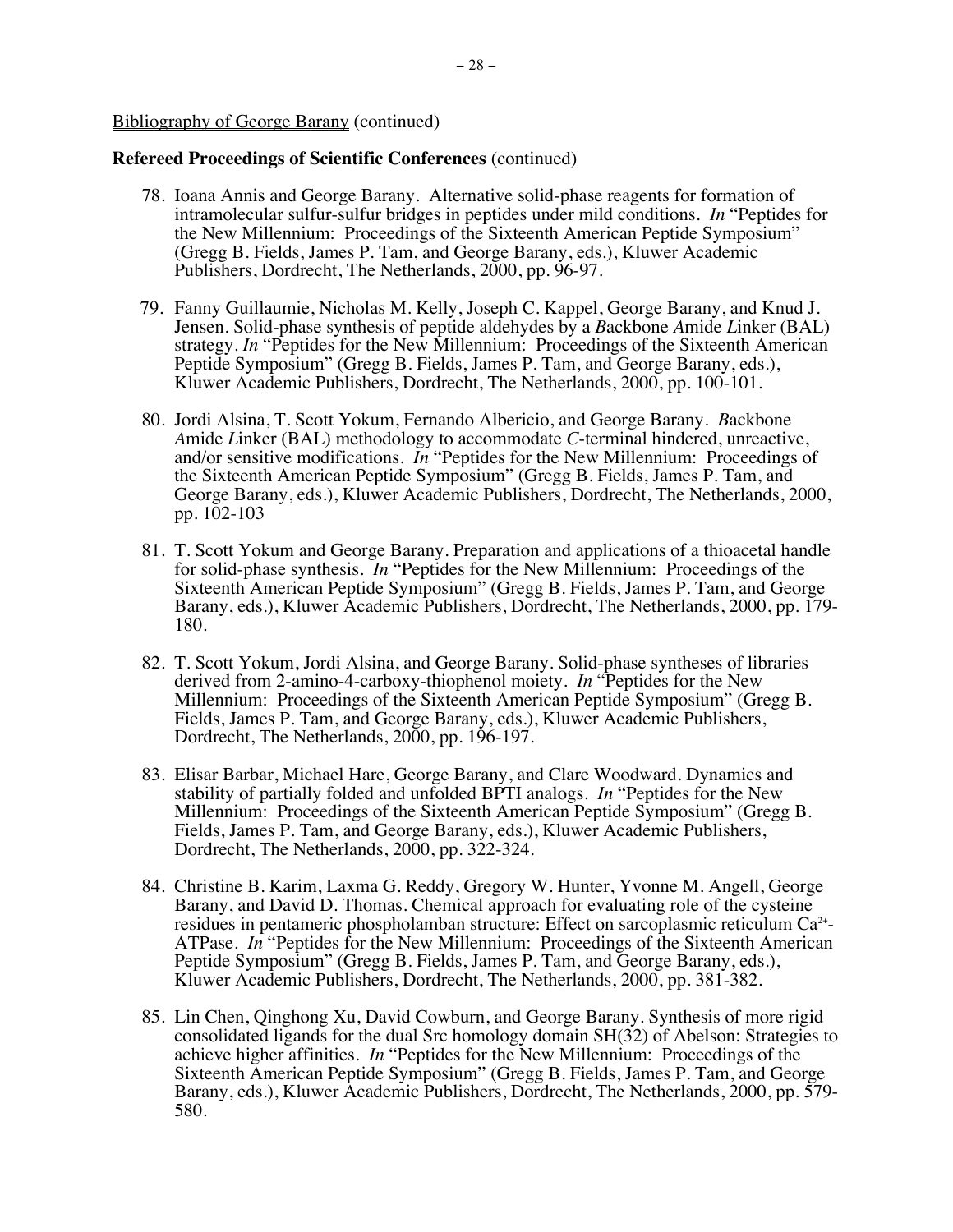Bibliography of George Barany (continued)

**Refereed Proceedings of Scientific Conferences** (continued)

78. Ioana Annis and George Barany. Alternative solid-phase reagents for formation of intramolecular sulfur-sulfur bridges in peptides under mild conditions. *In* "Peptides for the New Millennium: Proceedings of the Sixteenth American Peptide Symposium" (Gregg B. Fields, James P. Tam, and George Barany, eds.), Kluwer Academic Publishers, Dordrecht, The Netherlands, 2000, pp. 96-97.

79. Fanny Guillaumie, Nicholas M. Kelly, Joseph C. Kappel, George Barany, and Knud J. Jensen. Solid-phase synthesis of peptide aldehydes by a *B*ackbone *A*mide *L*inker (BAL) strategy. *In* "Peptides for the New Millennium: Proceedings of the Sixteenth American Peptide Symposium" (Gregg B. Fields, James P. Tam, and George Barany, eds.), Kluwer Academic Publishers, Dordrecht, The Netherlands, 2000, pp. 100-101.

80. Jordi Alsina, T. Scott Yokum, Fernando Albericio, and George Barany. *B*ackbone *A*mide *L*inker (BAL) methodology to accommodate *C*-terminal hindered, unreactive, and/or sensitive modifications. *In* "Peptides for the New Millennium: Proceedings of the Sixteenth American Peptide Symposium" (Gregg B. Fields, James P. Tam, and George Barany, eds.), Kluwer Academic Publishers, Dordrecht, The Netherlands, 2000, pp. 102-103

81. T. Scott Yokum and George Barany. Preparation and applications of a thioacetal handle for solid-phase synthesis. *In* "Peptides for the New Millennium: Proceedings of the Sixteenth American Peptide Symposium" (Gregg B. Fields, James P. Tam, and George Barany, eds.), Kluwer Academic Publishers, Dordrecht, The Netherlands, 2000, pp. 179-180.

82. T. Scott Yokum, Jordi Alsina, and George Barany. Solid-phase syntheses of libraries derived from 2-amino-4-carboxy-thiophenol moiety. *In* "Peptides for the New Millennium: Proceedings of the Sixteenth American Peptide Symposium" (Gregg B. Fields, James P. Tam, and George Barany, eds.), Kluwer Academic Publishers, Dordrecht, The Netherlands, 2000, pp. 196-197.

83. Elisar Barbar, Michael Hare, George Barany, and Clare Woodward. Dynamics and stability of partially folded and unfolded BPTI analogs. *In* "Peptides for the New Millennium: Proceedings of the Sixteenth American Peptide Symposium" (Gregg B. Fields, James P. Tam, and George Barany, eds.), Kluwer Academic Publishers, Dordrecht, The Netherlands, 2000, pp. 322-324.

84. Christine B. Karim, Laxma G. Reddy, Gregory W. Hunter, Yvonne M. Angell, George Barany, and David D. Thomas. Chemical approach for evaluating role of the cysteine residues in pentameric phospholamban structure: Effect on sarcoplasmic reticulum $Ca^{2+}$-ATPase. *In* "Peptides for the New Millennium: Proceedings of the Sixteenth American Peptide Symposium" (Gregg B. Fields, James P. Tam, and George Barany, eds.), Kluwer Academic Publishers, Dordrecht, The Netherlands, 2000, pp. 381-382.

85. Lin Chen, Qinghong Xu, David Cowburn, and George Barany. Synthesis of more rigid consolidated ligands for the dual Src homology domain SH(32) of Abelson: Strategies to achieve higher affinities. *In* "Peptides for the New Millennium: Proceedings of the Sixteenth American Peptide Symposium" (Gregg B. Fields, James P. Tam, and George Barany, eds.), Kluwer Academic Publishers, Dordrecht, The Netherlands, 2000, pp. 579-580.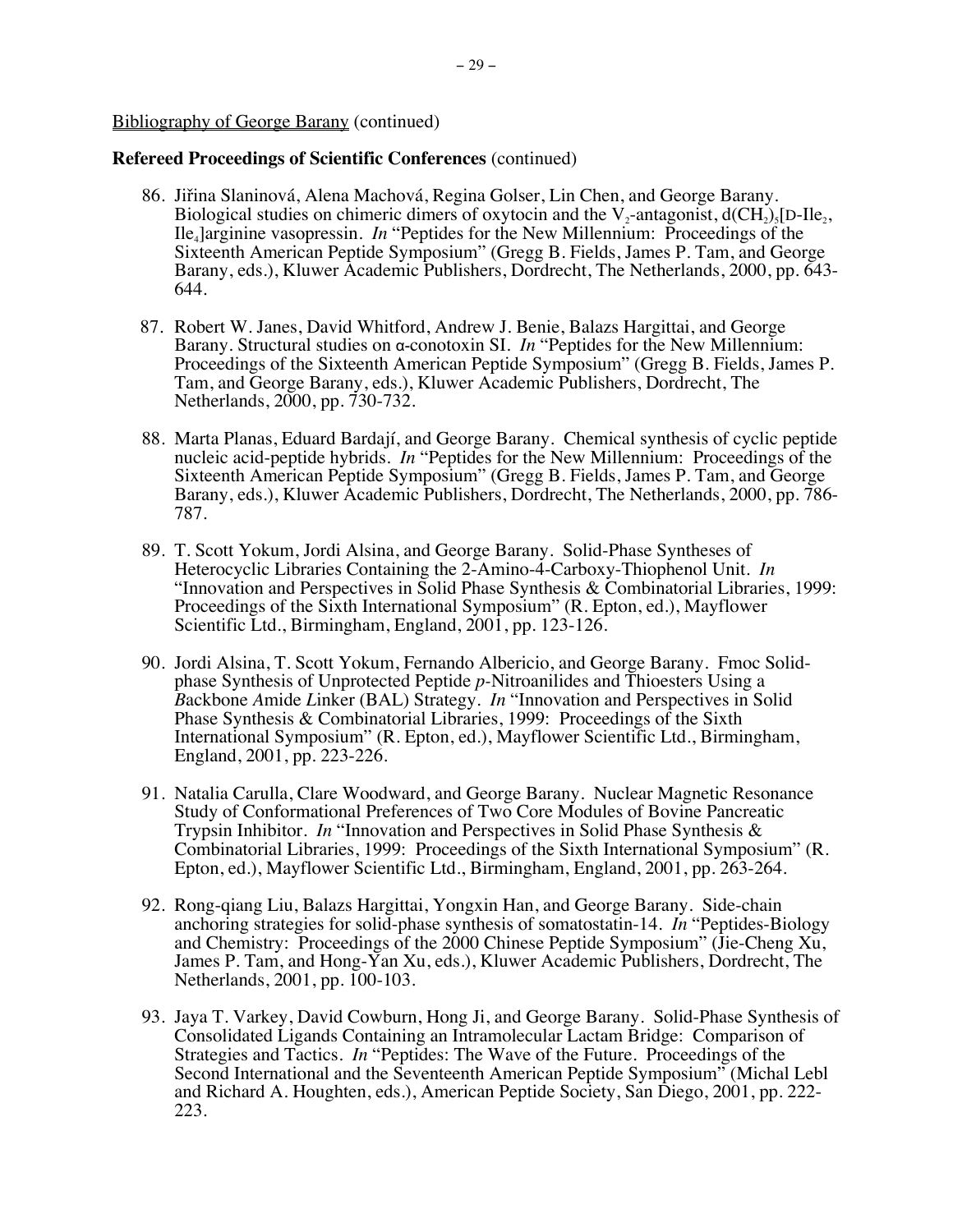Bibliography of George Barany (continued)

**Refereed Proceedings of Scientific Conferences** (continued)

86. Jiřina Slaninová, Alena Machová, Regina Golser, Lin Chen, and George Barany. Biological studies on chimeric dimers of oxytocin and the $V_2$-antagonist, $d(CH_2)_5$[D-$Ile_2$, $Ile_4$]arginine vasopressin. *In* "Peptides for the New Millennium: Proceedings of the Sixteenth American Peptide Symposium" (Gregg B. Fields, James P. Tam, and George Barany, eds.), Kluwer Academic Publishers, Dordrecht, The Netherlands, 2000, pp. 643-644.

87. Robert W. Janes, David Whitford, Andrew J. Benie, Balazs Hargittai, and George Barany. Structural studies on α-conotoxin SI. *In* "Peptides for the New Millennium: Proceedings of the Sixteenth American Peptide Symposium" (Gregg B. Fields, James P. Tam, and George Barany, eds.), Kluwer Academic Publishers, Dordrecht, The Netherlands, 2000, pp. 730-732.

88. Marta Planas, Eduard Bardají, and George Barany. Chemical synthesis of cyclic peptide nucleic acid-peptide hybrids. *In* "Peptides for the New Millennium: Proceedings of the Sixteenth American Peptide Symposium" (Gregg B. Fields, James P. Tam, and George Barany, eds.), Kluwer Academic Publishers, Dordrecht, The Netherlands, 2000, pp. 786-787.

89. T. Scott Yokum, Jordi Alsina, and George Barany. Solid-Phase Syntheses of Heterocyclic Libraries Containing the 2-Amino-4-Carboxy-Thiophenol Unit. *In* "Innovation and Perspectives in Solid Phase Synthesis & Combinatorial Libraries, 1999: Proceedings of the Sixth International Symposium" (R. Epton, ed.), Mayflower Scientific Ltd., Birmingham, England, 2001, pp. 123-126.

90. Jordi Alsina, T. Scott Yokum, Fernando Albericio, and George Barany. Fmoc Solid-phase Synthesis of Unprotected Peptide *p*-Nitroanilides and Thioesters Using a *B*ackbone *A*mide *L*inker (BAL) Strategy. *In* "Innovation and Perspectives in Solid Phase Synthesis & Combinatorial Libraries, 1999: Proceedings of the Sixth International Symposium" (R. Epton, ed.), Mayflower Scientific Ltd., Birmingham, England, 2001, pp. 223-226.

91. Natalia Carulla, Clare Woodward, and George Barany. Nuclear Magnetic Resonance Study of Conformational Preferences of Two Core Modules of Bovine Pancreatic Trypsin Inhibitor. *In* "Innovation and Perspectives in Solid Phase Synthesis & Combinatorial Libraries, 1999: Proceedings of the Sixth International Symposium" (R. Epton, ed.), Mayflower Scientific Ltd., Birmingham, England, 2001, pp. 263-264.

92. Rong-qiang Liu, Balazs Hargittai, Yongxin Han, and George Barany. Side-chain anchoring strategies for solid-phase synthesis of somatostatin-14. *In* "Peptides-Biology and Chemistry: Proceedings of the 2000 Chinese Peptide Symposium" (Jie-Cheng Xu, James P. Tam, and Hong-Yan Xu, eds.), Kluwer Academic Publishers, Dordrecht, The Netherlands, 2001, pp. 100-103.

93. Jaya T. Varkey, David Cowburn, Hong Ji, and George Barany. Solid-Phase Synthesis of Consolidated Ligands Containing an Intramolecular Lactam Bridge: Comparison of Strategies and Tactics. *In* "Peptides: The Wave of the Future. Proceedings of the Second International and the Seventeenth American Peptide Symposium" (Michal Lebl and Richard A. Houghten, eds.), American Peptide Society, San Diego, 2001, pp. 222-223.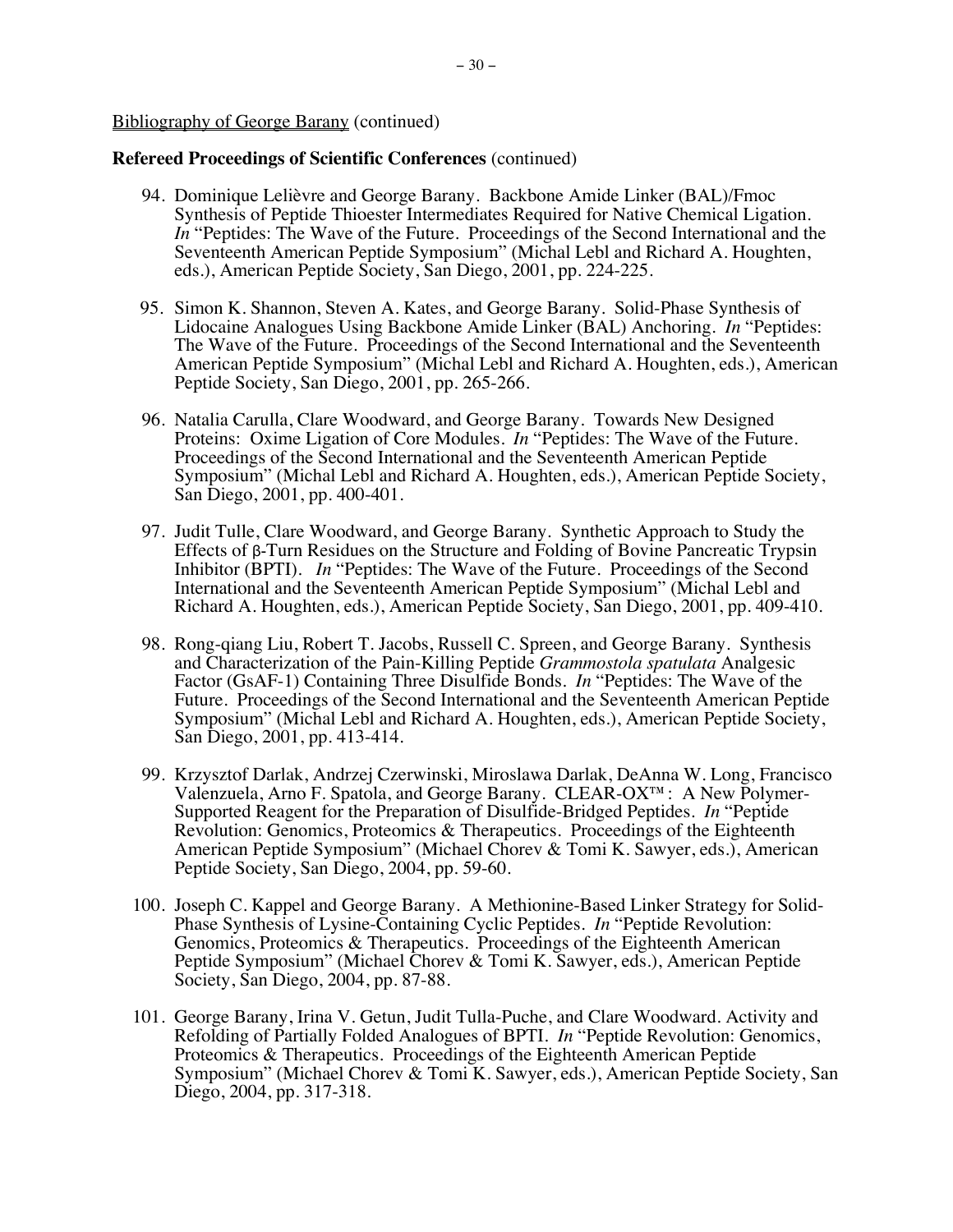Bibliography of George Barany (continued)

**Refereed Proceedings of Scientific Conferences** (continued)

94. Dominique Lelièvre and George Barany. Backbone Amide Linker (BAL)/Fmoc Synthesis of Peptide Thioester Intermediates Required for Native Chemical Ligation. *In* "Peptides: The Wave of the Future. Proceedings of the Second International and the Seventeenth American Peptide Symposium" (Michal Lebl and Richard A. Houghten, eds.), American Peptide Society, San Diego, 2001, pp. 224-225.

95. Simon K. Shannon, Steven A. Kates, and George Barany. Solid-Phase Synthesis of Lidocaine Analogues Using Backbone Amide Linker (BAL) Anchoring. *In* "Peptides: The Wave of the Future. Proceedings of the Second International and the Seventeenth American Peptide Symposium" (Michal Lebl and Richard A. Houghten, eds.), American Peptide Society, San Diego, 2001, pp. 265-266.

96. Natalia Carulla, Clare Woodward, and George Barany. Towards New Designed Proteins: Oxime Ligation of Core Modules. *In* "Peptides: The Wave of the Future. Proceedings of the Second International and the Seventeenth American Peptide Symposium" (Michal Lebl and Richard A. Houghten, eds.), American Peptide Society, San Diego, 2001, pp. 400-401.

97. Judit Tulle, Clare Woodward, and George Barany. Synthetic Approach to Study the Effects of β-Turn Residues on the Structure and Folding of Bovine Pancreatic Trypsin Inhibitor (BPTI). *In* "Peptides: The Wave of the Future. Proceedings of the Second International and the Seventeenth American Peptide Symposium" (Michal Lebl and Richard A. Houghten, eds.), American Peptide Society, San Diego, 2001, pp. 409-410.

98. Rong-qiang Liu, Robert T. Jacobs, Russell C. Spreen, and George Barany. Synthesis and Characterization of the Pain-Killing Peptide *Grammostola spatulata* Analgesic Factor (GsAF-1) Containing Three Disulfide Bonds. *In* "Peptides: The Wave of the Future. Proceedings of the Second International and the Seventeenth American Peptide Symposium" (Michal Lebl and Richard A. Houghten, eds.), American Peptide Society, San Diego, 2001, pp. 413-414.

99. Krzysztof Darlak, Andrzej Czerwinski, Miroslawa Darlak, DeAnna W. Long, Francisco Valenzuela, Arno F. Spatola, and George Barany. CLEAR-OX™: A New Polymer-Supported Reagent for the Preparation of Disulfide-Bridged Peptides. *In* "Peptide Revolution: Genomics, Proteomics & Therapeutics. Proceedings of the Eighteenth American Peptide Symposium" (Michael Chorev & Tomi K. Sawyer, eds.), American Peptide Society, San Diego, 2004, pp. 59-60.

100. Joseph C. Kappel and George Barany. A Methionine-Based Linker Strategy for Solid-Phase Synthesis of Lysine-Containing Cyclic Peptides. *In* "Peptide Revolution: Genomics, Proteomics & Therapeutics. Proceedings of the Eighteenth American Peptide Symposium" (Michael Chorev & Tomi K. Sawyer, eds.), American Peptide Society, San Diego, 2004, pp. 87-88.

101. George Barany, Irina V. Getun, Judit Tulla-Puche, and Clare Woodward. Activity and Refolding of Partially Folded Analogues of BPTI. *In* "Peptide Revolution: Genomics, Proteomics & Therapeutics. Proceedings of the Eighteenth American Peptide Symposium" (Michael Chorev & Tomi K. Sawyer, eds.), American Peptide Society, San Diego, 2004, pp. 317-318.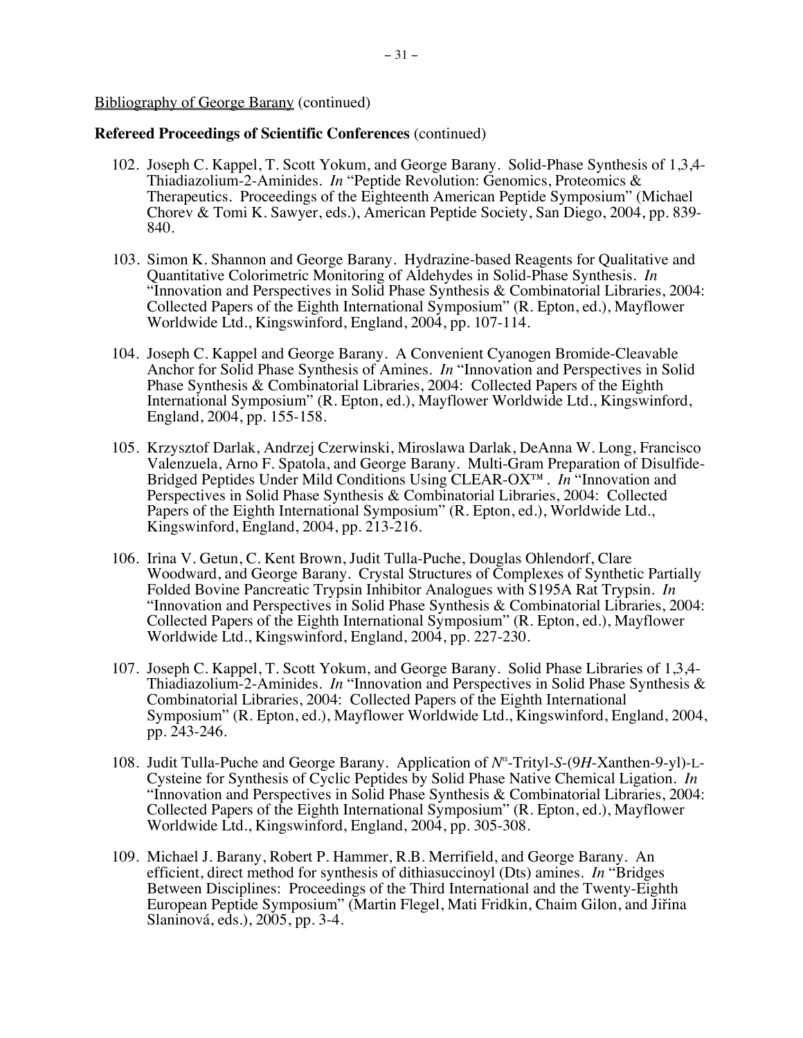Bibliography of George Barany (continued)

**Refereed Proceedings of Scientific Conferences** (continued)

102. Joseph C. Kappel, T. Scott Yokum, and George Barany. Solid-Phase Synthesis of 1,3,4-Thiadiazolium-2-Aminides. *In* "Peptide Revolution: Genomics, Proteomics & Therapeutics. Proceedings of the Eighteenth American Peptide Symposium" (Michael Chorev & Tomi K. Sawyer, eds.), American Peptide Society, San Diego, 2004, pp. 839-840.

103. Simon K. Shannon and George Barany. Hydrazine-based Reagents for Qualitative and Quantitative Colorimetric Monitoring of Aldehydes in Solid-Phase Synthesis. *In* "Innovation and Perspectives in Solid Phase Synthesis & Combinatorial Libraries, 2004: Collected Papers of the Eighth International Symposium" (R. Epton, ed.), Mayflower Worldwide Ltd., Kingswinford, England, 2004, pp. 107-114.

104. Joseph C. Kappel and George Barany. A Convenient Cyanogen Bromide-Cleavable Anchor for Solid Phase Synthesis of Amines. *In* "Innovation and Perspectives in Solid Phase Synthesis & Combinatorial Libraries, 2004: Collected Papers of the Eighth International Symposium" (R. Epton, ed.), Mayflower Worldwide Ltd., Kingswinford, England, 2004, pp. 155-158.

105. Krzysztof Darlak, Andrzej Czerwinski, Miroslawa Darlak, DeAnna W. Long, Francisco Valenzuela, Arno F. Spatola, and George Barany. Multi-Gram Preparation of Disulfide-Bridged Peptides Under Mild Conditions Using CLEAR-OX™. *In* "Innovation and Perspectives in Solid Phase Synthesis & Combinatorial Libraries, 2004: Collected Papers of the Eighth International Symposium" (R. Epton, ed.), Worldwide Ltd., Kingswinford, England, 2004, pp. 213-216.

106. Irina V. Getun, C. Kent Brown, Judit Tulla-Puche, Douglas Ohlendorf, Clare Woodward, and George Barany. Crystal Structures of Complexes of Synthetic Partially Folded Bovine Pancreatic Trypsin Inhibitor Analogues with S195A Rat Trypsin. *In* "Innovation and Perspectives in Solid Phase Synthesis & Combinatorial Libraries, 2004: Collected Papers of the Eighth International Symposium" (R. Epton, ed.), Mayflower Worldwide Ltd., Kingswinford, England, 2004, pp. 227-230.

107. Joseph C. Kappel, T. Scott Yokum, and George Barany. Solid Phase Libraries of 1,3,4-Thiadiazolium-2-Aminides. *In* "Innovation and Perspectives in Solid Phase Synthesis & Combinatorial Libraries, 2004: Collected Papers of the Eighth International Symposium" (R. Epton, ed.), Mayflower Worldwide Ltd., Kingswinford, England, 2004, pp. 243-246.

108. Judit Tulla-Puche and George Barany. Application of $N^{\alpha}$-Trityl-*S*-(9*H*-Xanthen-9-yl)-L-Cysteine for Synthesis of Cyclic Peptides by Solid Phase Native Chemical Ligation. *In* "Innovation and Perspectives in Solid Phase Synthesis & Combinatorial Libraries, 2004: Collected Papers of the Eighth International Symposium" (R. Epton, ed.), Mayflower Worldwide Ltd., Kingswinford, England, 2004, pp. 305-308.

109. Michael J. Barany, Robert P. Hammer, R.B. Merrifield, and George Barany. An efficient, direct method for synthesis of dithiasuccinoyl (Dts) amines. *In* "Bridges Between Disciplines: Proceedings of the Third International and the Twenty-Eighth European Peptide Symposium" (Martin Flegel, Mati Fridkin, Chaim Gilon, and Jiřina Slaninová, eds.), 2005, pp. 3-4.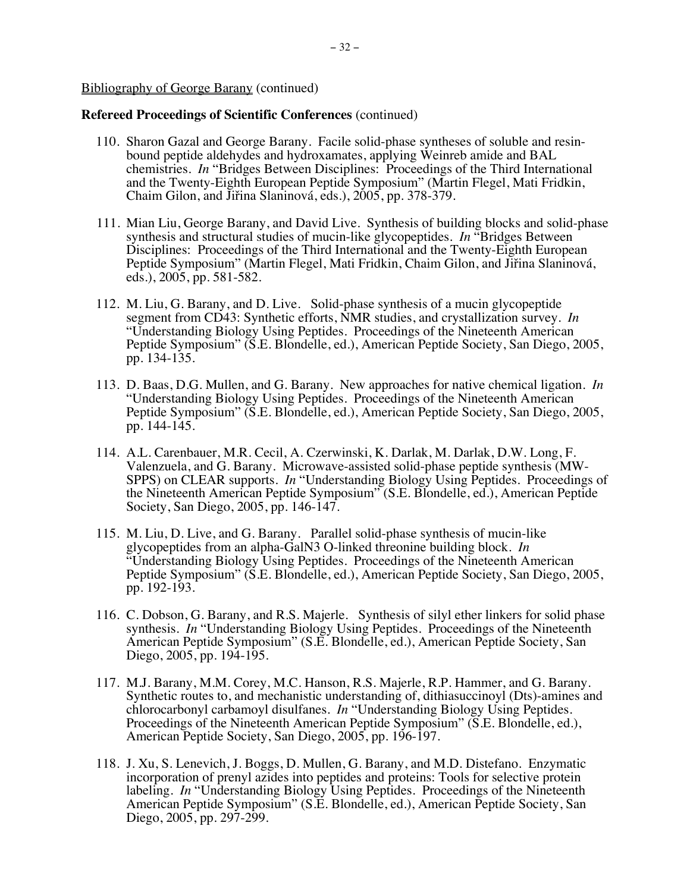Bibliography of George Barany (continued)

**Refereed Proceedings of Scientific Conferences** (continued)

110. Sharon Gazal and George Barany. Facile solid-phase syntheses of soluble and resin-bound peptide aldehydes and hydroxamates, applying Weinreb amide and BAL chemistries. *In* "Bridges Between Disciplines: Proceedings of the Third International and the Twenty-Eighth European Peptide Symposium" (Martin Flegel, Mati Fridkin, Chaim Gilon, and Jiřina Slaninová, eds.), 2005, pp. 378-379.

111. Mian Liu, George Barany, and David Live. Synthesis of building blocks and solid-phase synthesis and structural studies of mucin-like glycopeptides. *In* "Bridges Between Disciplines: Proceedings of the Third International and the Twenty-Eighth European Peptide Symposium" (Martin Flegel, Mati Fridkin, Chaim Gilon, and Jiřina Slaninová, eds.), 2005, pp. 581-582.

112. M. Liu, G. Barany, and D. Live. Solid-phase synthesis of a mucin glycopeptide segment from CD43: Synthetic efforts, NMR studies, and crystallization survey. *In* "Understanding Biology Using Peptides. Proceedings of the Nineteenth American Peptide Symposium" (S.E. Blondelle, ed.), American Peptide Society, San Diego, 2005, pp. 134-135.

113. D. Baas, D.G. Mullen, and G. Barany. New approaches for native chemical ligation. *In* "Understanding Biology Using Peptides. Proceedings of the Nineteenth American Peptide Symposium" (S.E. Blondelle, ed.), American Peptide Society, San Diego, 2005, pp. 144-145.

114. A.L. Carenbauer, M.R. Cecil, A. Czerwinski, K. Darlak, M. Darlak, D.W. Long, F. Valenzuela, and G. Barany. Microwave-assisted solid-phase peptide synthesis (MW-SPPS) on CLEAR supports. *In* "Understanding Biology Using Peptides. Proceedings of the Nineteenth American Peptide Symposium" (S.E. Blondelle, ed.), American Peptide Society, San Diego, 2005, pp. 146-147.

115. M. Liu, D. Live, and G. Barany. Parallel solid-phase synthesis of mucin-like glycopeptides from an alpha-GalN3 O-linked threonine building block. *In* "Understanding Biology Using Peptides. Proceedings of the Nineteenth American Peptide Symposium" (S.E. Blondelle, ed.), American Peptide Society, San Diego, 2005, pp. 192-193.

116. C. Dobson, G. Barany, and R.S. Majerle. Synthesis of silyl ether linkers for solid phase synthesis. *In* "Understanding Biology Using Peptides. Proceedings of the Nineteenth American Peptide Symposium" (S.E. Blondelle, ed.), American Peptide Society, San Diego, 2005, pp. 194-195.

117. M.J. Barany, M.M. Corey, M.C. Hanson, R.S. Majerle, R.P. Hammer, and G. Barany. Synthetic routes to, and mechanistic understanding of, dithiasuccinoyl (Dts)-amines and chlorocarbonyl carbamoyl disulfanes. *In* "Understanding Biology Using Peptides. Proceedings of the Nineteenth American Peptide Symposium" (S.E. Blondelle, ed.), American Peptide Society, San Diego, 2005, pp. 196-197.

118. J. Xu, S. Lenevich, J. Boggs, D. Mullen, G. Barany, and M.D. Distefano. Enzymatic incorporation of prenyl azides into peptides and proteins: Tools for selective protein labeling. *In* "Understanding Biology Using Peptides. Proceedings of the Nineteenth American Peptide Symposium" (S.E. Blondelle, ed.), American Peptide Society, San Diego, 2005, pp. 297-299.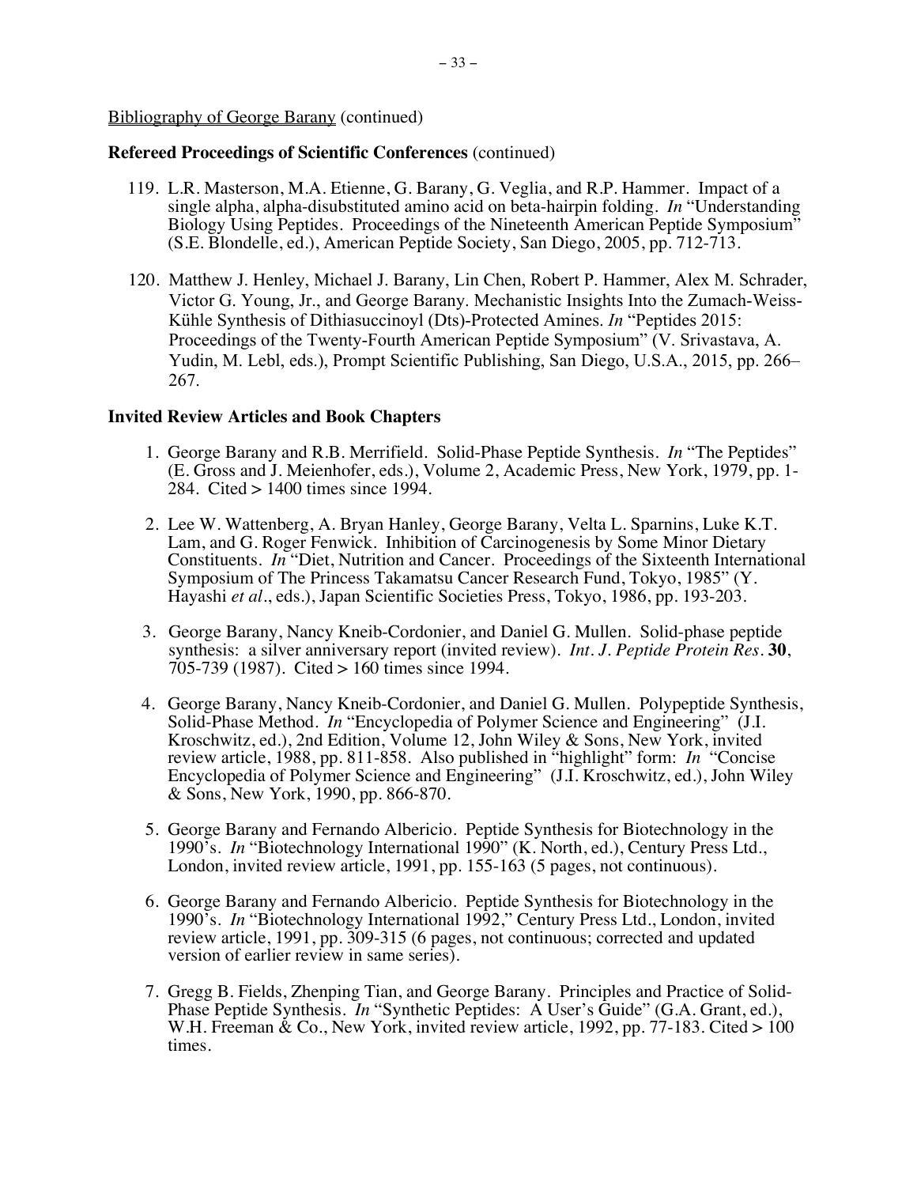Bibliography of George Barany (continued)

**Refereed Proceedings of Scientific Conferences** (continued)

119. L.R. Masterson, M.A. Etienne, G. Barany, G. Veglia, and R.P. Hammer. Impact of a single alpha, alpha-disubstituted amino acid on beta-hairpin folding. *In* "Understanding Biology Using Peptides. Proceedings of the Nineteenth American Peptide Symposium" (S.E. Blondelle, ed.), American Peptide Society, San Diego, 2005, pp. 712-713.

120. Matthew J. Henley, Michael J. Barany, Lin Chen, Robert P. Hammer, Alex M. Schrader, Victor G. Young, Jr., and George Barany. Mechanistic Insights Into the Zumach-Weiss-Kühle Synthesis of Dithiasuccinoyl (Dts)-Protected Amines. *In* "Peptides 2015: Proceedings of the Twenty-Fourth American Peptide Symposium" (V. Srivastava, A. Yudin, M. Lebl, eds.), Prompt Scientific Publishing, San Diego, U.S.A., 2015, pp. 266–267.

**Invited Review Articles and Book Chapters**

1. George Barany and R.B. Merrifield. Solid-Phase Peptide Synthesis. *In* "The Peptides" (E. Gross and J. Meienhofer, eds.), Volume 2, Academic Press, New York, 1979, pp. 1-284. Cited > 1400 times since 1994.

2. Lee W. Wattenberg, A. Bryan Hanley, George Barany, Velta L. Sparnins, Luke K.T. Lam, and G. Roger Fenwick. Inhibition of Carcinogenesis by Some Minor Dietary Constituents. *In* "Diet, Nutrition and Cancer. Proceedings of the Sixteenth International Symposium of The Princess Takamatsu Cancer Research Fund, Tokyo, 1985" (Y. Hayashi *et al*., eds.), Japan Scientific Societies Press, Tokyo, 1986, pp. 193-203.

3. George Barany, Nancy Kneib-Cordonier, and Daniel G. Mullen. Solid-phase peptide synthesis: a silver anniversary report (invited review). *Int. J. Peptide Protein Res.* **30**, 705-739 (1987). Cited > 160 times since 1994.

4. George Barany, Nancy Kneib-Cordonier, and Daniel G. Mullen. Polypeptide Synthesis, Solid-Phase Method. *In* "Encyclopedia of Polymer Science and Engineering" (J.I. Kroschwitz, ed.), 2nd Edition, Volume 12, John Wiley & Sons, New York, invited review article, 1988, pp. 811-858. Also published in "highlight" form: *In* "Concise Encyclopedia of Polymer Science and Engineering" (J.I. Kroschwitz, ed.), John Wiley & Sons, New York, 1990, pp. 866-870.

5. George Barany and Fernando Albericio. Peptide Synthesis for Biotechnology in the 1990's. *In* "Biotechnology International 1990" (K. North, ed.), Century Press Ltd., London, invited review article, 1991, pp. 155-163 (5 pages, not continuous).

6. George Barany and Fernando Albericio. Peptide Synthesis for Biotechnology in the 1990's. *In* "Biotechnology International 1992," Century Press Ltd., London, invited review article, 1991, pp. 309-315 (6 pages, not continuous; corrected and updated version of earlier review in same series).

7. Gregg B. Fields, Zhenping Tian, and George Barany. Principles and Practice of Solid-Phase Peptide Synthesis. *In* "Synthetic Peptides: A User's Guide" (G.A. Grant, ed.), W.H. Freeman & Co., New York, invited review article, 1992, pp. 77-183. Cited > 100 times.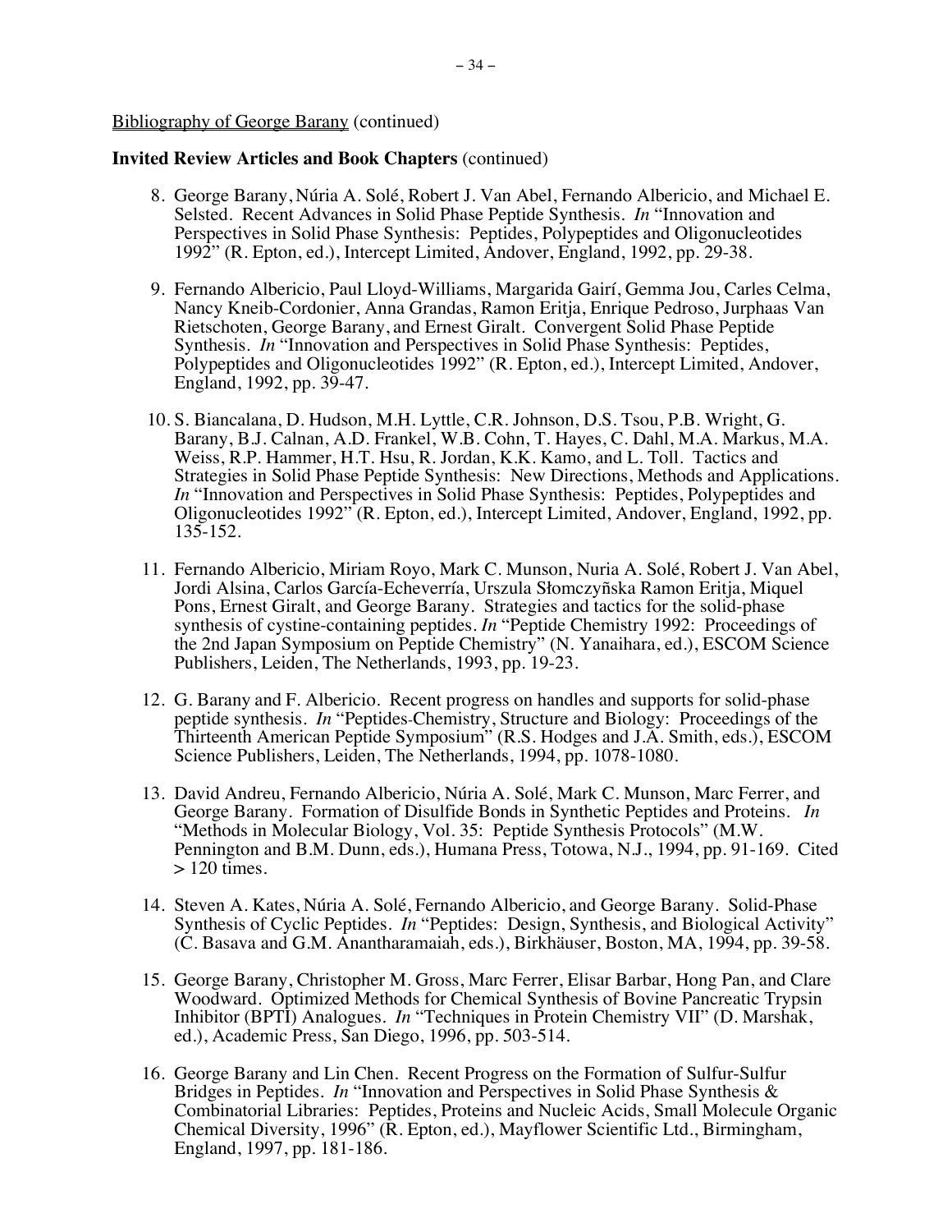Bibliography of George Barany (continued)

**Invited Review Articles and Book Chapters** (continued)

8. George Barany, Núria A. Solé, Robert J. Van Abel, Fernando Albericio, and Michael E. Selsted. Recent Advances in Solid Phase Peptide Synthesis. *In* "Innovation and Perspectives in Solid Phase Synthesis: Peptides, Polypeptides and Oligonucleotides 1992" (R. Epton, ed.), Intercept Limited, Andover, England, 1992, pp. 29-38.

9. Fernando Albericio, Paul Lloyd-Williams, Margarida Gairí, Gemma Jou, Carles Celma, Nancy Kneib-Cordonier, Anna Grandas, Ramon Eritja, Enrique Pedroso, Jurphaas Van Rietschoten, George Barany, and Ernest Giralt. Convergent Solid Phase Peptide Synthesis. *In* "Innovation and Perspectives in Solid Phase Synthesis: Peptides, Polypeptides and Oligonucleotides 1992" (R. Epton, ed.), Intercept Limited, Andover, England, 1992, pp. 39-47.

10. S. Biancalana, D. Hudson, M.H. Lyttle, C.R. Johnson, D.S. Tsou, P.B. Wright, G. Barany, B.J. Calnan, A.D. Frankel, W.B. Cohn, T. Hayes, C. Dahl, M.A. Markus, M.A. Weiss, R.P. Hammer, H.T. Hsu, R. Jordan, K.K. Kamo, and L. Toll. Tactics and Strategies in Solid Phase Peptide Synthesis: New Directions, Methods and Applications. *In* "Innovation and Perspectives in Solid Phase Synthesis: Peptides, Polypeptides and Oligonucleotides 1992" (R. Epton, ed.), Intercept Limited, Andover, England, 1992, pp. 135-152.

11. Fernando Albericio, Miriam Royo, Mark C. Munson, Nuria A. Solé, Robert J. Van Abel, Jordi Alsina, Carlos García-Echeverría, Urszula Słomczyñska Ramon Eritja, Miquel Pons, Ernest Giralt, and George Barany. Strategies and tactics for the solid-phase synthesis of cystine-containing peptides. *In* "Peptide Chemistry 1992: Proceedings of the 2nd Japan Symposium on Peptide Chemistry" (N. Yanaihara, ed.), ESCOM Science Publishers, Leiden, The Netherlands, 1993, pp. 19-23.

12. G. Barany and F. Albericio. Recent progress on handles and supports for solid-phase peptide synthesis. *In* "Peptides-Chemistry, Structure and Biology: Proceedings of the Thirteenth American Peptide Symposium" (R.S. Hodges and J.A. Smith, eds.), ESCOM Science Publishers, Leiden, The Netherlands, 1994, pp. 1078-1080.

13. David Andreu, Fernando Albericio, Núria A. Solé, Mark C. Munson, Marc Ferrer, and George Barany. Formation of Disulfide Bonds in Synthetic Peptides and Proteins. *In* "Methods in Molecular Biology, Vol. 35: Peptide Synthesis Protocols" (M.W. Pennington and B.M. Dunn, eds.), Humana Press, Totowa, N.J., 1994, pp. 91-169. Cited > 120 times.

14. Steven A. Kates, Núria A. Solé, Fernando Albericio, and George Barany. Solid-Phase Synthesis of Cyclic Peptides. *In* "Peptides: Design, Synthesis, and Biological Activity" (C. Basava and G.M. Anantharamaiah, eds.), Birkhäuser, Boston, MA, 1994, pp. 39-58.

15. George Barany, Christopher M. Gross, Marc Ferrer, Elisar Barbar, Hong Pan, and Clare Woodward. Optimized Methods for Chemical Synthesis of Bovine Pancreatic Trypsin Inhibitor (BPTI) Analogues. *In* "Techniques in Protein Chemistry VII" (D. Marshak, ed.), Academic Press, San Diego, 1996, pp. 503-514.

16. George Barany and Lin Chen. Recent Progress on the Formation of Sulfur-Sulfur Bridges in Peptides. *In* "Innovation and Perspectives in Solid Phase Synthesis & Combinatorial Libraries: Peptides, Proteins and Nucleic Acids, Small Molecule Organic Chemical Diversity, 1996" (R. Epton, ed.), Mayflower Scientific Ltd., Birmingham, England, 1997, pp. 181-186.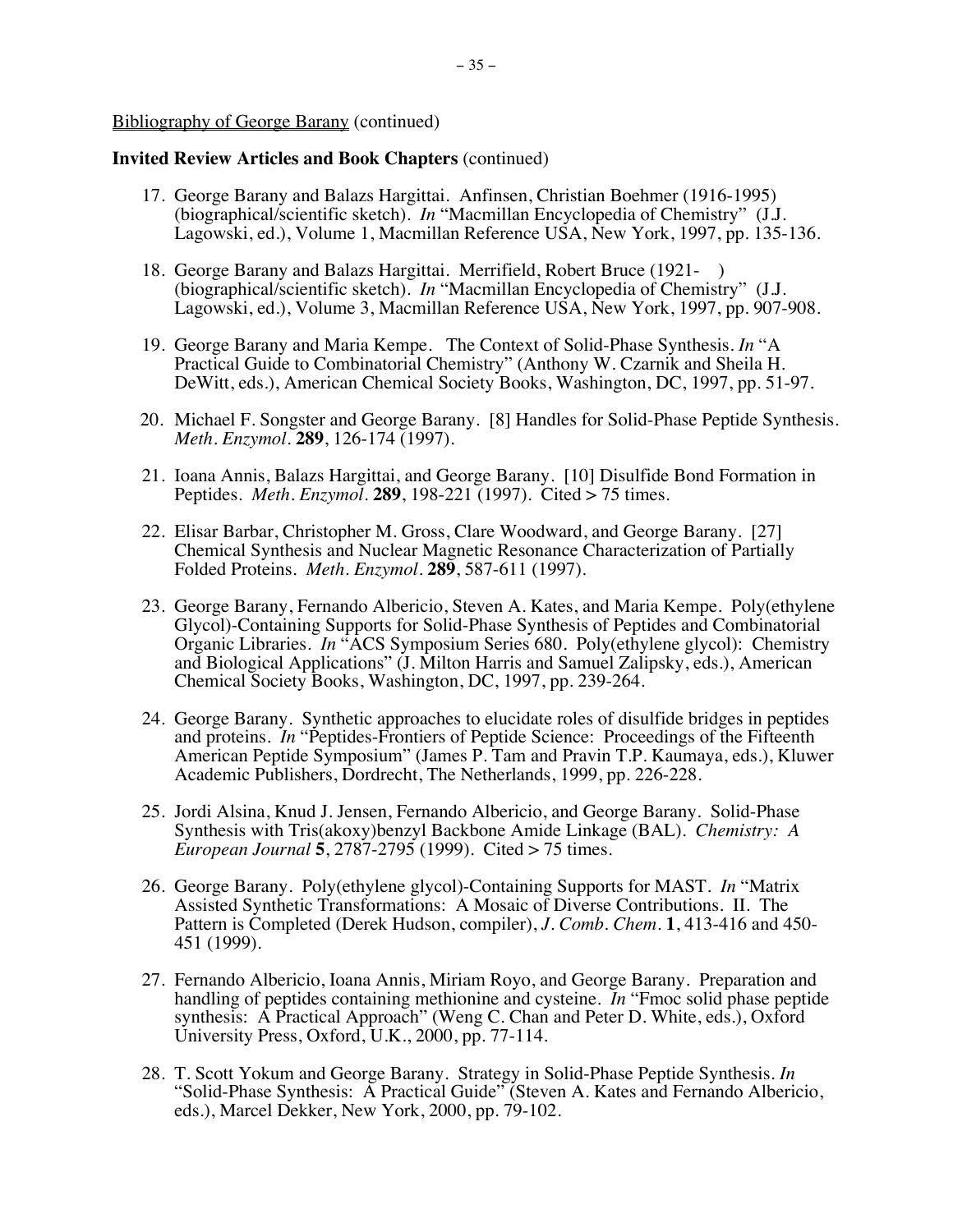Bibliography of George Barany (continued)

**Invited Review Articles and Book Chapters** (continued)

17. George Barany and Balazs Hargittai. Anfinsen, Christian Boehmer (1916-1995) (biographical/scientific sketch). *In* "Macmillan Encyclopedia of Chemistry" (J.J. Lagowski, ed.), Volume 1, Macmillan Reference USA, New York, 1997, pp. 135-136.

18. George Barany and Balazs Hargittai. Merrifield, Robert Bruce (1921- ) (biographical/scientific sketch). *In* "Macmillan Encyclopedia of Chemistry" (J.J. Lagowski, ed.), Volume 3, Macmillan Reference USA, New York, 1997, pp. 907-908.

19. George Barany and Maria Kempe. The Context of Solid-Phase Synthesis. *In* "A Practical Guide to Combinatorial Chemistry" (Anthony W. Czarnik and Sheila H. DeWitt, eds.), American Chemical Society Books, Washington, DC, 1997, pp. 51-97.

20. Michael F. Songster and George Barany. [8] Handles for Solid-Phase Peptide Synthesis. *Meth. Enzymol.* **289**, 126-174 (1997).

21. Ioana Annis, Balazs Hargittai, and George Barany. [10] Disulfide Bond Formation in Peptides. *Meth. Enzymol.* **289**, 198-221 (1997). Cited > 75 times.

22. Elisar Barbar, Christopher M. Gross, Clare Woodward, and George Barany. [27] Chemical Synthesis and Nuclear Magnetic Resonance Characterization of Partially Folded Proteins. *Meth. Enzymol.* **289**, 587-611 (1997).

23. George Barany, Fernando Albericio, Steven A. Kates, and Maria Kempe. Poly(ethylene Glycol)-Containing Supports for Solid-Phase Synthesis of Peptides and Combinatorial Organic Libraries. *In* "ACS Symposium Series 680. Poly(ethylene glycol): Chemistry and Biological Applications" (J. Milton Harris and Samuel Zalipsky, eds.), American Chemical Society Books, Washington, DC, 1997, pp. 239-264.

24. George Barany. Synthetic approaches to elucidate roles of disulfide bridges in peptides and proteins. *In* "Peptides-Frontiers of Peptide Science: Proceedings of the Fifteenth American Peptide Symposium" (James P. Tam and Pravin T.P. Kaumaya, eds.), Kluwer Academic Publishers, Dordrecht, The Netherlands, 1999, pp. 226-228.

25. Jordi Alsina, Knud J. Jensen, Fernando Albericio, and George Barany. Solid-Phase Synthesis with Tris(akoxy)benzyl Backbone Amide Linkage (BAL). *Chemistry: A European Journal* **5**, 2787-2795 (1999). Cited > 75 times.

26. George Barany. Poly(ethylene glycol)-Containing Supports for MAST. *In* "Matrix Assisted Synthetic Transformations: A Mosaic of Diverse Contributions. II. The Pattern is Completed (Derek Hudson, compiler), *J. Comb. Chem.* **1**, 413-416 and 450-451 (1999).

27. Fernando Albericio, Ioana Annis, Miriam Royo, and George Barany. Preparation and handling of peptides containing methionine and cysteine. *In* "Fmoc solid phase peptide synthesis: A Practical Approach" (Weng C. Chan and Peter D. White, eds.), Oxford University Press, Oxford, U.K., 2000, pp. 77-114.

28. T. Scott Yokum and George Barany. Strategy in Solid-Phase Peptide Synthesis. *In* "Solid-Phase Synthesis: A Practical Guide" (Steven A. Kates and Fernando Albericio, eds.), Marcel Dekker, New York, 2000, pp. 79-102.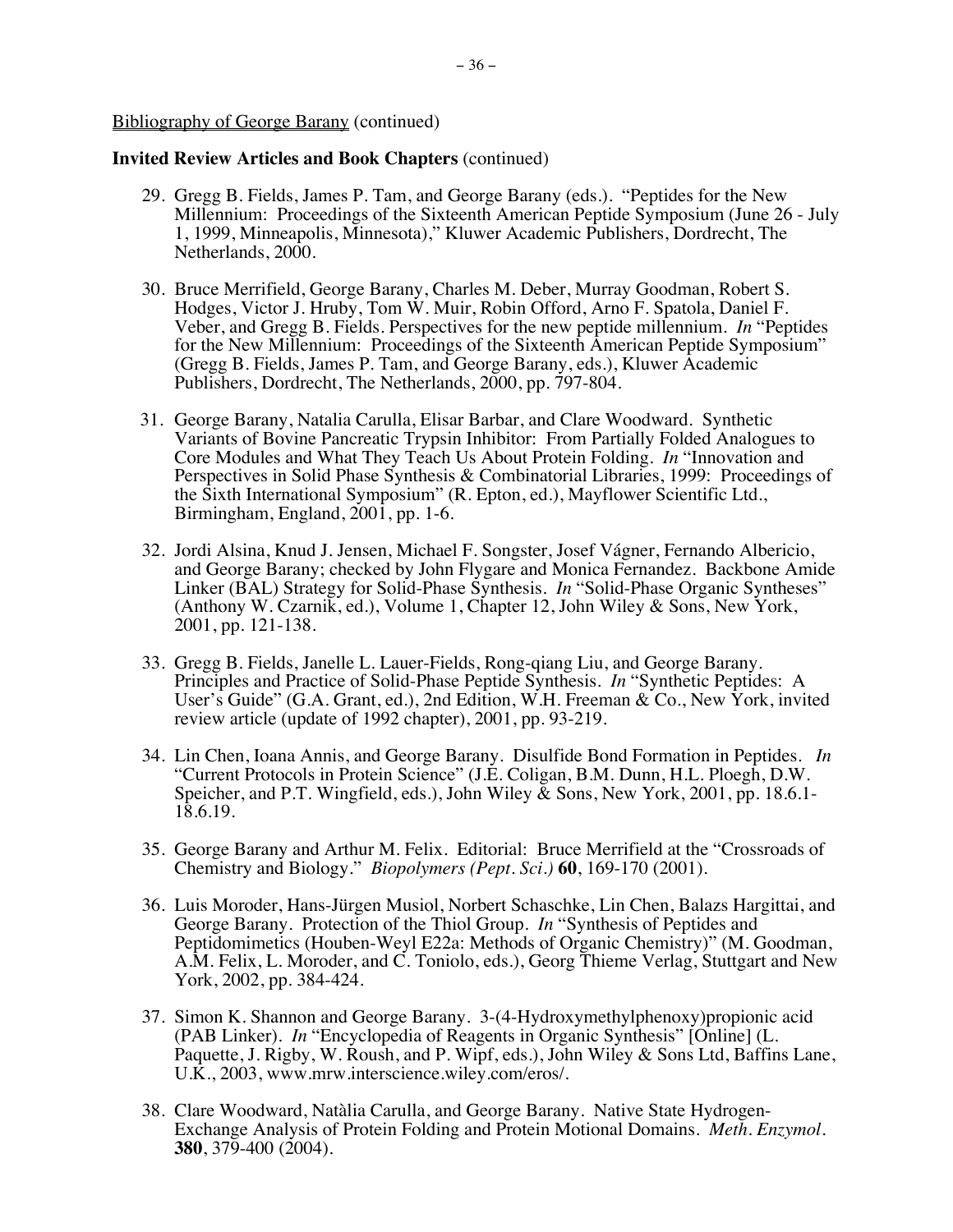Bibliography of George Barany (continued)

**Invited Review Articles and Book Chapters** (continued)

29. Gregg B. Fields, James P. Tam, and George Barany (eds.). "Peptides for the New Millennium: Proceedings of the Sixteenth American Peptide Symposium (June 26 - July 1, 1999, Minneapolis, Minnesota)," Kluwer Academic Publishers, Dordrecht, The Netherlands, 2000.

30. Bruce Merrifield, George Barany, Charles M. Deber, Murray Goodman, Robert S. Hodges, Victor J. Hruby, Tom W. Muir, Robin Offord, Arno F. Spatola, Daniel F. Veber, and Gregg B. Fields. Perspectives for the new peptide millennium. *In* "Peptides for the New Millennium: Proceedings of the Sixteenth American Peptide Symposium" (Gregg B. Fields, James P. Tam, and George Barany, eds.), Kluwer Academic Publishers, Dordrecht, The Netherlands, 2000, pp. 797-804.

31. George Barany, Natalia Carulla, Elisar Barbar, and Clare Woodward. Synthetic Variants of Bovine Pancreatic Trypsin Inhibitor: From Partially Folded Analogues to Core Modules and What They Teach Us About Protein Folding. *In* "Innovation and Perspectives in Solid Phase Synthesis & Combinatorial Libraries, 1999: Proceedings of the Sixth International Symposium" (R. Epton, ed.), Mayflower Scientific Ltd., Birmingham, England, 2001, pp. 1-6.

32. Jordi Alsina, Knud J. Jensen, Michael F. Songster, Josef Vágner, Fernando Albericio, and George Barany; checked by John Flygare and Monica Fernandez. Backbone Amide Linker (BAL) Strategy for Solid-Phase Synthesis. *In* "Solid-Phase Organic Syntheses" (Anthony W. Czarnik, ed.), Volume 1, Chapter 12, John Wiley & Sons, New York, 2001, pp. 121-138.

33. Gregg B. Fields, Janelle L. Lauer-Fields, Rong-qiang Liu, and George Barany. Principles and Practice of Solid-Phase Peptide Synthesis. *In* "Synthetic Peptides: A User's Guide" (G.A. Grant, ed.), 2nd Edition, W.H. Freeman & Co., New York, invited review article (update of 1992 chapter), 2001, pp. 93-219.

34. Lin Chen, Ioana Annis, and George Barany. Disulfide Bond Formation in Peptides. *In* "Current Protocols in Protein Science" (J.E. Coligan, B.M. Dunn, H.L. Ploegh, D.W. Speicher, and P.T. Wingfield, eds.), John Wiley & Sons, New York, 2001, pp. 18.6.1-18.6.19.

35. George Barany and Arthur M. Felix. Editorial: Bruce Merrifield at the "Crossroads of Chemistry and Biology." *Biopolymers (Pept. Sci.)* **60**, 169-170 (2001).

36. Luis Moroder, Hans-Jürgen Musiol, Norbert Schaschke, Lin Chen, Balazs Hargittai, and George Barany. Protection of the Thiol Group. *In* "Synthesis of Peptides and Peptidomimetics (Houben-Weyl E22a: Methods of Organic Chemistry)" (M. Goodman, A.M. Felix, L. Moroder, and C. Toniolo, eds.), Georg Thieme Verlag, Stuttgart and New York, 2002, pp. 384-424.

37. Simon K. Shannon and George Barany. 3-(4-Hydroxymethylphenoxy)propionic acid (PAB Linker). *In* "Encyclopedia of Reagents in Organic Synthesis" [Online] (L. Paquette, J. Rigby, W. Roush, and P. Wipf, eds.), John Wiley & Sons Ltd, Baffins Lane, U.K., 2003, www.mrw.interscience.wiley.com/eros/.

38. Clare Woodward, Natàlia Carulla, and George Barany. Native State Hydrogen-Exchange Analysis of Protein Folding and Protein Motional Domains. *Meth. Enzymol.* **380**, 379-400 (2004).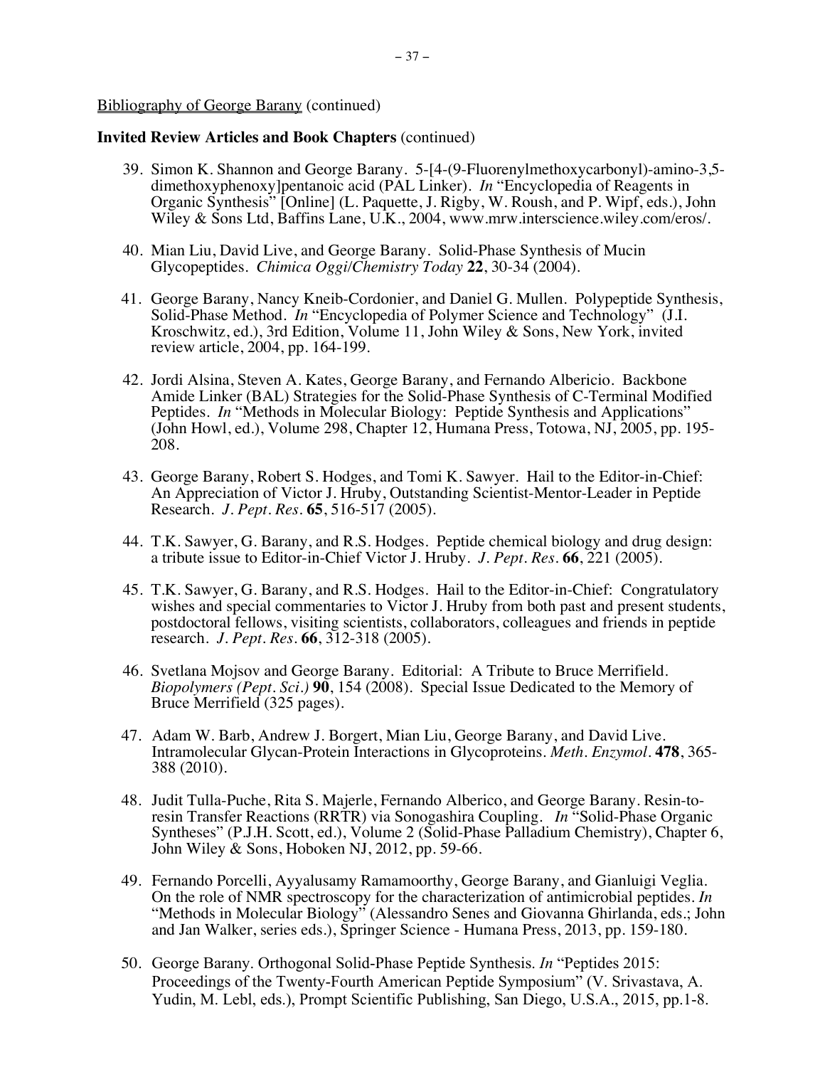Bibliography of George Barany (continued)

**Invited Review Articles and Book Chapters** (continued)

39. Simon K. Shannon and George Barany. 5-[4-(9-Fluorenylmethoxycarbonyl)-amino-3,5-dimethoxyphenoxy]pentanoic acid (PAL Linker). *In* "Encyclopedia of Reagents in Organic Synthesis" [Online] (L. Paquette, J. Rigby, W. Roush, and P. Wipf, eds.), John Wiley & Sons Ltd, Baffins Lane, U.K., 2004, www.mrw.interscience.wiley.com/eros/.

40. Mian Liu, David Live, and George Barany. Solid-Phase Synthesis of Mucin Glycopeptides. *Chimica Oggi/Chemistry Today* **22**, 30-34 (2004).

41. George Barany, Nancy Kneib-Cordonier, and Daniel G. Mullen. Polypeptide Synthesis, Solid-Phase Method. *In* "Encyclopedia of Polymer Science and Technology" (J.I. Kroschwitz, ed.), 3rd Edition, Volume 11, John Wiley & Sons, New York, invited review article, 2004, pp. 164-199.

42. Jordi Alsina, Steven A. Kates, George Barany, and Fernando Albericio. Backbone Amide Linker (BAL) Strategies for the Solid-Phase Synthesis of C-Terminal Modified Peptides. *In* "Methods in Molecular Biology: Peptide Synthesis and Applications" (John Howl, ed.), Volume 298, Chapter 12, Humana Press, Totowa, NJ, 2005, pp. 195-208.

43. George Barany, Robert S. Hodges, and Tomi K. Sawyer. Hail to the Editor-in-Chief: An Appreciation of Victor J. Hruby, Outstanding Scientist-Mentor-Leader in Peptide Research. *J. Pept. Res.* **65**, 516-517 (2005).

44. T.K. Sawyer, G. Barany, and R.S. Hodges. Peptide chemical biology and drug design: a tribute issue to Editor-in-Chief Victor J. Hruby. *J. Pept. Res.* **66**, 221 (2005).

45. T.K. Sawyer, G. Barany, and R.S. Hodges. Hail to the Editor-in-Chief: Congratulatory wishes and special commentaries to Victor J. Hruby from both past and present students, postdoctoral fellows, visiting scientists, collaborators, colleagues and friends in peptide research. *J. Pept. Res.* **66**, 312-318 (2005).

46. Svetlana Mojsov and George Barany. Editorial: A Tribute to Bruce Merrifield. *Biopolymers (Pept. Sci.)* **90**, 154 (2008). Special Issue Dedicated to the Memory of Bruce Merrifield (325 pages).

47. Adam W. Barb, Andrew J. Borgert, Mian Liu, George Barany, and David Live. Intramolecular Glycan-Protein Interactions in Glycoproteins. *Meth. Enzymol.* **478**, 365-388 (2010).

48. Judit Tulla-Puche, Rita S. Majerle, Fernando Alberico, and George Barany. Resin-to-resin Transfer Reactions (RRTR) via Sonogashira Coupling. *In* "Solid-Phase Organic Syntheses" (P.J.H. Scott, ed.), Volume 2 (Solid-Phase Palladium Chemistry), Chapter 6, John Wiley & Sons, Hoboken NJ, 2012, pp. 59-66.

49. Fernando Porcelli, Ayyalusamy Ramamoorthy, George Barany, and Gianluigi Veglia. On the role of NMR spectroscopy for the characterization of antimicrobial peptides. *In* "Methods in Molecular Biology" (Alessandro Senes and Giovanna Ghirlanda, eds.; John and Jan Walker, series eds.), Springer Science - Humana Press, 2013, pp. 159-180.

50. George Barany. Orthogonal Solid-Phase Peptide Synthesis. *In* "Peptides 2015: Proceedings of the Twenty-Fourth American Peptide Symposium" (V. Srivastava, A. Yudin, M. Lebl, eds.), Prompt Scientific Publishing, San Diego, U.S.A., 2015, pp.1-8.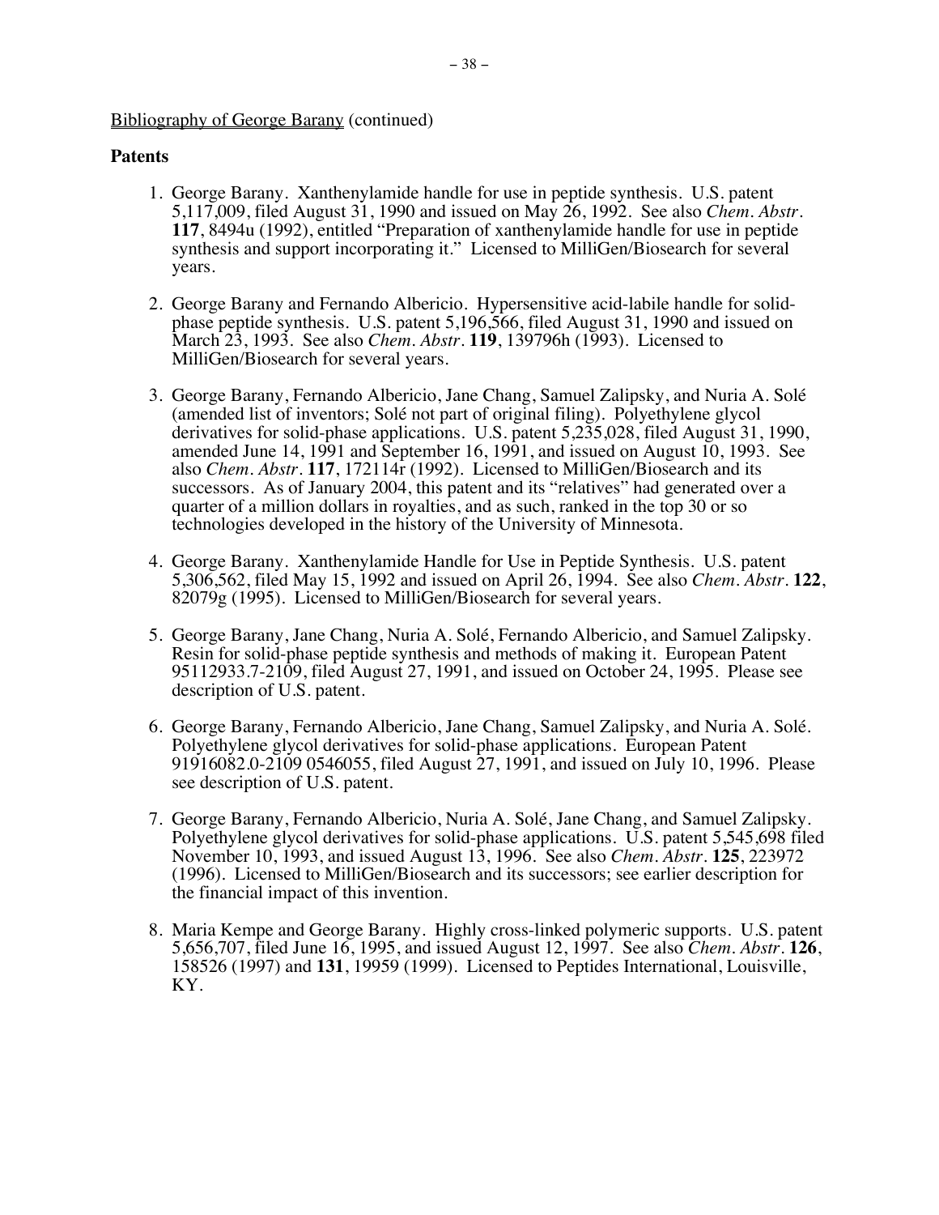Bibliography of George Barany (continued)

## Patents

1. George Barany. Xanthenylamide handle for use in peptide synthesis. U.S. patent 5,117,009, filed August 31, 1990 and issued on May 26, 1992. See also *Chem. Abstr.* **117**, 8494u (1992), entitled “Preparation of xanthenylamide handle for use in peptide synthesis and support incorporating it.” Licensed to MilliGen/Biosearch for several years.

2. George Barany and Fernando Albericio. Hypersensitive acid-labile handle for solid-phase peptide synthesis. U.S. patent 5,196,566, filed August 31, 1990 and issued on March 23, 1993. See also *Chem. Abstr.* **119**, 139796h (1993). Licensed to MilliGen/Biosearch for several years.

3. George Barany, Fernando Albericio, Jane Chang, Samuel Zalipsky, and Nuria A. Solé (amended list of inventors; Solé not part of original filing). Polyethylene glycol derivatives for solid-phase applications. U.S. patent 5,235,028, filed August 31, 1990, amended June 14, 1991 and September 16, 1991, and issued on August 10, 1993. See also *Chem. Abstr.* **117**, 172114r (1992). Licensed to MilliGen/Biosearch and its successors. As of January 2004, this patent and its “relatives” had generated over a quarter of a million dollars in royalties, and as such, ranked in the top 30 or so technologies developed in the history of the University of Minnesota.

4. George Barany. Xanthenylamide Handle for Use in Peptide Synthesis. U.S. patent 5,306,562, filed May 15, 1992 and issued on April 26, 1994. See also *Chem. Abstr.* **122**, 82079g (1995). Licensed to MilliGen/Biosearch for several years.

5. George Barany, Jane Chang, Nuria A. Solé, Fernando Albericio, and Samuel Zalipsky. Resin for solid-phase peptide synthesis and methods of making it. European Patent 95112933.7-2109, filed August 27, 1991, and issued on October 24, 1995. Please see description of U.S. patent.

6. George Barany, Fernando Albericio, Jane Chang, Samuel Zalipsky, and Nuria A. Solé. Polyethylene glycol derivatives for solid-phase applications. European Patent 91916082.0-2109 0546055, filed August 27, 1991, and issued on July 10, 1996. Please see description of U.S. patent.

7. George Barany, Fernando Albericio, Nuria A. Solé, Jane Chang, and Samuel Zalipsky. Polyethylene glycol derivatives for solid-phase applications. U.S. patent 5,545,698 filed November 10, 1993, and issued August 13, 1996. See also *Chem. Abstr.* **125**, 223972 (1996). Licensed to MilliGen/Biosearch and its successors; see earlier description for the financial impact of this invention.

8. Maria Kempe and George Barany. Highly cross-linked polymeric supports. U.S. patent 5,656,707, filed June 16, 1995, and issued August 12, 1997. See also *Chem. Abstr.* **126**, 158526 (1997) and **131**, 19959 (1999). Licensed to Peptides International, Louisville, KY.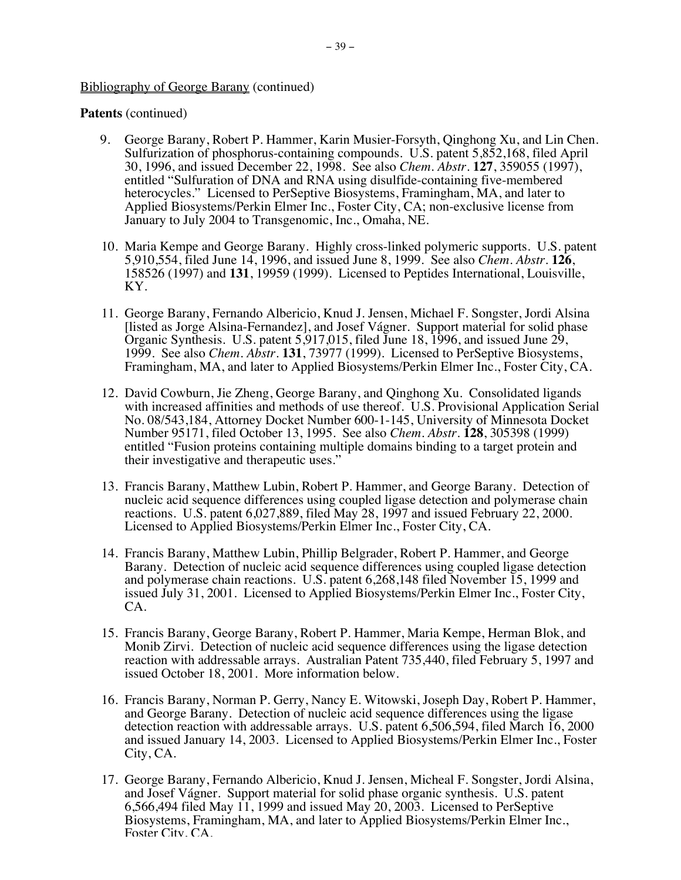Bibliography of George Barany (continued)

**Patents** (continued)

9. George Barany, Robert P. Hammer, Karin Musier-Forsyth, Qinghong Xu, and Lin Chen. Sulfurization of phosphorus-containing compounds. U.S. patent 5,852,168, filed April 30, 1996, and issued December 22, 1998. See also *Chem. Abstr.* **127**, 359055 (1997), entitled "Sulfuration of DNA and RNA using disulfide-containing five-membered heterocycles." Licensed to PerSeptive Biosystems, Framingham, MA, and later to Applied Biosystems/Perkin Elmer Inc., Foster City, CA; non-exclusive license from January to July 2004 to Transgenomic, Inc., Omaha, NE.

10. Maria Kempe and George Barany. Highly cross-linked polymeric supports. U.S. patent 5,910,554, filed June 14, 1996, and issued June 8, 1999. See also *Chem. Abstr.* **126**, 158526 (1997) and **131**, 19959 (1999). Licensed to Peptides International, Louisville, KY.

11. George Barany, Fernando Albericio, Knud J. Jensen, Michael F. Songster, Jordi Alsina [listed as Jorge Alsina-Fernandez], and Josef Vágner. Support material for solid phase Organic Synthesis. U.S. patent 5,917,015, filed June 18, 1996, and issued June 29, 1999. See also *Chem. Abstr.* **131**, 73977 (1999). Licensed to PerSeptive Biosystems, Framingham, MA, and later to Applied Biosystems/Perkin Elmer Inc., Foster City, CA.

12. David Cowburn, Jie Zheng, George Barany, and Qinghong Xu. Consolidated ligands with increased affinities and methods of use thereof. U.S. Provisional Application Serial No. 08/543,184, Attorney Docket Number 600-1-145, University of Minnesota Docket Number 95171, filed October 13, 1995. See also *Chem. Abstr.* **128**, 305398 (1999) entitled "Fusion proteins containing multiple domains binding to a target protein and their investigative and therapeutic uses."

13. Francis Barany, Matthew Lubin, Robert P. Hammer, and George Barany. Detection of nucleic acid sequence differences using coupled ligase detection and polymerase chain reactions. U.S. patent 6,027,889, filed May 28, 1997 and issued February 22, 2000. Licensed to Applied Biosystems/Perkin Elmer Inc., Foster City, CA.

14. Francis Barany, Matthew Lubin, Phillip Belgrader, Robert P. Hammer, and George Barany. Detection of nucleic acid sequence differences using coupled ligase detection and polymerase chain reactions. U.S. patent 6,268,148 filed November 15, 1999 and issued July 31, 2001. Licensed to Applied Biosystems/Perkin Elmer Inc., Foster City, CA.

15. Francis Barany, George Barany, Robert P. Hammer, Maria Kempe, Herman Blok, and Monib Zirvi. Detection of nucleic acid sequence differences using the ligase detection reaction with addressable arrays. Australian Patent 735,440, filed February 5, 1997 and issued October 18, 2001. More information below.

16. Francis Barany, Norman P. Gerry, Nancy E. Witowski, Joseph Day, Robert P. Hammer, and George Barany. Detection of nucleic acid sequence differences using the ligase detection reaction with addressable arrays. U.S. patent 6,506,594, filed March 16, 2000 and issued January 14, 2003. Licensed to Applied Biosystems/Perkin Elmer Inc., Foster City, CA.

17. George Barany, Fernando Albericio, Knud J. Jensen, Micheal F. Songster, Jordi Alsina, and Josef Vágner. Support material for solid phase organic synthesis. U.S. patent 6,566,494 filed May 11, 1999 and issued May 20, 2003. Licensed to PerSeptive Biosystems, Framingham, MA, and later to Applied Biosystems/Perkin Elmer Inc., Foster City, CA.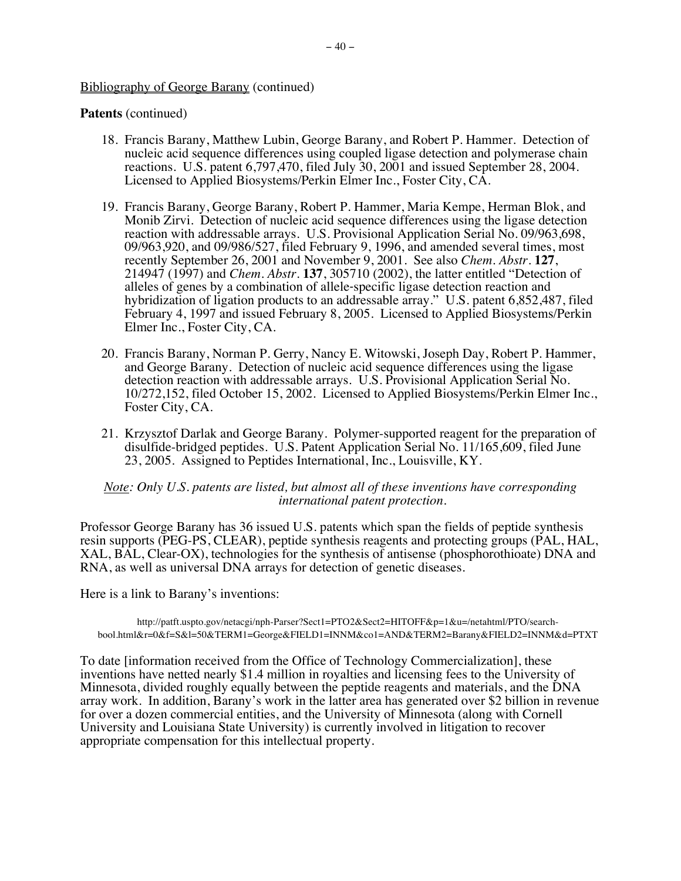Bibliography of George Barany (continued)

**Patents** (continued)

18. Francis Barany, Matthew Lubin, George Barany, and Robert P. Hammer. Detection of nucleic acid sequence differences using coupled ligase detection and polymerase chain reactions. U.S. patent 6,797,470, filed July 30, 2001 and issued September 28, 2004. Licensed to Applied Biosystems/Perkin Elmer Inc., Foster City, CA.

19. Francis Barany, George Barany, Robert P. Hammer, Maria Kempe, Herman Blok, and Monib Zirvi. Detection of nucleic acid sequence differences using the ligase detection reaction with addressable arrays. U.S. Provisional Application Serial No. 09/963,698, 09/963,920, and 09/986/527, filed February 9, 1996, and amended several times, most recently September 26, 2001 and November 9, 2001. See also *Chem. Abstr.* **127**, 214947 (1997) and *Chem. Abstr.* **137**, 305710 (2002), the latter entitled "Detection of alleles of genes by a combination of allele-specific ligase detection reaction and hybridization of ligation products to an addressable array." U.S. patent 6,852,487, filed February 4, 1997 and issued February 8, 2005. Licensed to Applied Biosystems/Perkin Elmer Inc., Foster City, CA.

20. Francis Barany, Norman P. Gerry, Nancy E. Witowski, Joseph Day, Robert P. Hammer, and George Barany. Detection of nucleic acid sequence differences using the ligase detection reaction with addressable arrays. U.S. Provisional Application Serial No. 10/272,152, filed October 15, 2002. Licensed to Applied Biosystems/Perkin Elmer Inc., Foster City, CA.

21. Krzysztof Darlak and George Barany. Polymer-supported reagent for the preparation of disulfide-bridged peptides. U.S. Patent Application Serial No. 11/165,609, filed June 23, 2005. Assigned to Peptides International, Inc., Louisville, KY.

*Note: Only U.S. patents are listed, but almost all of these inventions have corresponding international patent protection.*

Professor George Barany has 36 issued U.S. patents which span the fields of peptide synthesis resin supports (PEG-PS, CLEAR), peptide synthesis reagents and protecting groups (PAL, HAL, XAL, BAL, Clear-OX), technologies for the synthesis of antisense (phosphorothioate) DNA and RNA, as well as universal DNA arrays for detection of genetic diseases.

Here is a link to Barany's inventions:

http://patft.uspto.gov/netacgi/nph-Parser?Sect1=PTO2&Sect2=HITOFF&p=1&u=/netahtml/PTO/search-bool.html&r=0&f=S&l=50&TERM1=George&FIELD1=INNM&co1=AND&TERM2=Barany&FIELD2=INNM&d=PTXT

To date [information received from the Office of Technology Commercialization], these inventions have netted nearly $1.4 million in royalties and licensing fees to the University of Minnesota, divided roughly equally between the peptide reagents and materials, and the DNA array work. In addition, Barany's work in the latter area has generated over $2 billion in revenue for over a dozen commercial entities, and the University of Minnesota (along with Cornell University and Louisiana State University) is currently involved in litigation to recover appropriate compensation for this intellectual property.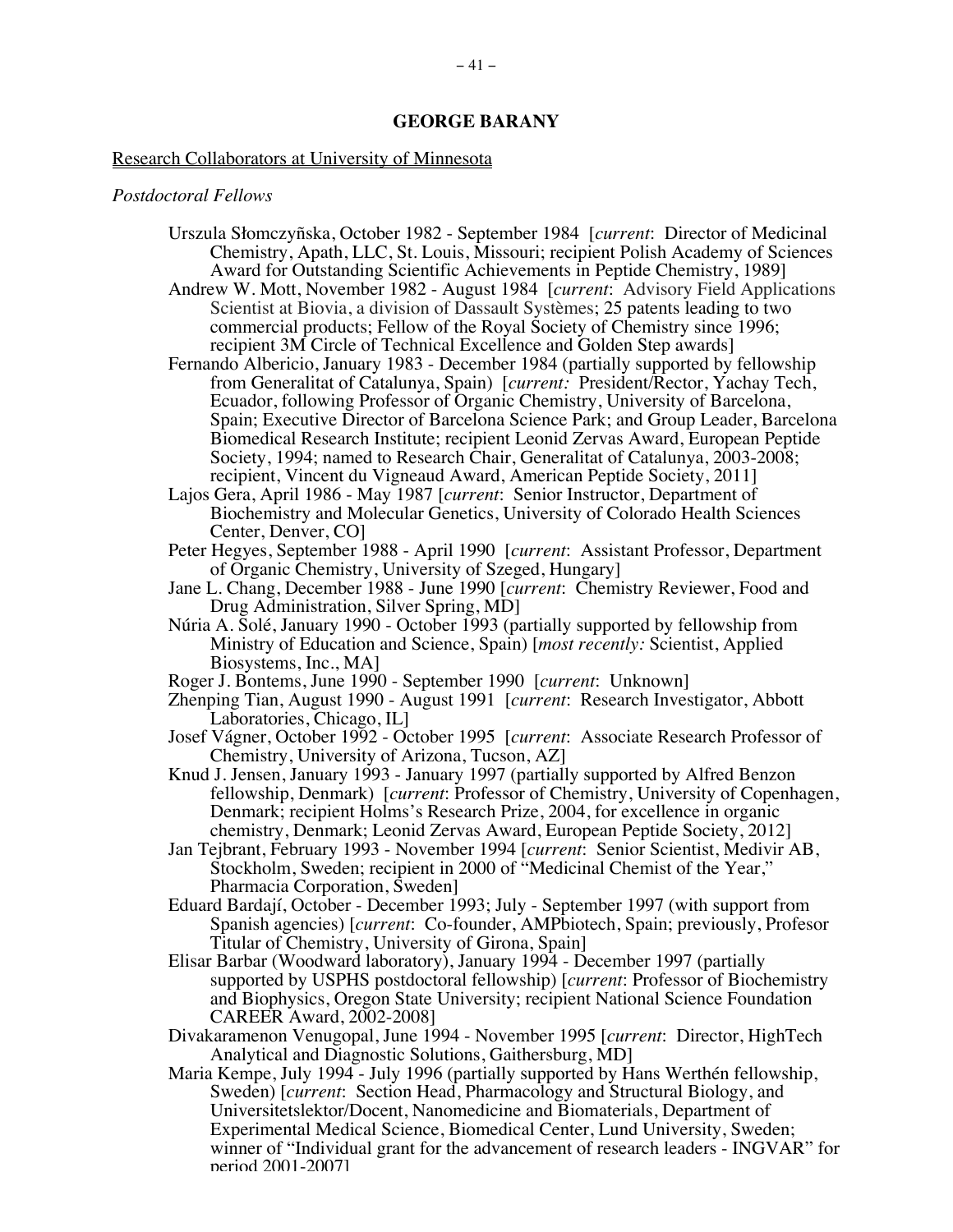## GEORGE BARANY

Research Collaborators at University of Minnesota

*Postdoctoral Fellows*

- Urszula Słomczyñska, October 1982 - September 1984 [*current*: Director of Medicinal Chemistry, Apath, LLC, St. Louis, Missouri; recipient Polish Academy of Sciences Award for Outstanding Scientific Achievements in Peptide Chemistry, 1989]
- Andrew W. Mott, November 1982 - August 1984 [*current*: Advisory Field Applications Scientist at Biovia, a division of Dassault Systèmes; 25 patents leading to two commercial products; Fellow of the Royal Society of Chemistry since 1996; recipient 3M Circle of Technical Excellence and Golden Step awards]
- Fernando Albericio, January 1983 - December 1984 (partially supported by fellowship from Generalitat of Catalunya, Spain) [*current:* President/Rector, Yachay Tech, Ecuador, following Professor of Organic Chemistry, University of Barcelona, Spain; Executive Director of Barcelona Science Park; and Group Leader, Barcelona Biomedical Research Institute; recipient Leonid Zervas Award, European Peptide Society, 1994; named to Research Chair, Generalitat of Catalunya, 2003-2008; recipient, Vincent du Vigneaud Award, American Peptide Society, 2011]
- Lajos Gera, April 1986 - May 1987 [*current*: Senior Instructor, Department of Biochemistry and Molecular Genetics, University of Colorado Health Sciences Center, Denver, CO]
- Peter Hegyes, September 1988 - April 1990 [*current*: Assistant Professor, Department of Organic Chemistry, University of Szeged, Hungary]
- Jane L. Chang, December 1988 - June 1990 [*current*: Chemistry Reviewer, Food and Drug Administration, Silver Spring, MD]
- Núria A. Solé, January 1990 - October 1993 (partially supported by fellowship from Ministry of Education and Science, Spain) [*most recently:* Scientist, Applied Biosystems, Inc., MA]
- Roger J. Bontems, June 1990 - September 1990 [*current*: Unknown]
- Zhenping Tian, August 1990 - August 1991 [*current*: Research Investigator, Abbott Laboratories, Chicago, IL]
- Josef Vágner, October 1992 - October 1995 [*current*: Associate Research Professor of Chemistry, University of Arizona, Tucson, AZ]
- Knud J. Jensen, January 1993 - January 1997 (partially supported by Alfred Benzon fellowship, Denmark) [*current*: Professor of Chemistry, University of Copenhagen, Denmark; recipient Holms's Research Prize, 2004, for excellence in organic chemistry, Denmark; Leonid Zervas Award, European Peptide Society, 2012]
- Jan Tejbrant, February 1993 - November 1994 [*current*: Senior Scientist, Medivir AB, Stockholm, Sweden; recipient in 2000 of "Medicinal Chemist of the Year," Pharmacia Corporation, Sweden]
- Eduard Bardají, October - December 1993; July - September 1997 (with support from Spanish agencies) [*current*: Co-founder, AMPbiotech, Spain; previously, Profesor Titular of Chemistry, University of Girona, Spain]
- Elisar Barbar (Woodward laboratory), January 1994 - December 1997 (partially supported by USPHS postdoctoral fellowship) [*current*: Professor of Biochemistry and Biophysics, Oregon State University; recipient National Science Foundation CAREER Award, 2002-2008]
- Divakaramenon Venugopal, June 1994 - November 1995 [*current*: Director, HighTech Analytical and Diagnostic Solutions, Gaithersburg, MD]
- Maria Kempe, July 1994 - July 1996 (partially supported by Hans Werthén fellowship, Sweden) [*current*: Section Head, Pharmacology and Structural Biology, and Universitetslektor/Docent, Nanomedicine and Biomaterials, Department of Experimental Medical Science, Biomedical Center, Lund University, Sweden; winner of "Individual grant for the advancement of research leaders - INGVAR" for period 2001-2007]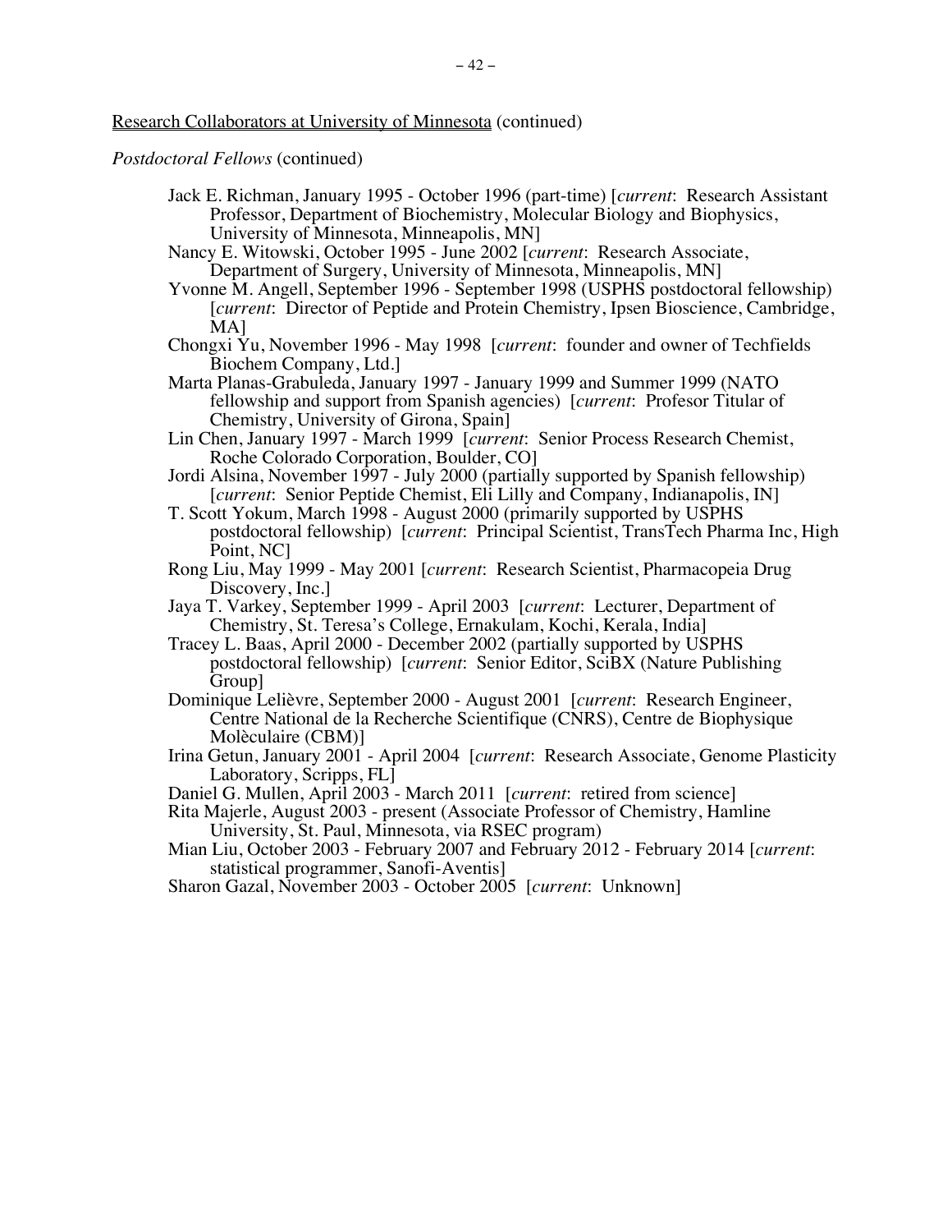<u>Research Collaborators at University of Minnesota</u> (continued)

*Postdoctoral Fellows* (continued)

- Jack E. Richman, January 1995 - October 1996 (part-time) [*current*: Research Assistant Professor, Department of Biochemistry, Molecular Biology and Biophysics, University of Minnesota, Minneapolis, MN]
- Nancy E. Witowski, October 1995 - June 2002 [*current*: Research Associate, Department of Surgery, University of Minnesota, Minneapolis, MN]
- Yvonne M. Angell, September 1996 - September 1998 (USPHS postdoctoral fellowship) [*current*: Director of Peptide and Protein Chemistry, Ipsen Bioscience, Cambridge, MA]
- Chongxi Yu, November 1996 - May 1998 [*current*: founder and owner of Techfields Biochem Company, Ltd.]
- Marta Planas-Grabuleda, January 1997 - January 1999 and Summer 1999 (NATO fellowship and support from Spanish agencies) [*current*: Profesor Titular of Chemistry, University of Girona, Spain]
- Lin Chen, January 1997 - March 1999 [*current*: Senior Process Research Chemist, Roche Colorado Corporation, Boulder, CO]
- Jordi Alsina, November 1997 - July 2000 (partially supported by Spanish fellowship) [*current*: Senior Peptide Chemist, Eli Lilly and Company, Indianapolis, IN]
- T. Scott Yokum, March 1998 - August 2000 (primarily supported by USPHS postdoctoral fellowship) [*current*: Principal Scientist, TransTech Pharma Inc, High Point, NC]
- Rong Liu, May 1999 - May 2001 [*current*: Research Scientist, Pharmacopeia Drug Discovery, Inc.]
- Jaya T. Varkey, September 1999 - April 2003 [*current*: Lecturer, Department of Chemistry, St. Teresa's College, Ernakulam, Kochi, Kerala, India]
- Tracey L. Baas, April 2000 - December 2002 (partially supported by USPHS postdoctoral fellowship) [*current*: Senior Editor, SciBX (Nature Publishing Group]
- Dominique Lelièvre, September 2000 - August 2001 [*current*: Research Engineer, Centre National de la Recherche Scientifique (CNRS), Centre de Biophysique Molèculaire (CBM)]
- Irina Getun, January 2001 - April 2004 [*current*: Research Associate, Genome Plasticity Laboratory, Scripps, FL]
- Daniel G. Mullen, April 2003 - March 2011 [*current*: retired from science]
- Rita Majerle, August 2003 - present (Associate Professor of Chemistry, Hamline University, St. Paul, Minnesota, via RSEC program)
- Mian Liu, October 2003 - February 2007 and February 2012 - February 2014 [*current*: statistical programmer, Sanofi-Aventis]
- Sharon Gazal, November 2003 - October 2005 [*current*: Unknown]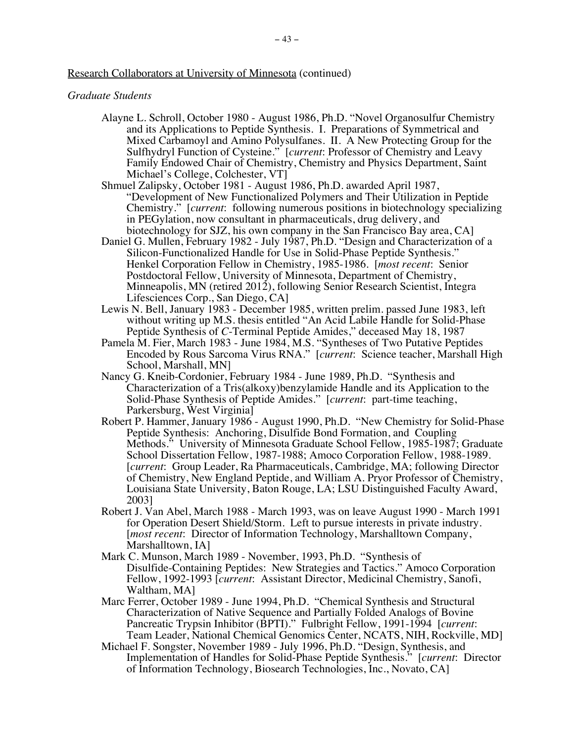Research Collaborators at University of Minnesota (continued)

*Graduate Students*

- Alayne L. Schroll, October 1980 - August 1986, Ph.D. "Novel Organosulfur Chemistry and its Applications to Peptide Synthesis. I. Preparations of Symmetrical and Mixed Carbamoyl and Amino Polysulfanes. II. A New Protecting Group for the Sulfhydryl Function of Cysteine." [*current*: Professor of Chemistry and Leavy Family Endowed Chair of Chemistry, Chemistry and Physics Department, Saint Michael's College, Colchester, VT]
- Shmuel Zalipsky, October 1981 - August 1986, Ph.D. awarded April 1987, "Development of New Functionalized Polymers and Their Utilization in Peptide Chemistry." [*current*: following numerous positions in biotechnology specializing in PEGylation, now consultant in pharmaceuticals, drug delivery, and biotechnology for SJZ, his own company in the San Francisco Bay area, CA]
- Daniel G. Mullen, February 1982 - July 1987, Ph.D. "Design and Characterization of a Silicon-Functionalized Handle for Use in Solid-Phase Peptide Synthesis." Henkel Corporation Fellow in Chemistry, 1985-1986. [*most recent*: Senior Postdoctoral Fellow, University of Minnesota, Department of Chemistry, Minneapolis, MN (retired 2012), following Senior Research Scientist, Integra Lifesciences Corp., San Diego, CA]
- Lewis N. Bell, January 1983 - December 1985, written prelim. passed June 1983, left without writing up M.S. thesis entitled "An Acid Labile Handle for Solid-Phase Peptide Synthesis of *C*-Terminal Peptide Amides," deceased May 18, 1987
- Pamela M. Fier, March 1983 - June 1984, M.S. "Syntheses of Two Putative Peptides Encoded by Rous Sarcoma Virus RNA." [*current*: Science teacher, Marshall High School, Marshall, MN]
- Nancy G. Kneib-Cordonier, February 1984 - June 1989, Ph.D. "Synthesis and Characterization of a Tris(alkoxy)benzylamide Handle and its Application to the Solid-Phase Synthesis of Peptide Amides." [*current*: part-time teaching, Parkersburg, West Virginia]
- Robert P. Hammer, January 1986 - August 1990, Ph.D. "New Chemistry for Solid-Phase Peptide Synthesis: Anchoring, Disulfide Bond Formation, and Coupling Methods." University of Minnesota Graduate School Fellow, 1985-1987; Graduate School Dissertation Fellow, 1987-1988; Amoco Corporation Fellow, 1988-1989. [*current*: Group Leader, Ra Pharmaceuticals, Cambridge, MA; following Director of Chemistry, New England Peptide, and William A. Pryor Professor of Chemistry, Louisiana State University, Baton Rouge, LA; LSU Distinguished Faculty Award, 2003]
- Robert J. Van Abel, March 1988 - March 1993, was on leave August 1990 - March 1991 for Operation Desert Shield/Storm. Left to pursue interests in private industry. [*most recent*: Director of Information Technology, Marshalltown Company, Marshalltown, IA]
- Mark C. Munson, March 1989 - November, 1993, Ph.D. "Synthesis of Disulfide-Containing Peptides: New Strategies and Tactics." Amoco Corporation Fellow, 1992-1993 [*current*: Assistant Director, Medicinal Chemistry, Sanofi, Waltham, MA]
- Marc Ferrer, October 1989 - June 1994, Ph.D. "Chemical Synthesis and Structural Characterization of Native Sequence and Partially Folded Analogs of Bovine Pancreatic Trypsin Inhibitor (BPTI)." Fulbright Fellow, 1991-1994 [*current*: Team Leader, National Chemical Genomics Center, NCATS, NIH, Rockville, MD]
- Michael F. Songster, November 1989 - July 1996, Ph.D. "Design, Synthesis, and Implementation of Handles for Solid-Phase Peptide Synthesis." [*current*: Director of Information Technology, Biosearch Technologies, Inc., Novato, CA]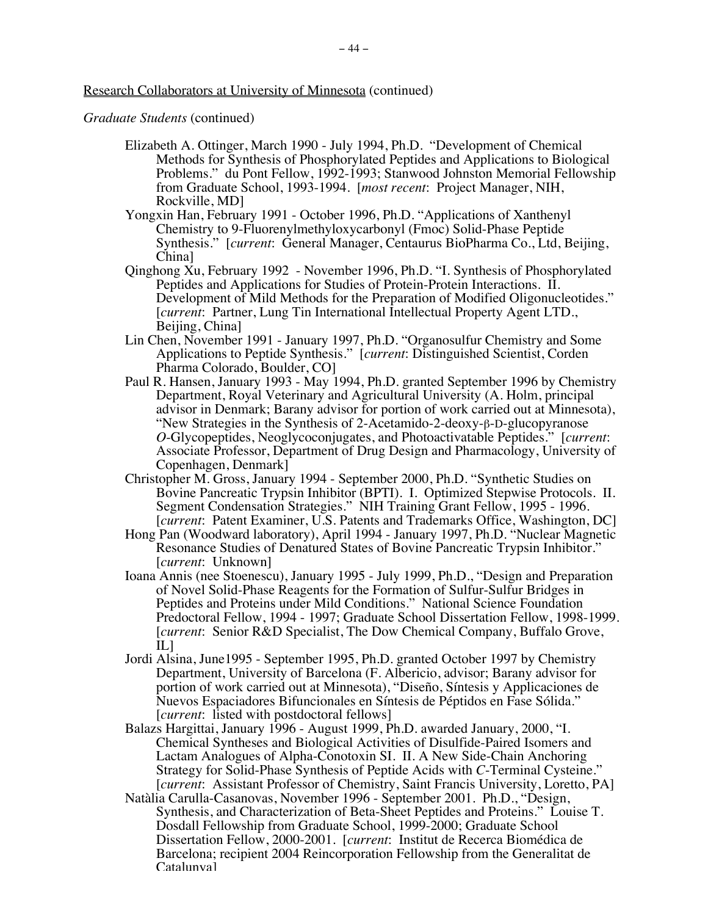Research Collaborators at University of Minnesota (continued)

*Graduate Students* (continued)

- Elizabeth A. Ottinger, March 1990 - July 1994, Ph.D. "Development of Chemical Methods for Synthesis of Phosphorylated Peptides and Applications to Biological Problems." du Pont Fellow, 1992-1993; Stanwood Johnston Memorial Fellowship from Graduate School, 1993-1994. [*most recent*: Project Manager, NIH, Rockville, MD]
- Yongxin Han, February 1991 - October 1996, Ph.D. "Applications of Xanthenyl Chemistry to 9-Fluorenylmethyloxycarbonyl (Fmoc) Solid-Phase Peptide Synthesis." [*current*: General Manager, Centaurus BioPharma Co., Ltd, Beijing, China]
- Qinghong Xu, February 1992 - November 1996, Ph.D. "I. Synthesis of Phosphorylated Peptides and Applications for Studies of Protein-Protein Interactions. II. Development of Mild Methods for the Preparation of Modified Oligonucleotides." [*current*: Partner, Lung Tin International Intellectual Property Agent LTD., Beijing, China]
- Lin Chen, November 1991 - January 1997, Ph.D. "Organosulfur Chemistry and Some Applications to Peptide Synthesis." [*current*: Distinguished Scientist, Corden Pharma Colorado, Boulder, CO]
- Paul R. Hansen, January 1993 - May 1994, Ph.D. granted September 1996 by Chemistry Department, Royal Veterinary and Agricultural University (A. Holm, principal advisor in Denmark; Barany advisor for portion of work carried out at Minnesota), "New Strategies in the Synthesis of 2-Acetamido-2-deoxy-β-D-glucopyranose *O*-Glycopeptides, Neoglycoconjugates, and Photoactivatable Peptides." [*current*: Associate Professor, Department of Drug Design and Pharmacology, University of Copenhagen, Denmark]
- Christopher M. Gross, January 1994 - September 2000, Ph.D. "Synthetic Studies on Bovine Pancreatic Trypsin Inhibitor (BPTI). I. Optimized Stepwise Protocols. II. Segment Condensation Strategies." NIH Training Grant Fellow, 1995 - 1996. [*current*: Patent Examiner, U.S. Patents and Trademarks Office, Washington, DC]
- Hong Pan (Woodward laboratory), April 1994 - January 1997, Ph.D. "Nuclear Magnetic Resonance Studies of Denatured States of Bovine Pancreatic Trypsin Inhibitor." [*current*: Unknown]
- Ioana Annis (nee Stoenescu), January 1995 - July 1999, Ph.D., "Design and Preparation of Novel Solid-Phase Reagents for the Formation of Sulfur-Sulfur Bridges in Peptides and Proteins under Mild Conditions." National Science Foundation Predoctoral Fellow, 1994 - 1997; Graduate School Dissertation Fellow, 1998-1999. [*current*: Senior R&D Specialist, The Dow Chemical Company, Buffalo Grove, IL]
- Jordi Alsina, June1995 - September 1995, Ph.D. granted October 1997 by Chemistry Department, University of Barcelona (F. Albericio, advisor; Barany advisor for portion of work carried out at Minnesota), "Diseño, Síntesis y Applicaciones de Nuevos Espaciadores Bifuncionales en Síntesis de Péptidos en Fase Sólida." [*current*: listed with postdoctoral fellows]
- Balazs Hargittai, January 1996 - August 1999, Ph.D. awarded January, 2000, "I. Chemical Syntheses and Biological Activities of Disulfide-Paired Isomers and Lactam Analogues of Alpha-Conotoxin SI. II. A New Side-Chain Anchoring Strategy for Solid-Phase Synthesis of Peptide Acids with *C*-Terminal Cysteine." [*current*: Assistant Professor of Chemistry, Saint Francis University, Loretto, PA]
- Natàlia Carulla-Casanovas, November 1996 - September 2001. Ph.D., "Design, Synthesis, and Characterization of Beta-Sheet Peptides and Proteins." Louise T. Dosdall Fellowship from Graduate School, 1999-2000; Graduate School Dissertation Fellow, 2000-2001. [*current*: Institut de Recerca Biomédica de Barcelona; recipient 2004 Reincorporation Fellowship from the Generalitat de Catalunya]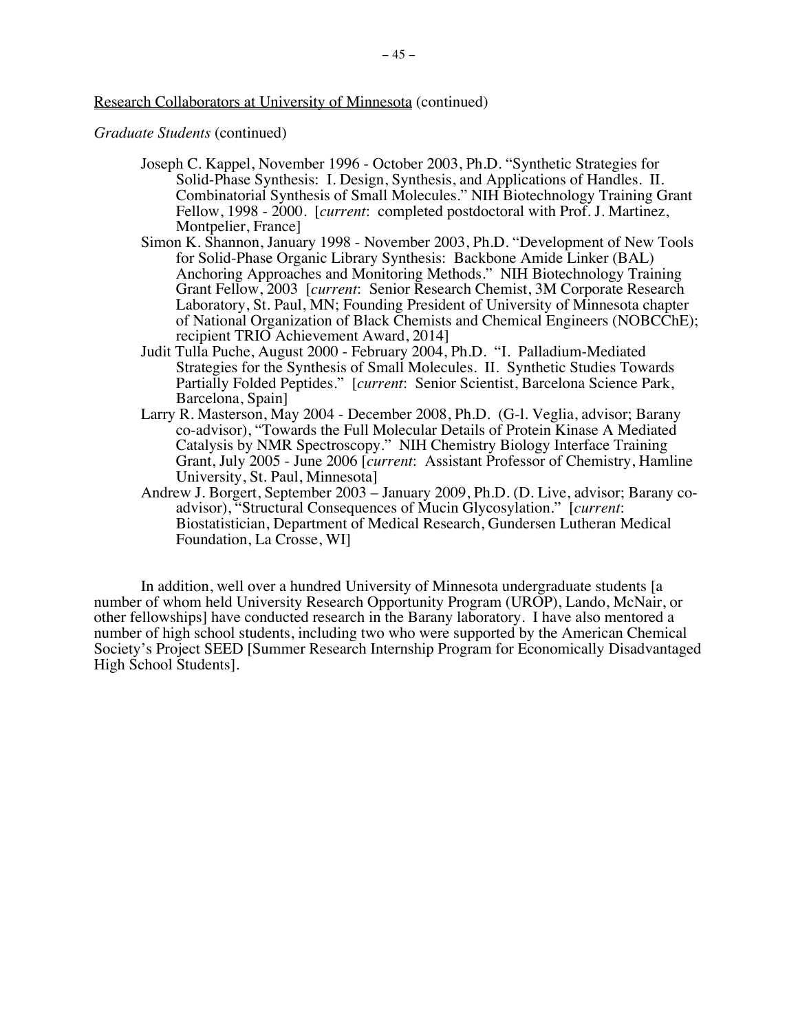<u>Research Collaborators at University of Minnesota</u> (continued)

*Graduate Students* (continued)

- Joseph C. Kappel, November 1996 - October 2003, Ph.D. "Synthetic Strategies for Solid-Phase Synthesis: I. Design, Synthesis, and Applications of Handles. II. Combinatorial Synthesis of Small Molecules." NIH Biotechnology Training Grant Fellow, 1998 - 2000. [*current*: completed postdoctoral with Prof. J. Martinez, Montpelier, France]
- Simon K. Shannon, January 1998 - November 2003, Ph.D. "Development of New Tools for Solid-Phase Organic Library Synthesis: Backbone Amide Linker (BAL) Anchoring Approaches and Monitoring Methods." NIH Biotechnology Training Grant Fellow, 2003 [*current*: Senior Research Chemist, 3M Corporate Research Laboratory, St. Paul, MN; Founding President of University of Minnesota chapter of National Organization of Black Chemists and Chemical Engineers (NOBCChE); recipient TRIO Achievement Award, 2014]
- Judit Tulla Puche, August 2000 - February 2004, Ph.D. "I. Palladium-Mediated Strategies for the Synthesis of Small Molecules. II. Synthetic Studies Towards Partially Folded Peptides." [*current*: Senior Scientist, Barcelona Science Park, Barcelona, Spain]
- Larry R. Masterson, May 2004 - December 2008, Ph.D. (G-l. Veglia, advisor; Barany co-advisor), "Towards the Full Molecular Details of Protein Kinase A Mediated Catalysis by NMR Spectroscopy." NIH Chemistry Biology Interface Training Grant, July 2005 - June 2006 [*current*: Assistant Professor of Chemistry, Hamline University, St. Paul, Minnesota]
- Andrew J. Borgert, September 2003 – January 2009, Ph.D. (D. Live, advisor; Barany co-advisor), "Structural Consequences of Mucin Glycosylation." [*current*: Biostatistician, Department of Medical Research, Gundersen Lutheran Medical Foundation, La Crosse, WI]

In addition, well over a hundred University of Minnesota undergraduate students [a number of whom held University Research Opportunity Program (UROP), Lando, McNair, or other fellowships] have conducted research in the Barany laboratory. I have also mentored a number of high school students, including two who were supported by the American Chemical Society's Project SEED [Summer Research Internship Program for Economically Disadvantaged High School Students].